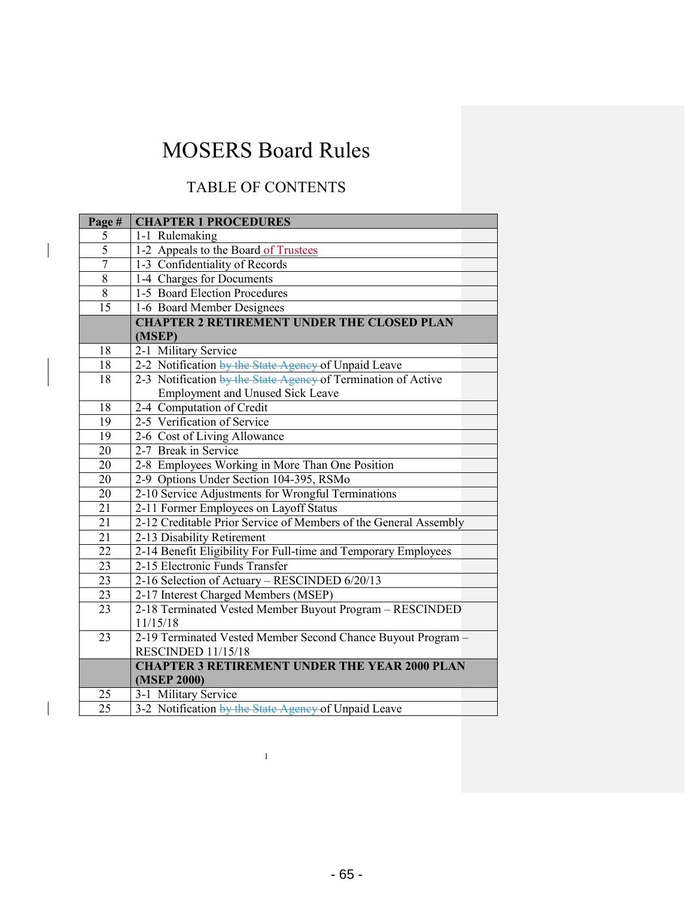# MOSERS Board Rules

## TABLE OF CONTENTS

| Page # | CHAPTER 1 PROCEDURES |
|---|---|
| 5 | 1-1 Rulemaking |
| 5 | 1-2 Appeals to the Board of Trustees |
| 7 | 1-3 Confidentiality of Records |
| 8 | 1-4 Charges for Documents |
| 8 | 1-5 Board Election Procedures |
| 15 | 1-6 Board Member Designees |
| | **CHAPTER 2 RETIREMENT UNDER THE CLOSED PLAN (MSEP)** |
| 18 | 2-1 Military Service |
| 18 | 2-2 Notification ~~by the State Agency~~ of Unpaid Leave |
| 18 | 2-3 Notification ~~by the State Agency~~ of Termination of Active Employment and Unused Sick Leave |
| 18 | 2-4 Computation of Credit |
| 19 | 2-5 Verification of Service |
| 19 | 2-6 Cost of Living Allowance |
| 20 | 2-7 Break in Service |
| 20 | 2-8 Employees Working in More Than One Position |
| 20 | 2-9 Options Under Section 104-395, RSMo |
| 20 | 2-10 Service Adjustments for Wrongful Terminations |
| 21 | 2-11 Former Employees on Layoff Status |
| 21 | 2-12 Creditable Prior Service of Members of the General Assembly |
| 21 | 2-13 Disability Retirement |
| 22 | 2-14 Benefit Eligibility For Full-time and Temporary Employees |
| 23 | 2-15 Electronic Funds Transfer |
| 23 | 2-16 Selection of Actuary – RESCINDED 6/20/13 |
| 23 | 2-17 Interest Charged Members (MSEP) |
| 23 | 2-18 Terminated Vested Member Buyout Program – RESCINDED 11/15/18 |
| 23 | 2-19 Terminated Vested Member Second Chance Buyout Program – RESCINDED 11/15/18 |
| | **CHAPTER 3 RETIREMENT UNDER THE YEAR 2000 PLAN (MSEP 2000)** |
| 25 | 3-1 Military Service |
| 25 | 3-2 Notification ~~by the State Agency~~ of Unpaid Leave |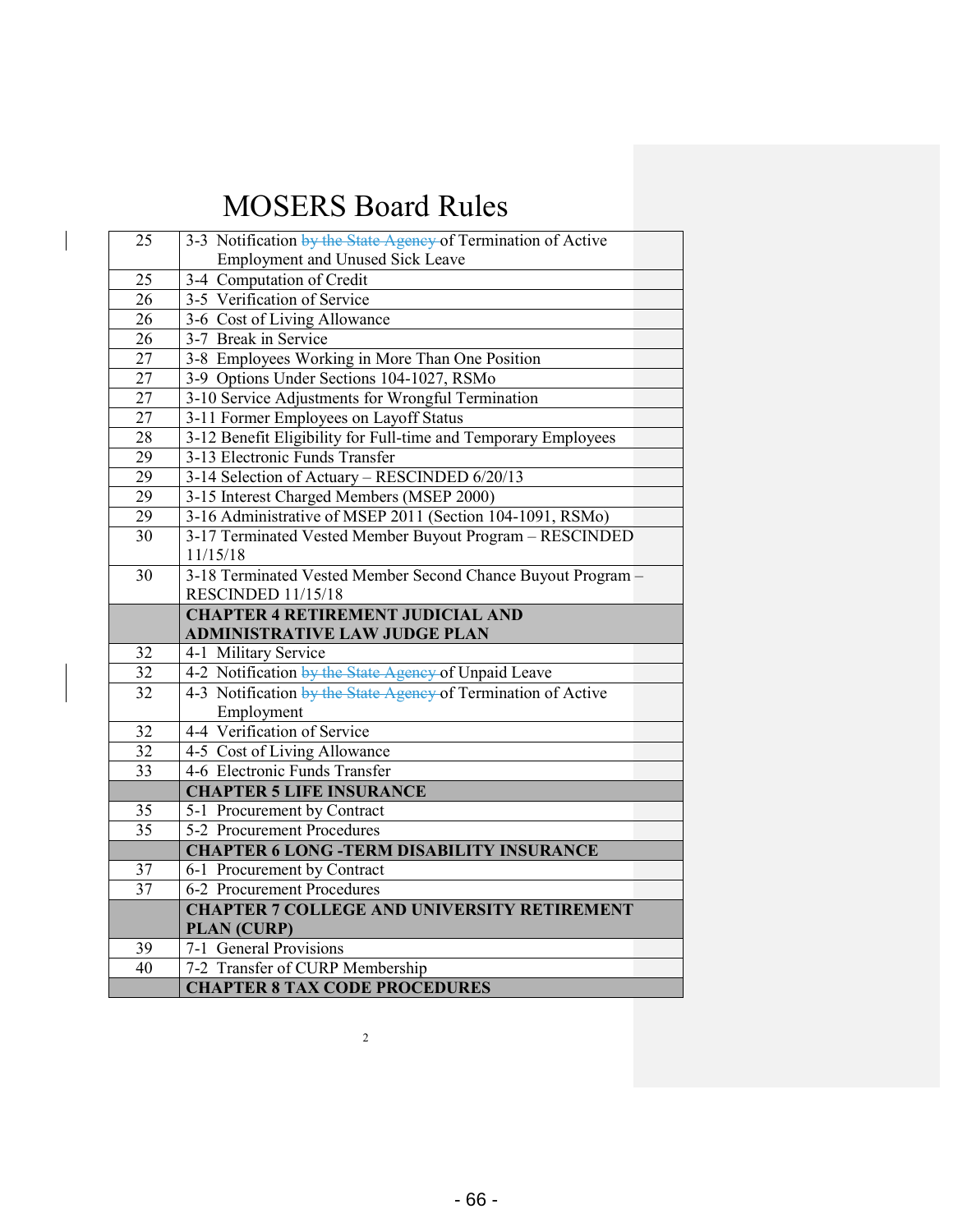# MOSERS Board Rules

| | |
|---|---|
| 25 | 3-3 Notification ~~by the State Agency~~ of Termination of Active Employment and Unused Sick Leave |
| 25 | 3-4 Computation of Credit |
| 26 | 3-5 Verification of Service |
| 26 | 3-6 Cost of Living Allowance |
| 26 | 3-7 Break in Service |
| 27 | 3-8 Employees Working in More Than One Position |
| 27 | 3-9 Options Under Sections 104-1027, RSMo |
| 27 | 3-10 Service Adjustments for Wrongful Termination |
| 27 | 3-11 Former Employees on Layoff Status |
| 28 | 3-12 Benefit Eligibility for Full-time and Temporary Employees |
| 29 | 3-13 Electronic Funds Transfer |
| 29 | 3-14 Selection of Actuary – RESCINDED 6/20/13 |
| 29 | 3-15 Interest Charged Members (MSEP 2000) |
| 29 | 3-16 Administrative of MSEP 2011 (Section 104-1091, RSMo) |
| 30 | 3-17 Terminated Vested Member Buyout Program – RESCINDED 11/15/18 |
| 30 | 3-18 Terminated Vested Member Second Chance Buyout Program – RESCINDED 11/15/18 |
| | **CHAPTER 4 RETIREMENT JUDICIAL AND ADMINISTRATIVE LAW JUDGE PLAN** |
| 32 | 4-1 Military Service |
| 32 | 4-2 Notification ~~by the State Agency~~ of Unpaid Leave |
| 32 | 4-3 Notification ~~by the State Agency~~ of Termination of Active Employment |
| 32 | 4-4 Verification of Service |
| 32 | 4-5 Cost of Living Allowance |
| 33 | 4-6 Electronic Funds Transfer |
| | **CHAPTER 5 LIFE INSURANCE** |
| 35 | 5-1 Procurement by Contract |
| 35 | 5-2 Procurement Procedures |
| | **CHAPTER 6 LONG -TERM DISABILITY INSURANCE** |
| 37 | 6-1 Procurement by Contract |
| 37 | 6-2 Procurement Procedures |
| | **CHAPTER 7 COLLEGE AND UNIVERSITY RETIREMENT PLAN (CURP)** |
| 39 | 7-1 General Provisions |
| 40 | 7-2 Transfer of CURP Membership |
| | **CHAPTER 8 TAX CODE PROCEDURES** |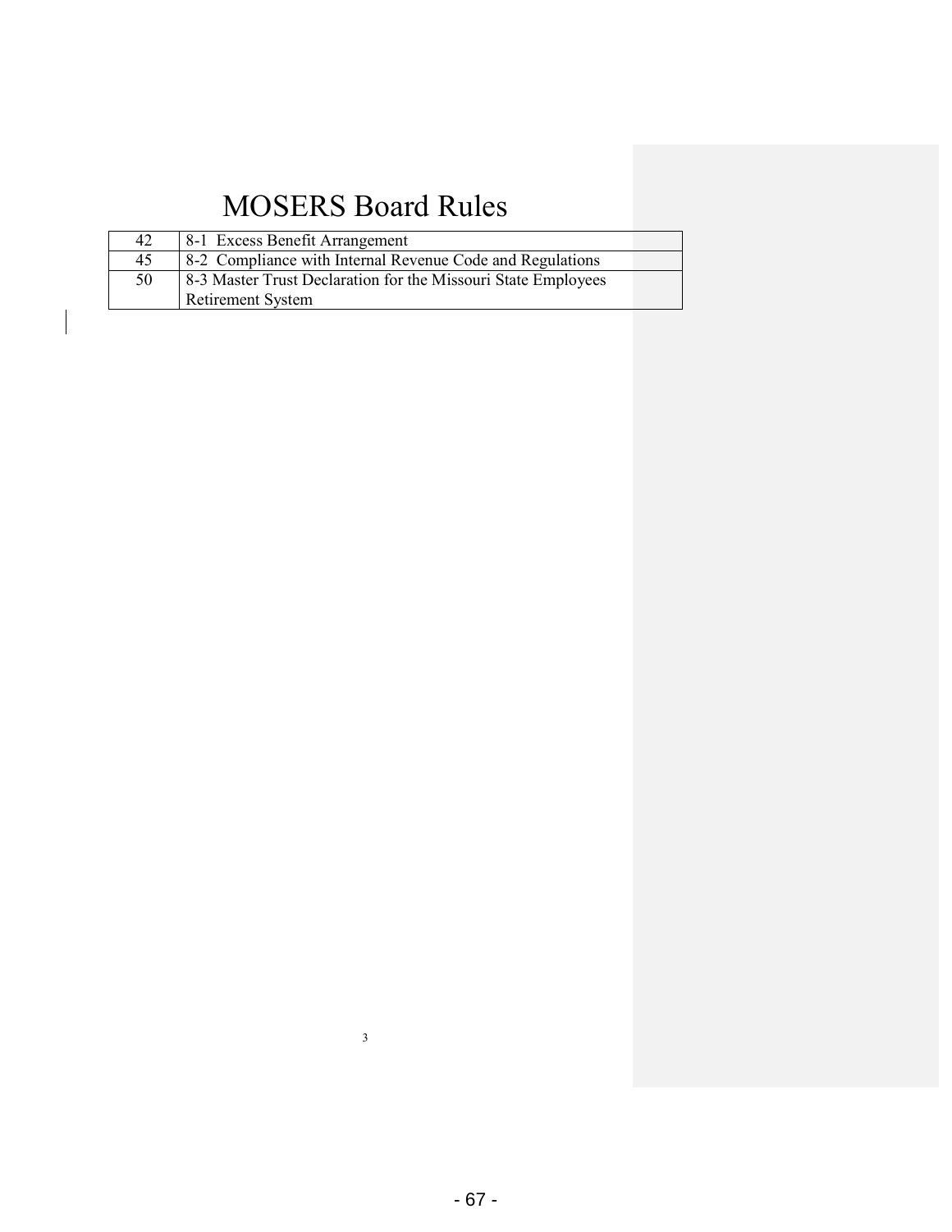# MOSERS Board Rules

| | |
|---|---|
| 42 | 8-1 Excess Benefit Arrangement |
| 45 | 8-2 Compliance with Internal Revenue Code and Regulations |
| 50 | 8-3 Master Trust Declaration for the Missouri State Employees Retirement System |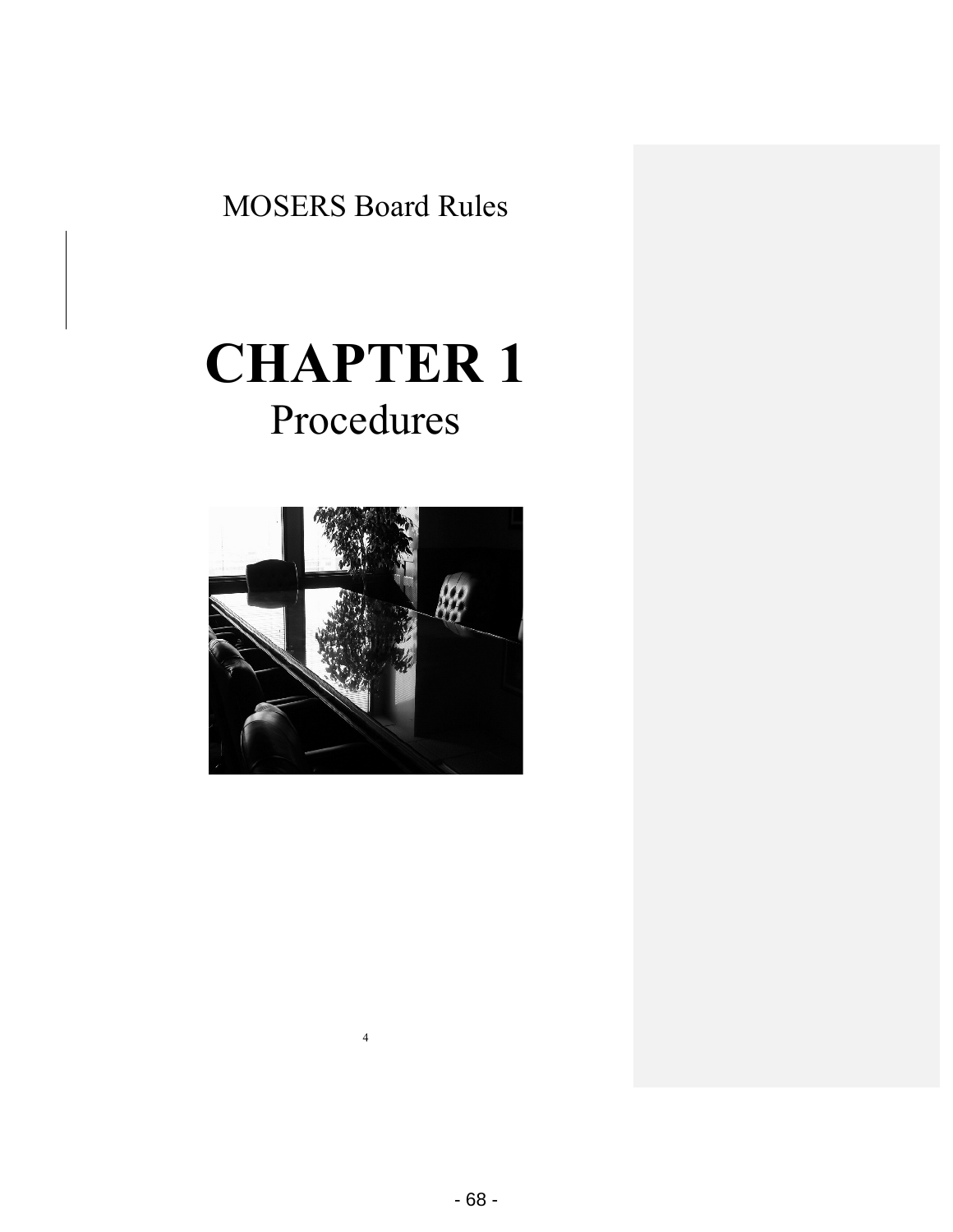MOSERS Board Rules

# CHAPTER 1
## Procedures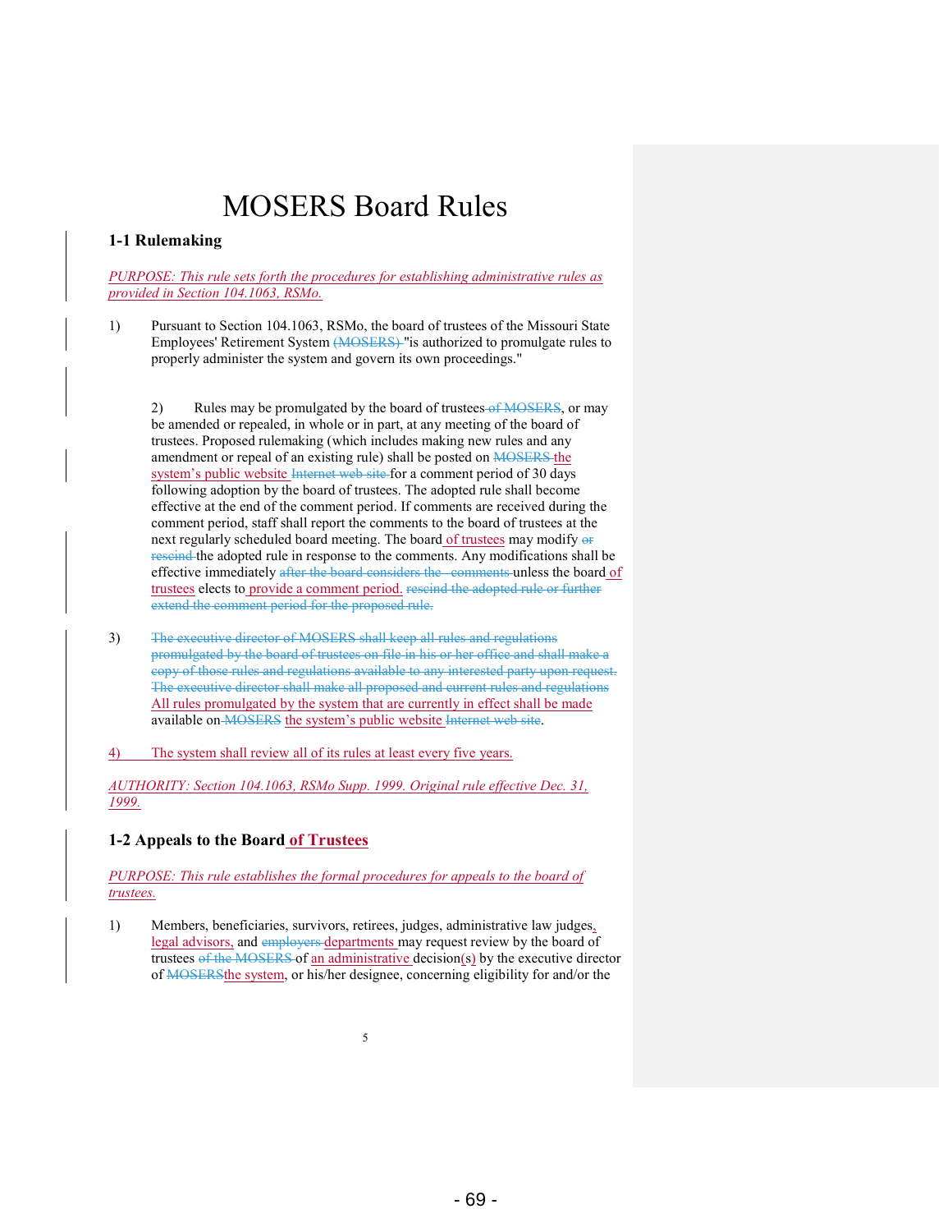# MOSERS Board Rules

## 1-1 Rulemaking

*PURPOSE: This rule sets forth the procedures for establishing administrative rules as provided in Section 104.1063, RSMo.*

1) Pursuant to Section 104.1063, RSMo, the board of trustees of the Missouri State Employees' Retirement System ~~(MOSERS)~~ "is authorized to promulgate rules to properly administer the system and govern its own proceedings."

2) Rules may be promulgated by the board of trustees ~~of MOSERS~~, or may be amended or repealed, in whole or in part, at any meeting of the board of trustees. Proposed rulemaking (which includes making new rules and any amendment or repeal of an existing rule) shall be posted on ~~MOSERS~~ the system's public website ~~Internet web site~~ for a comment period of 30 days following adoption by the board of trustees. The adopted rule shall become effective at the end of the comment period. If comments are received during the comment period, staff shall report the comments to the board of trustees at the next regularly scheduled board meeting. The board of trustees may modify ~~or rescind~~ the adopted rule in response to the comments. Any modifications shall be effective immediately ~~after the board considers the comments~~ unless the board of trustees elects to provide a comment period. ~~rescind the adopted rule or further extend the comment period for the proposed rule.~~

3) ~~The executive director of MOSERS shall keep all rules and regulations promulgated by the board of trustees on file in his or her office and shall make a copy of those rules and regulations available to any interested party upon request. The executive director shall make all proposed and current rules and regulations~~ All rules promulgated by the system that are currently in effect shall be made available on ~~MOSERS~~ the system's public website ~~Internet web site~~.

4) The system shall review all of its rules at least every five years.

*AUTHORITY: Section 104.1063, RSMo Supp. 1999. Original rule effective Dec. 31, 1999.*

## 1-2 Appeals to the Board of Trustees

*PURPOSE: This rule establishes the formal procedures for appeals to the board of trustees.*

1) Members, beneficiaries, survivors, retirees, judges, administrative law judges, legal advisors, and ~~employers~~ departments may request review by the board of trustees ~~of the MOSERS~~ of an administrative decision(s) by the executive director of ~~MOSERS~~the system, or his/her designee, concerning eligibility for and/or the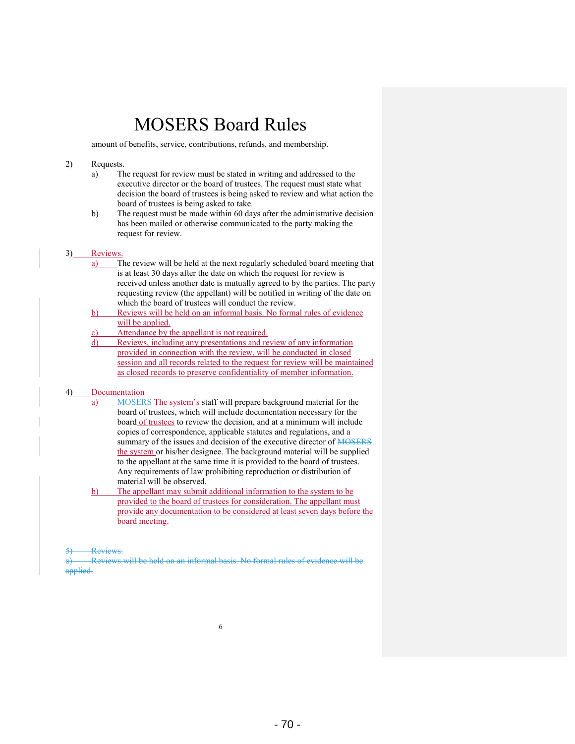# MOSERS Board Rules

amount of benefits, service, contributions, refunds, and membership.

2) Requests.
   a) The request for review must be stated in writing and addressed to the executive director or the board of trustees. The request must state what decision the board of trustees is being asked to review and what action the board of trustees is being asked to take.
   b) The request must be made within 60 days after the administrative decision has been mailed or otherwise communicated to the party making the request for review.

3) Reviews.
   a) The review will be held at the next regularly scheduled board meeting that is at least 30 days after the date on which the request for review is received unless another date is mutually agreed to by the parties. The party requesting review (the appellant) will be notified in writing of the date on which the board of trustees will conduct the review.
   b) Reviews will be held on an informal basis. No formal rules of evidence will be applied.
   c) Attendance by the appellant is not required.
   d) Reviews, including any presentations and review of any information provided in connection with the review, will be conducted in closed session and all records related to the request for review will be maintained as closed records to preserve confidentiality of member information.

4) Documentation
   a) ~~MOSERS~~ The system's staff will prepare background material for the board of trustees, which will include documentation necessary for the board of trustees to review the decision, and at a minimum will include copies of correspondence, applicable statutes and regulations, and a summary of the issues and decision of the executive director of ~~MOSERS~~ the system or his/her designee. The background material will be supplied to the appellant at the same time it is provided to the board of trustees. Any requirements of law prohibiting reproduction or distribution of material will be observed.
   b) The appellant may submit additional information to the system to be provided to the board of trustees for consideration. The appellant must provide any documentation to be considered at least seven days before the board meeting.

~~5) Reviews.~~
~~a) Reviews will be held on an informal basis. No formal rules of evidence will be applied.~~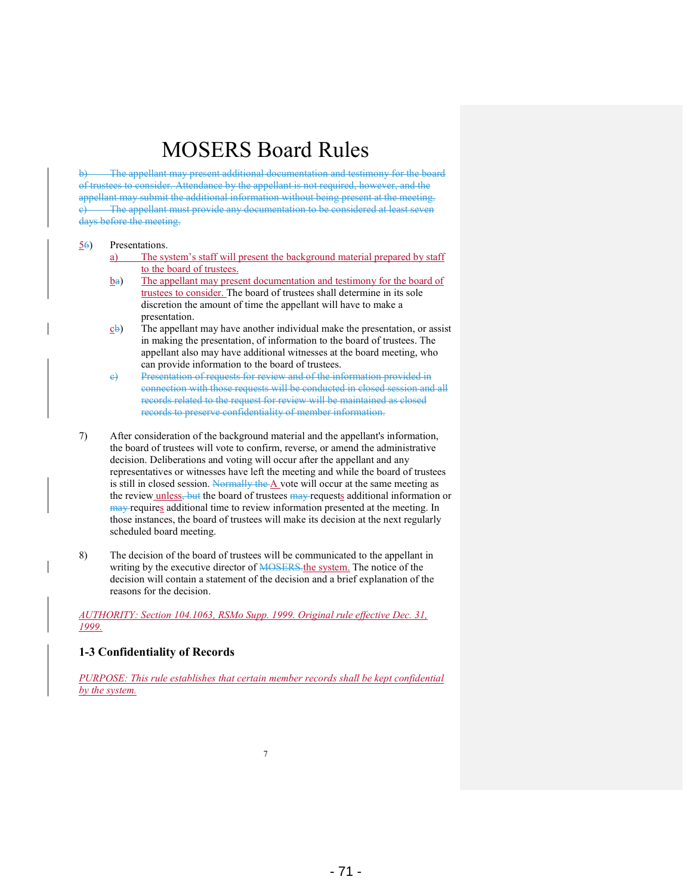# MOSERS Board Rules

~~b) The appellant may present additional documentation and testimony for the board of trustees to consider. Attendance by the appellant is not required, however, and the appellant may submit the additional information without being present at the meeting.~~
~~c) The appellant must provide any documentation to be considered at least seven days before the meeting.~~

56) Presentations.

a) The system's staff will present the background material prepared by staff to the board of trustees.

ba) The appellant may present documentation and testimony for the board of trustees to consider. The board of trustees shall determine in its sole discretion the amount of time the appellant will have to make a presentation.

cb) The appellant may have another individual make the presentation, or assist in making the presentation, of information to the board of trustees. The appellant also may have additional witnesses at the board meeting, who can provide information to the board of trustees.

~~c) Presentation of requests for review and of the information provided in connection with those requests will be conducted in closed session and all records related to the request for review will be maintained as closed records to preserve confidentiality of member information.~~

7) After consideration of the background material and the appellant's information, the board of trustees will vote to confirm, reverse, or amend the administrative decision. Deliberations and voting will occur after the appellant and any representatives or witnesses have left the meeting and while the board of trustees is still in closed session. ~~Normally the~~ A vote will occur at the same meeting as the review unless~~, but~~ the board of trustees ~~may~~ requests additional information or ~~may~~ requires additional time to review information presented at the meeting. In those instances, the board of trustees will make its decision at the next regularly scheduled board meeting.

8) The decision of the board of trustees will be communicated to the appellant in writing by the executive director of ~~MOSERS.~~ the system. The notice of the decision will contain a statement of the decision and a brief explanation of the reasons for the decision.

*AUTHORITY: Section 104.1063, RSMo Supp. 1999. Original rule effective Dec. 31, 1999.*

### 1-3 Confidentiality of Records

*PURPOSE: This rule establishes that certain member records shall be kept confidential by the system.*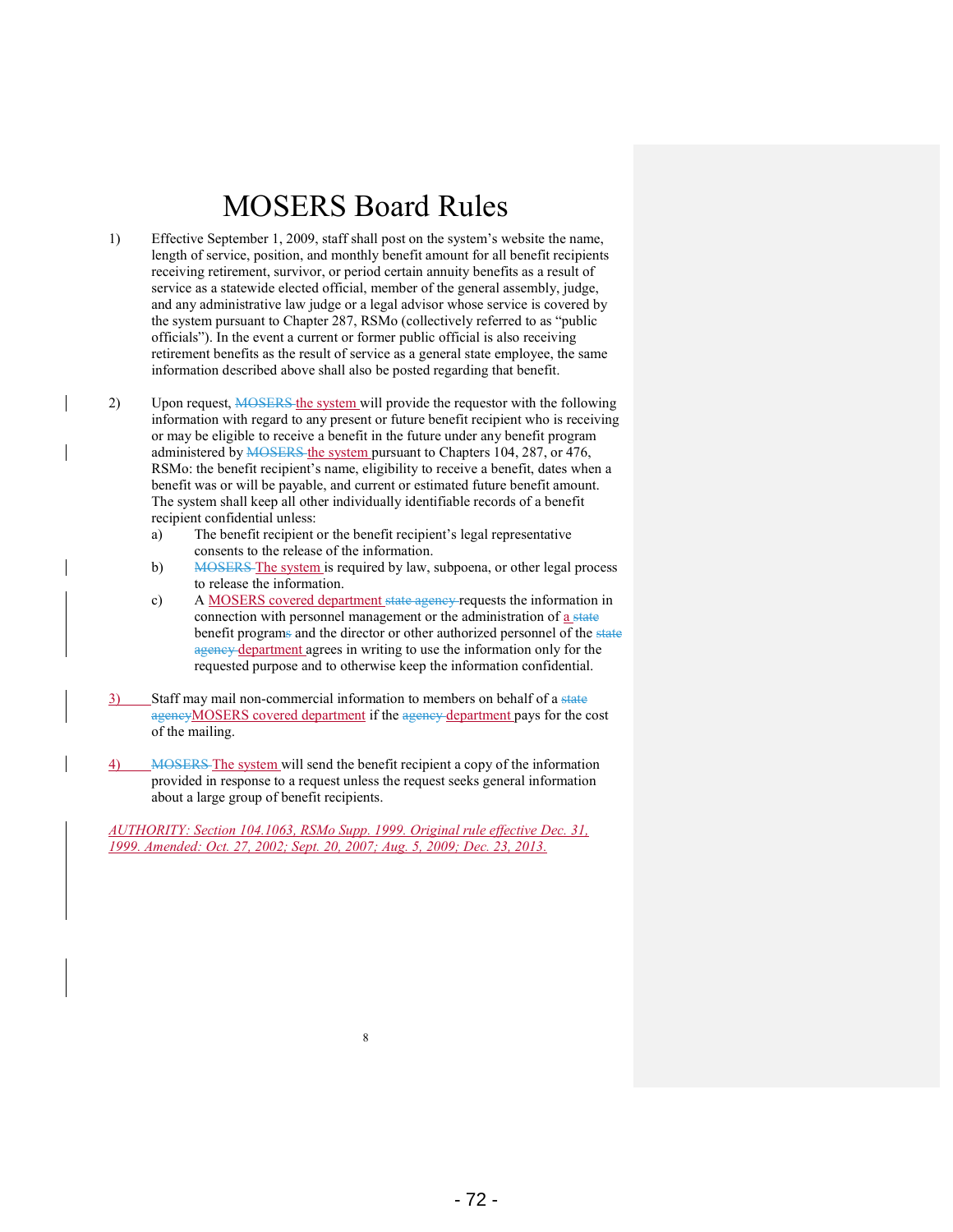# MOSERS Board Rules

1) Effective September 1, 2009, staff shall post on the system's website the name, length of service, position, and monthly benefit amount for all benefit recipients receiving retirement, survivor, or period certain annuity benefits as a result of service as a statewide elected official, member of the general assembly, judge, and any administrative law judge or a legal advisor whose service is covered by the system pursuant to Chapter 287, RSMo (collectively referred to as "public officials"). In the event a current or former public official is also receiving retirement benefits as the result of service as a general state employee, the same information described above shall also be posted regarding that benefit.

2) Upon request, ~~MOSERS~~ the system will provide the requestor with the following information with regard to any present or future benefit recipient who is receiving or may be eligible to receive a benefit in the future under any benefit program administered by ~~MOSERS~~ the system pursuant to Chapters 104, 287, or 476, RSMo: the benefit recipient's name, eligibility to receive a benefit, dates when a benefit was or will be payable, and current or estimated future benefit amount. The system shall keep all other individually identifiable records of a benefit recipient confidential unless:
   a) The benefit recipient or the benefit recipient's legal representative consents to the release of the information.
   b) ~~MOSERS~~ The system is required by law, subpoena, or other legal process to release the information.
   c) A MOSERS covered department ~~state agency~~ requests the information in connection with personnel management or the administration of a ~~state~~ benefit program~~s~~ and the director or other authorized personnel of the ~~state agency~~ department agrees in writing to use the information only for the requested purpose and to otherwise keep the information confidential.

3) Staff may mail non-commercial information to members on behalf of a ~~state agency~~MOSERS covered department if the ~~agency~~ department pays for the cost of the mailing.

4) ~~MOSERS~~ The system will send the benefit recipient a copy of the information provided in response to a request unless the request seeks general information about a large group of benefit recipients.

*AUTHORITY: Section 104.1063, RSMo Supp. 1999. Original rule effective Dec. 31, 1999. Amended: Oct. 27, 2002; Sept. 20, 2007; Aug. 5, 2009; Dec. 23, 2013.*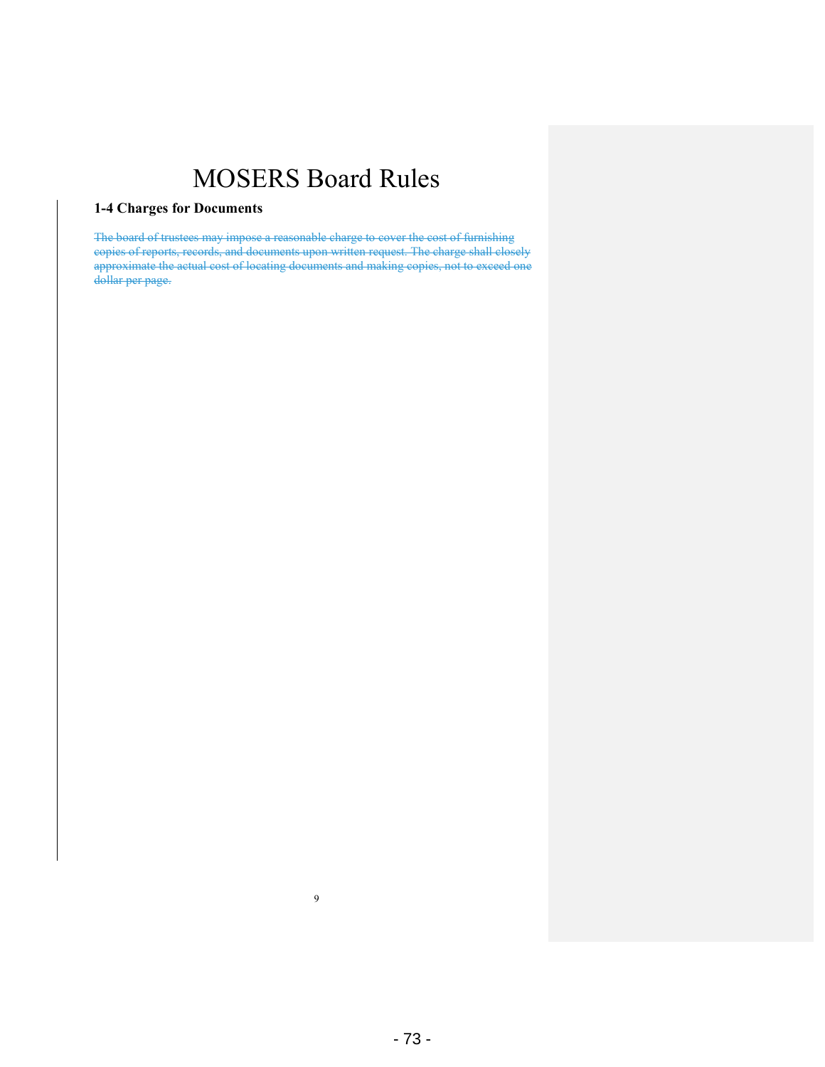# MOSERS Board Rules

### 1-4 Charges for Documents

~~The board of trustees may impose a reasonable charge to cover the cost of furnishing copies of reports, records, and documents upon written request. The charge shall closely approximate the actual cost of locating documents and making copies, not to exceed one dollar per page.~~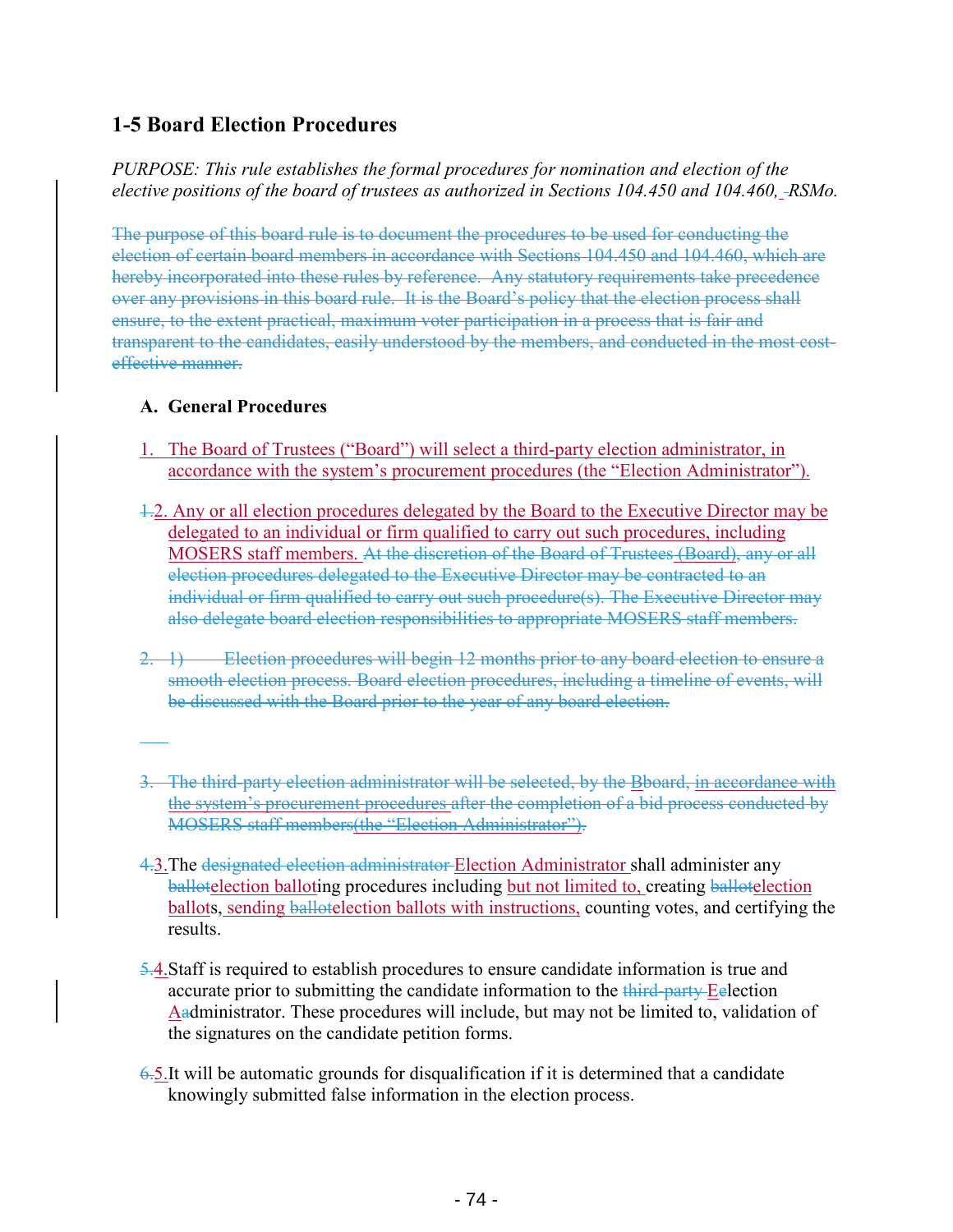## 1-5 Board Election Procedures

*PURPOSE: This rule establishes the formal procedures for nomination and election of the elective positions of the board of trustees as authorized in Sections 104.450 and 104.460, RSMo.*

~~The purpose of this board rule is to document the procedures to be used for conducting the election of certain board members in accordance with Sections 104.450 and 104.460, which are hereby incorporated into these rules by reference. Any statutory requirements take precedence over any provisions in this board rule. It is the Board's policy that the election process shall ensure, to the extent practical, maximum voter participation in a process that is fair and transparent to the candidates, easily understood by the members, and conducted in the most cost-effective manner.~~

### A. General Procedures

1. The Board of Trustees ("Board") will select a third-party election administrator, in accordance with the system's procurement procedures (the "Election Administrator").

~~1.~~2. Any or all election procedures delegated by the Board to the Executive Director may be delegated to an individual or firm qualified to carry out such procedures, including MOSERS staff members. ~~At the discretion of the Board of Trustees (Board), any or all election procedures delegated to the Executive Director may be contracted to an individual or firm qualified to carry out such procedure(s). The Executive Director may also delegate board election responsibilities to appropriate MOSERS staff members.~~

~~2. 1) Election procedures will begin 12 months prior to any board election to ensure a smooth election process. Board election procedures, including a timeline of events, will be discussed with the Board prior to the year of any board election.~~

~~3. The third-party election administrator will be selected, by the Bboard, in accordance with the system's procurement procedures after the completion of a bid process conducted by MOSERS staff members(the "Election Administrator").~~

~~4.~~3. The ~~designated election administrator~~ Election Administrator shall administer any ~~ballot~~election balloting procedures including but not limited to, creating ~~ballot~~election ballots, sending ~~ballot~~election ballots with instructions, counting votes, and certifying the results.

~~5.~~4. Staff is required to establish procedures to ensure candidate information is true and accurate prior to submitting the candidate information to the ~~third-party~~ Election Administrator. These procedures will include, but may not be limited to, validation of the signatures on the candidate petition forms.

~~6.~~5. It will be automatic grounds for disqualification if it is determined that a candidate knowingly submitted false information in the election process.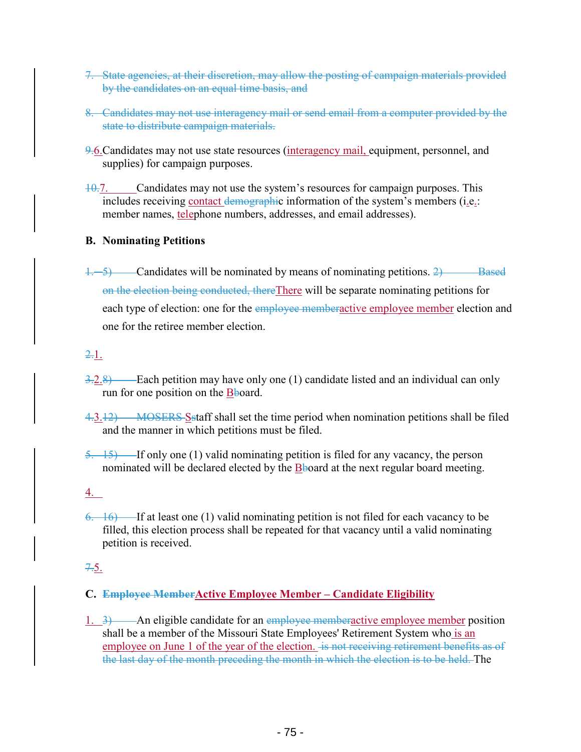7. ~~State agencies, at their discretion, may allow the posting of campaign materials provided by the candidates on an equal time basis, and~~

8. ~~Candidates may not use interagency mail or send email from a computer provided by the state to distribute campaign materials.~~

~~9.~~6. Candidates may not use state resources (interagency mail, equipment, personnel, and supplies) for campaign purposes.

~~10.~~7. Candidates may not use the system's resources for campaign purposes. This includes receiving contact ~~demographi~~c information of the system's members (i.e.: member names, telephone numbers, addresses, and email addresses).

**B. Nominating Petitions**

~~1. 5)~~ Candidates will be nominated by means of nominating petitions. ~~2) Based on the election being conducted, there~~There will be separate nominating petitions for each type of election: one for the ~~employee member~~active employee member election and one for the retiree member election.

~~2.~~1.

~~3.~~2.~~8)~~ Each petition may have only one (1) candidate listed and an individual can only run for one position on the B~~b~~oard.

~~4.~~3.~~12) MOSERS S~~staff shall set the time period when nomination petitions shall be filed and the manner in which petitions must be filed.

~~5. 15)~~ If only one (1) valid nominating petition is filed for any vacancy, the person nominated will be declared elected by the B~~b~~oard at the next regular board meeting.

4.

~~6. 16)~~ If at least one (1) valid nominating petition is not filed for each vacancy to be filled, this election process shall be repeated for that vacancy until a valid nominating petition is received.

~~7.~~5.

**C. ~~Employee Member~~Active Employee Member – Candidate Eligibility**

1. ~~3)~~ An eligible candidate for an ~~employee member~~active employee member position shall be a member of the Missouri State Employees' Retirement System who is an employee on June 1 of the year of the election. ~~is not receiving retirement benefits as of the last day of the month preceding the month in which the election is to be held.~~ The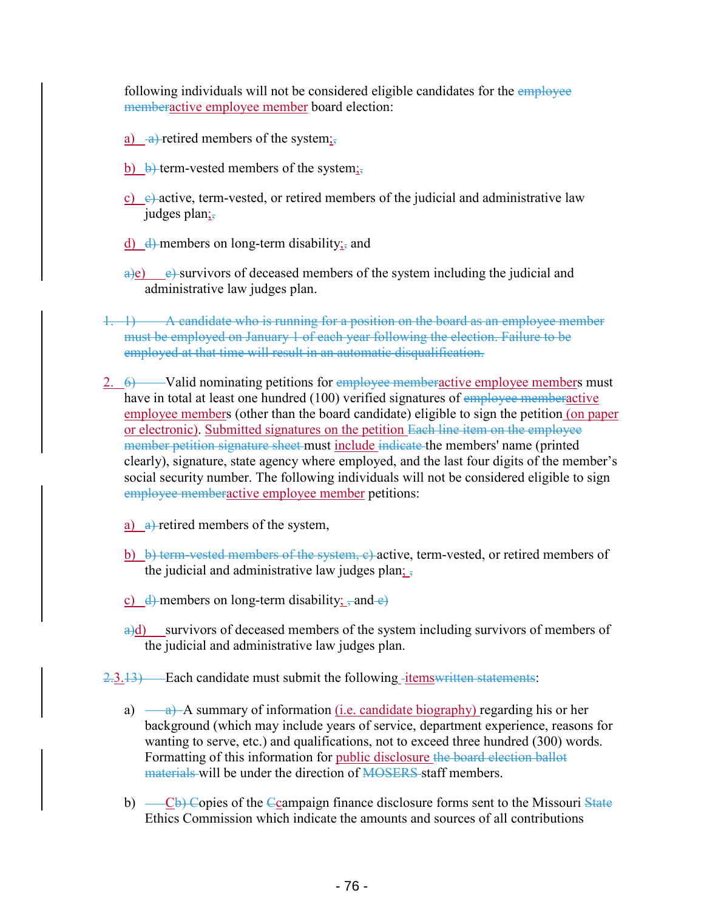following individuals will not be considered eligible candidates for the ~~employee member~~active employee member board election:

a) ~~a)~~ retired members of the system;~~,~~

b) ~~b)~~ term-vested members of the system;~~,~~

c) ~~c)~~ active, term-vested, or retired members of the judicial and administrative law judges plan;~~,~~

d) ~~d)~~ members on long-term disability;~~,~~ and

~~a)~~e) ~~e)~~ survivors of deceased members of the system including the judicial and administrative law judges plan.

~~1. 1) A candidate who is running for a position on the board as an employee member must be employed on January 1 of each year following the election. Failure to be employed at that time will result in an automatic disqualification.~~

2. ~~6)~~ Valid nominating petitions for ~~employee member~~active employee members must have in total at least one hundred (100) verified signatures of ~~employee member~~active employee members (other than the board candidate) eligible to sign the petition (on paper or electronic). Submitted signatures on the petition ~~Each line item on the employee member petition signature sheet~~ must include ~~indicate~~ the members' name (printed clearly), signature, state agency where employed, and the last four digits of the member's social security number. The following individuals will not be considered eligible to sign ~~employee member~~active employee member petitions:

a) ~~a)~~ retired members of the system,

b) ~~b) term-vested members of the system, c)~~ active, term-vested, or retired members of the judicial and administrative law judges plan; ~~,~~

c) ~~d)~~ members on long-term disability; ~~,~~ and ~~e)~~

~~a)~~d) survivors of deceased members of the system including survivors of members of the judicial and administrative law judges plan.

~~2.~~3.~~13)~~ Each candidate must submit the following items~~written statements~~:

a) ~~a)~~ A summary of information (i.e. candidate biography) regarding his or her background (which may include years of service, department experience, reasons for wanting to serve, etc.) and qualifications, not to exceed three hundred (300) words. Formatting of this information for public disclosure ~~the board election ballot materials~~ will be under the direction of ~~MOSERS~~ staff members.

b) ~~C~~~~b)~~ ~~C~~opies of the ~~C~~campaign finance disclosure forms sent to the Missouri ~~State~~ Ethics Commission which indicate the amounts and sources of all contributions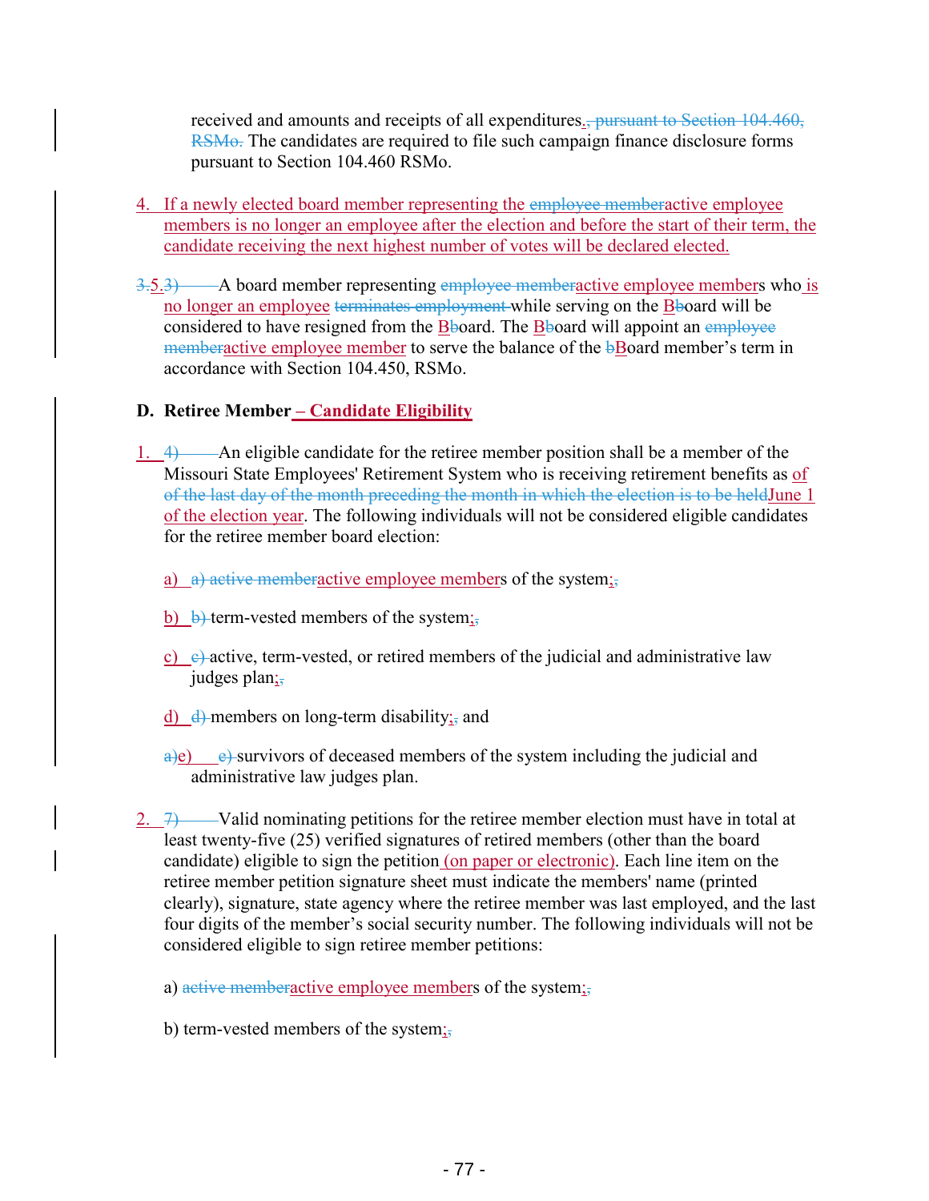received and amounts and receipts of all expenditures., pursuant to Section 104.460, RSMo. The candidates are required to file such campaign finance disclosure forms pursuant to Section 104.460 RSMo.

4. If a newly elected board member representing the employee memberactive employee members is no longer an employee after the election and before the start of their term, the candidate receiving the next highest number of votes will be declared elected.

3.5.3) A board member representing employee memberactive employee members who is no longer an employee terminates employment while serving on the BBoard will be considered to have resigned from the BBoard. The BBoard will appoint an employee memberactive employee member to serve the balance of the bBoard member's term in accordance with Section 104.450, RSMo.

## D. Retiree Member – Candidate Eligibility

1. 4) An eligible candidate for the retiree member position shall be a member of the Missouri State Employees' Retirement System who is receiving retirement benefits as of of the last day of the month preceding the month in which the election is to be heldJune 1 of the election year. The following individuals will not be considered eligible candidates for the retiree member board election:

   a) a) active memberactive employee members of the system;,

   b) b) term-vested members of the system;,

   c) c) active, term-vested, or retired members of the judicial and administrative law judges plan;,

   d) d) members on long-term disability;, and

   a)e) e) survivors of deceased members of the system including the judicial and administrative law judges plan.

2. 7) Valid nominating petitions for the retiree member election must have in total at least twenty-five (25) verified signatures of retired members (other than the board candidate) eligible to sign the petition (on paper or electronic). Each line item on the retiree member petition signature sheet must indicate the members' name (printed clearly), signature, state agency where the retiree member was last employed, and the last four digits of the member's social security number. The following individuals will not be considered eligible to sign retiree member petitions:

   a) active memberactive employee members of the system;,

   b) term-vested members of the system;,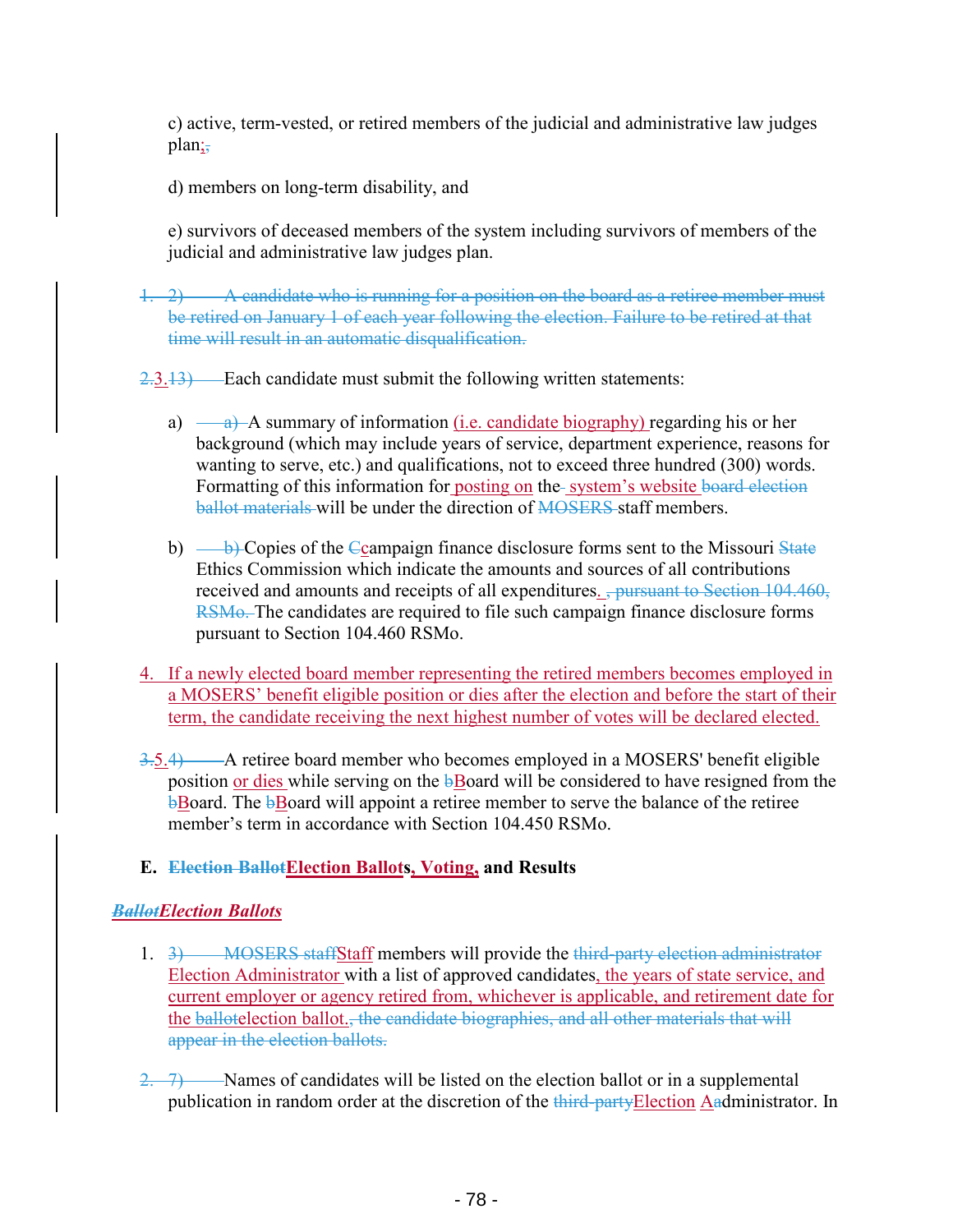c) active, term-vested, or retired members of the judicial and administrative law judges plan;,

d) members on long-term disability, and

e) survivors of deceased members of the system including survivors of members of the judicial and administrative law judges plan.

~~1. 2) A candidate who is running for a position on the board as a retiree member must be retired on January 1 of each year following the election. Failure to be retired at that time will result in an automatic disqualification.~~

~~2.~~3.~~13)~~ Each candidate must submit the following written statements:

a) ~~a)~~ A summary of information (i.e. candidate biography) regarding his or her background (which may include years of service, department experience, reasons for wanting to serve, etc.) and qualifications, not to exceed three hundred (300) words. Formatting of this information for posting on the system's website ~~board election ballot materials~~ will be under the direction of ~~MOSERS~~ staff members.

b) ~~b)~~ Copies of the ~~C~~campaign finance disclosure forms sent to the Missouri ~~State~~ Ethics Commission which indicate the amounts and sources of all contributions received and amounts and receipts of all expenditures. ~~, pursuant to Section 104.460, RSMo.~~ The candidates are required to file such campaign finance disclosure forms pursuant to Section 104.460 RSMo.

4. If a newly elected board member representing the retired members becomes employed in a MOSERS' benefit eligible position or dies after the election and before the start of their term, the candidate receiving the next highest number of votes will be declared elected.

~~3.~~5.~~4)~~ A retiree board member who becomes employed in a MOSERS' benefit eligible position or dies while serving on the ~~b~~Board will be considered to have resigned from the ~~b~~Board. The ~~b~~Board will appoint a retiree member to serve the balance of the retiree member's term in accordance with Section 104.450 RSMo.

**E. ~~Election Ballot~~Election Ballots, Voting, and Results**

***~~Ballot~~Election Ballots***

1. ~~3) MOSERS staff~~Staff members will provide the ~~third-party election administrator~~ Election Administrator with a list of approved candidates, the years of state service, and current employer or agency retired from, whichever is applicable, and retirement date for the ~~ballot~~election ballot.~~, the candidate biographies, and all other materials that will appear in the election ballots.~~

~~2.~~ ~~7)~~ Names of candidates will be listed on the election ballot or in a supplemental publication in random order at the discretion of the ~~third-party~~Election ~~a~~Administrator. In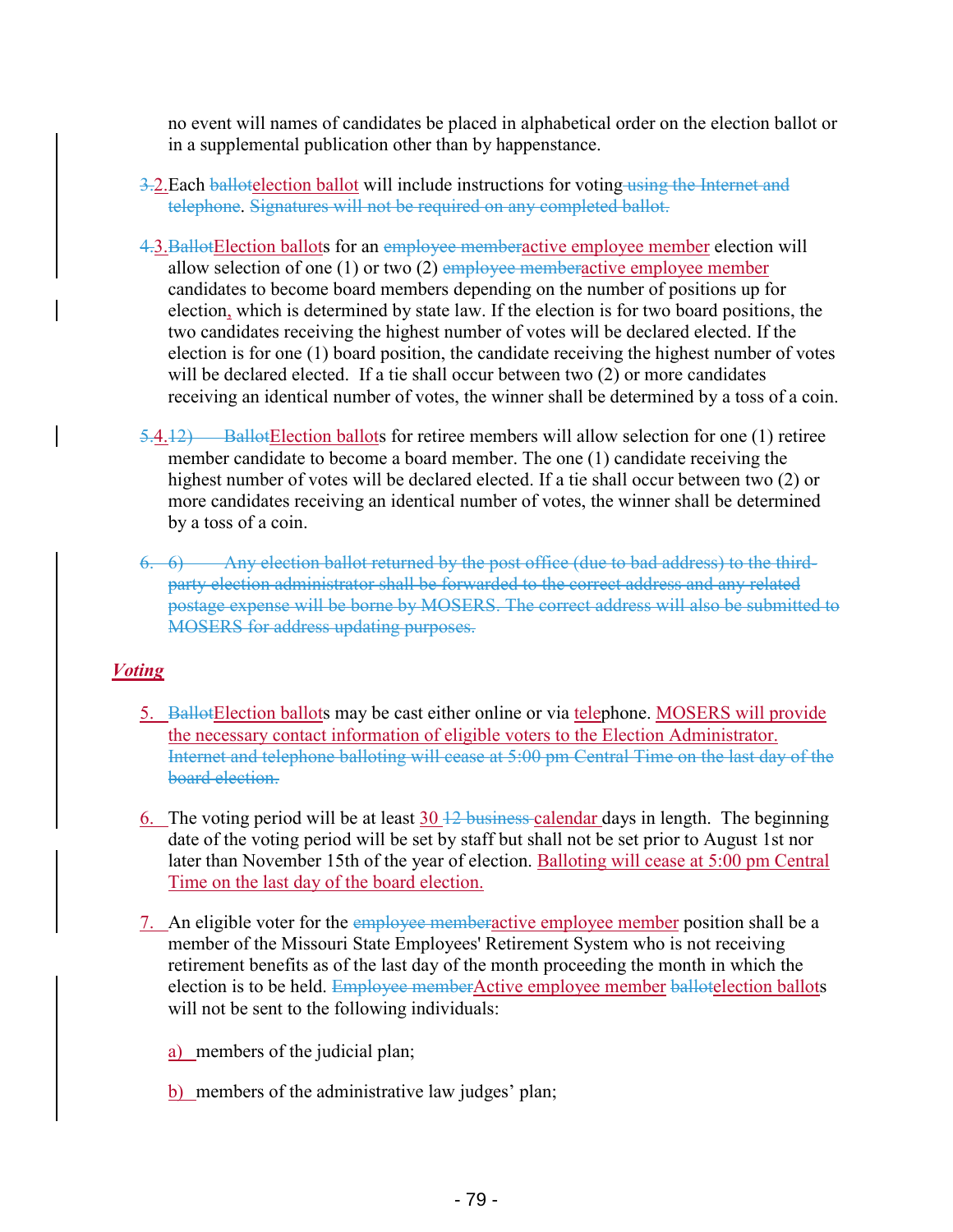no event will names of candidates be placed in alphabetical order on the election ballot or in a supplemental publication other than by happenstance.

~~3.~~2. Each ~~ballot~~election ballot will include instructions for voting~~ using the Internet and telephone~~. ~~Signatures will not be required on any completed ballot.~~

~~4.~~3. ~~Ballot~~Election ballots for an ~~employee member~~active employee member election will allow selection of one (1) or two (2) ~~employee member~~active employee member candidates to become board members depending on the number of positions up for election, which is determined by state law. If the election is for two board positions, the two candidates receiving the highest number of votes will be declared elected. If the election is for one (1) board position, the candidate receiving the highest number of votes will be declared elected. If a tie shall occur between two (2) or more candidates receiving an identical number of votes, the winner shall be determined by a toss of a coin.

~~5.~~4. ~~12)~~ ~~Ballot~~Election ballots for retiree members will allow selection for one (1) retiree member candidate to become a board member. The one (1) candidate receiving the highest number of votes will be declared elected. If a tie shall occur between two (2) or more candidates receiving an identical number of votes, the winner shall be determined by a toss of a coin.

~~6. 6) Any election ballot returned by the post office (due to bad address) to the third-party election administrator shall be forwarded to the correct address and any related postage expense will be borne by MOSERS. The correct address will also be submitted to MOSERS for address updating purposes.~~

## ***Voting***

5. ~~Ballot~~Election ballots may be cast either online or via telephone. MOSERS will provide the necessary contact information of eligible voters to the Election Administrator. ~~Internet and telephone balloting will cease at 5:00 pm Central Time on the last day of the board election.~~

6. The voting period will be at least 30 ~~12 business~~ calendar days in length. The beginning date of the voting period will be set by staff but shall not be set prior to August 1st nor later than November 15th of the year of election. Balloting will cease at 5:00 pm Central Time on the last day of the board election.

7. An eligible voter for the ~~employee member~~active employee member position shall be a member of the Missouri State Employees' Retirement System who is not receiving retirement benefits as of the last day of the month proceeding the month in which the election is to be held. ~~Employee member~~Active employee member ~~ballot~~election ballots will not be sent to the following individuals:

   a) members of the judicial plan;

   b) members of the administrative law judges' plan;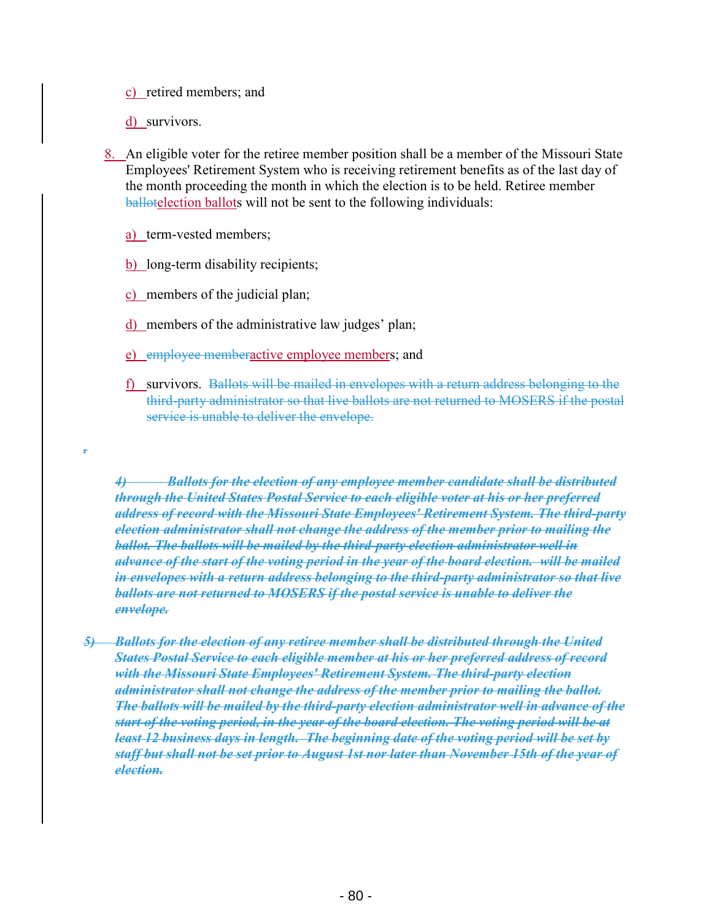c) retired members; and

d) survivors.

8. An eligible voter for the retiree member position shall be a member of the Missouri State Employees' Retirement System who is receiving retirement benefits as of the last day of the month proceeding the month in which the election is to be held. Retiree member ~~ballot~~election ballots will not be sent to the following individuals:

a) term-vested members;

b) long-term disability recipients;

c) members of the judicial plan;

d) members of the administrative law judges' plan;

e) ~~employee member~~active employee members; and

f) survivors. ~~Ballots will be mailed in envelopes with a return address belonging to the third-party administrator so that live ballots are not returned to MOSERS if the postal service is unable to deliver the envelope.~~

~~*4) Ballots for the election of any employee member candidate shall be distributed through the United States Postal Service to each eligible voter at his or her preferred address of record with the Missouri State Employees' Retirement System. The third-party election administrator shall not change the address of the member prior to mailing the ballot. The ballots will be mailed by the third-party election administrator well in advance of the start of the voting period in the year of the board election. will be mailed in envelopes with a return address belonging to the third-party administrator so that live ballots are not returned to MOSERS if the postal service is unable to deliver the envelope.*~~

~~*5) Ballots for the election of any retiree member shall be distributed through the United States Postal Service to each eligible member at his or her preferred address of record with the Missouri State Employees' Retirement System. The third-party election administrator shall not change the address of the member prior to mailing the ballot. The ballots will be mailed by the third-party election administrator well in advance of the start of the voting period, in the year of the board election. The voting period will be at least 12 business days in length. The beginning date of the voting period will be set by staff but shall not be set prior to August 1st nor later than November 15th of the year of election.*~~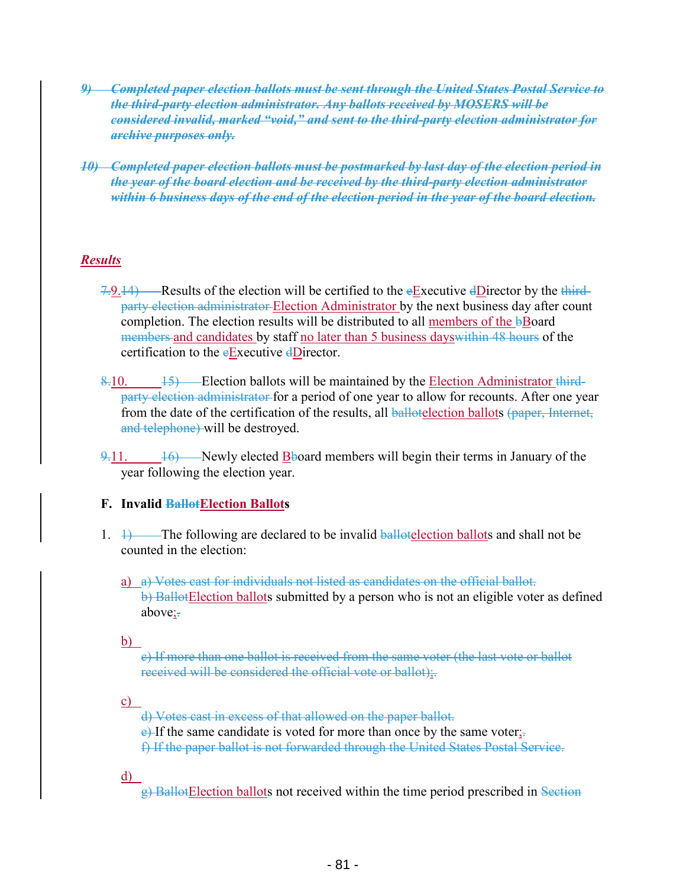*~~9) Completed paper election ballots must be sent through the United States Postal Service to the third-party election administrator. Any ballots received by MOSERS will be considered invalid, marked "void," and sent to the third-party election administrator for archive purposes only.~~*

*~~10) Completed paper election ballots must be postmarked by last day of the election period in the year of the board election and be received by the third-party election administrator within 6 business days of the end of the election period in the year of the board election.~~*

***Results***

~~7.~~9.~~14)~~ Results of the election will be certified to the ~~e~~Executive ~~d~~Director by the ~~third-party election administrator~~ Election Administrator by the next business day after count completion. The election results will be distributed to all members of the ~~b~~Board ~~members~~ and candidates by staff no later than 5 business days~~within 48 hours~~ of the certification to the ~~e~~Executive ~~d~~Director.

~~8.~~10. ~~15)~~ Election ballots will be maintained by the Election Administrator ~~third-party election administrator~~ for a period of one year to allow for recounts. After one year from the date of the certification of the results, all ~~ballot~~election ballots ~~(paper, Internet, and telephone)~~ will be destroyed.

~~9.~~11. ~~16)~~ Newly elected B~~b~~oard members will begin their terms in January of the year following the election year.

**F. Invalid ~~Ballot~~Election Ballots**

1. ~~1)~~ The following are declared to be invalid ~~ballot~~election ballots and shall not be counted in the election:

   a) ~~a) Votes cast for individuals not listed as candidates on the official ballot.~~
   ~~b) Ballot~~Election ballots submitted by a person who is not an eligible voter as defined above;~~.~~

   b) ~~c) If more than one ballot is received from the same voter (the last vote or ballot received will be considered the official vote or ballot)~~;~~.~~

   c) ~~d) Votes cast in excess of that allowed on the paper ballot.~~
   ~~e)~~ If the same candidate is voted for more than once by the same voter;~~.~~
   ~~f) If the paper ballot is not forwarded through the United States Postal Service.~~

   d) ~~g) Ballot~~Election ballots not received within the time period prescribed in ~~Section~~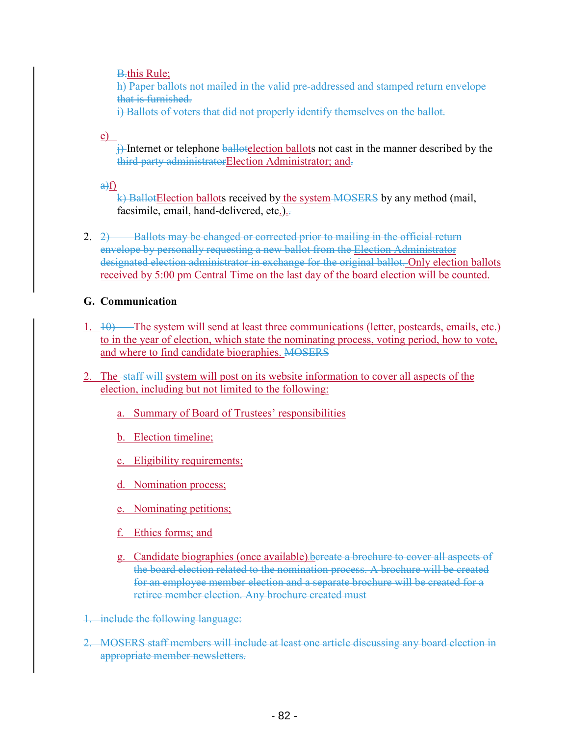B. this Rule;

h) Paper ballots not mailed in the valid pre-addressed and stamped return envelope that is furnished.

i) Ballots of voters that did not properly identify themselves on the ballot.

e) j) Internet or telephone ballotelection ballots not cast in the manner described by the third party administratorElection Administrator; and.

a)f) k) BallotElection ballots received by the system MOSERS by any method (mail, facsimile, email, hand-delivered, etc.).

2. 2) Ballots may be changed or corrected prior to mailing in the official return envelope by personally requesting a new ballot from the Election Administrator designated election administrator in exchange for the original ballot. Only election ballots received by 5:00 pm Central Time on the last day of the board election will be counted.

**G. Communication**

1. 10) The system will send at least three communications (letter, postcards, emails, etc.) to in the year of election, which state the nominating process, voting period, how to vote, and where to find candidate biographies. MOSERS

2. The staff will system will post on its website information to cover all aspects of the election, including but not limited to the following:

   a. Summary of Board of Trustees' responsibilities

   b. Election timeline;

   c. Eligibility requirements;

   d. Nomination process;

   e. Nominating petitions;

   f. Ethics forms; and

   g. Candidate biographies (once available).bcreate a brochure to cover all aspects of the board election related to the nomination process. A brochure will be created for an employee member election and a separate brochure will be created for a retiree member election. Any brochure created must

1. include the following language:

2. MOSERS staff members will include at least one article discussing any board election in appropriate member newsletters.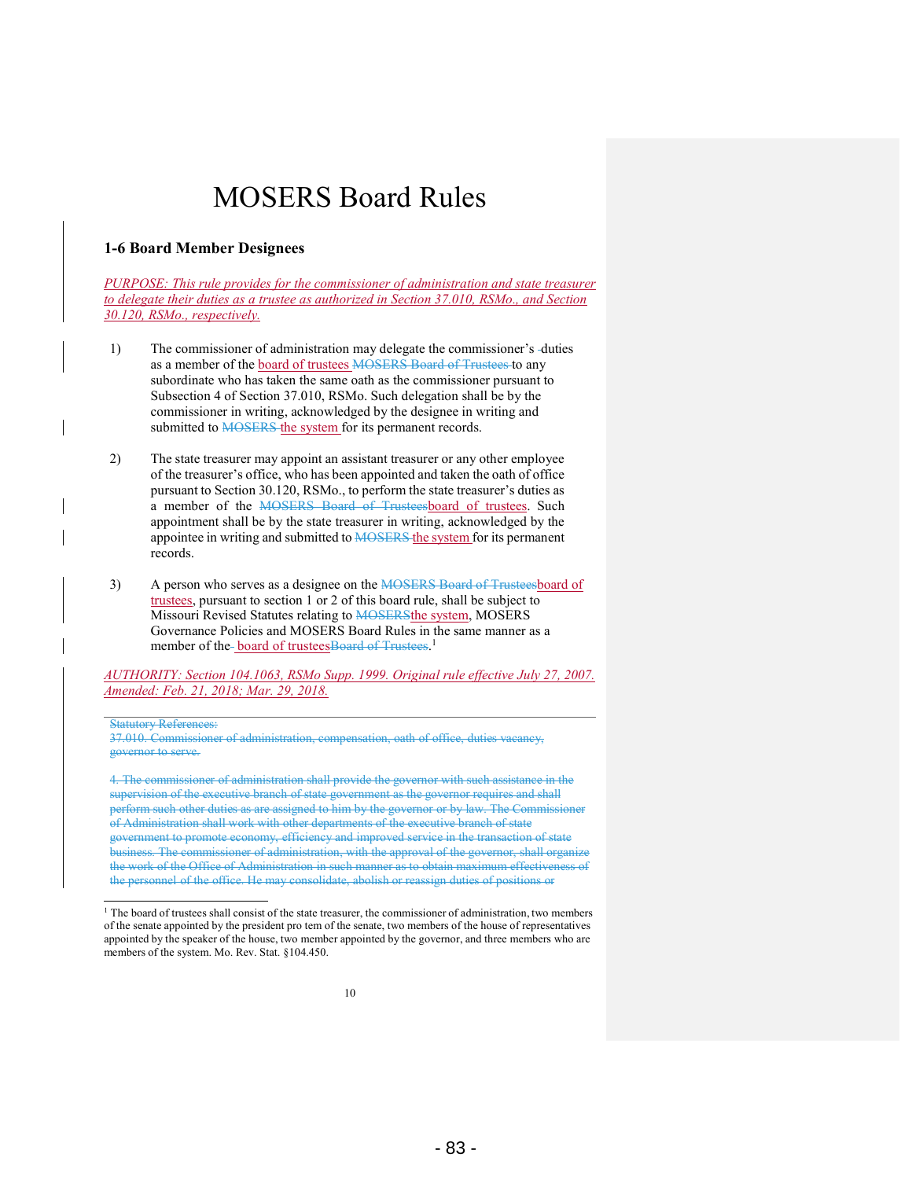# MOSERS Board Rules

### 1-6 Board Member Designees

*PURPOSE: This rule provides for the commissioner of administration and state treasurer to delegate their duties as a trustee as authorized in Section 37.010, RSMo., and Section 30.120, RSMo., respectively.*

1) The commissioner of administration may delegate the commissioner's duties as a member of the board of trustees ~~MOSERS Board of Trustees~~ to any subordinate who has taken the same oath as the commissioner pursuant to Subsection 4 of Section 37.010, RSMo. Such delegation shall be by the commissioner in writing, acknowledged by the designee in writing and submitted to ~~MOSERS~~ the system for its permanent records.

2) The state treasurer may appoint an assistant treasurer or any other employee of the treasurer's office, who has been appointed and taken the oath of office pursuant to Section 30.120, RSMo., to perform the state treasurer's duties as a member of the ~~MOSERS Board of Trustees~~board of trustees. Such appointment shall be by the state treasurer in writing, acknowledged by the appointee in writing and submitted to ~~MOSERS~~ the system for its permanent records.

3) A person who serves as a designee on the ~~MOSERS Board of Trustees~~board of trustees, pursuant to section 1 or 2 of this board rule, shall be subject to Missouri Revised Statutes relating to ~~MOSERS~~the system, MOSERS Governance Policies and MOSERS Board Rules in the same manner as a member of the board of trustees~~Board of Trustees~~.[1]

*AUTHORITY: Section 104.1063, RSMo Supp. 1999. Original rule effective July 27, 2007. Amended: Feb. 21, 2018; Mar. 29, 2018.*

~~Statutory References:~~
~~37.010. Commissioner of administration, compensation, oath of office, duties vacancy, governor to serve.~~

~~4. The commissioner of administration shall provide the governor with such assistance in the supervision of the executive branch of state government as the governor requires and shall perform such other duties as are assigned to him by the governor or by law. The Commissioner of Administration shall work with other departments of the executive branch of state government to promote economy, efficiency and improved service in the transaction of state business. The commissioner of administration, with the approval of the governor, shall organize the work of the Office of Administration in such manner as to obtain maximum effectiveness of the personnel of the office. He may consolidate, abolish or reassign duties of positions or~~

[1] The board of trustees shall consist of the state treasurer, the commissioner of administration, two members of the senate appointed by the president pro tem of the senate, two members of the house of representatives appointed by the speaker of the house, two member appointed by the governor, and three members who are members of the system. Mo. Rev. Stat. §104.450.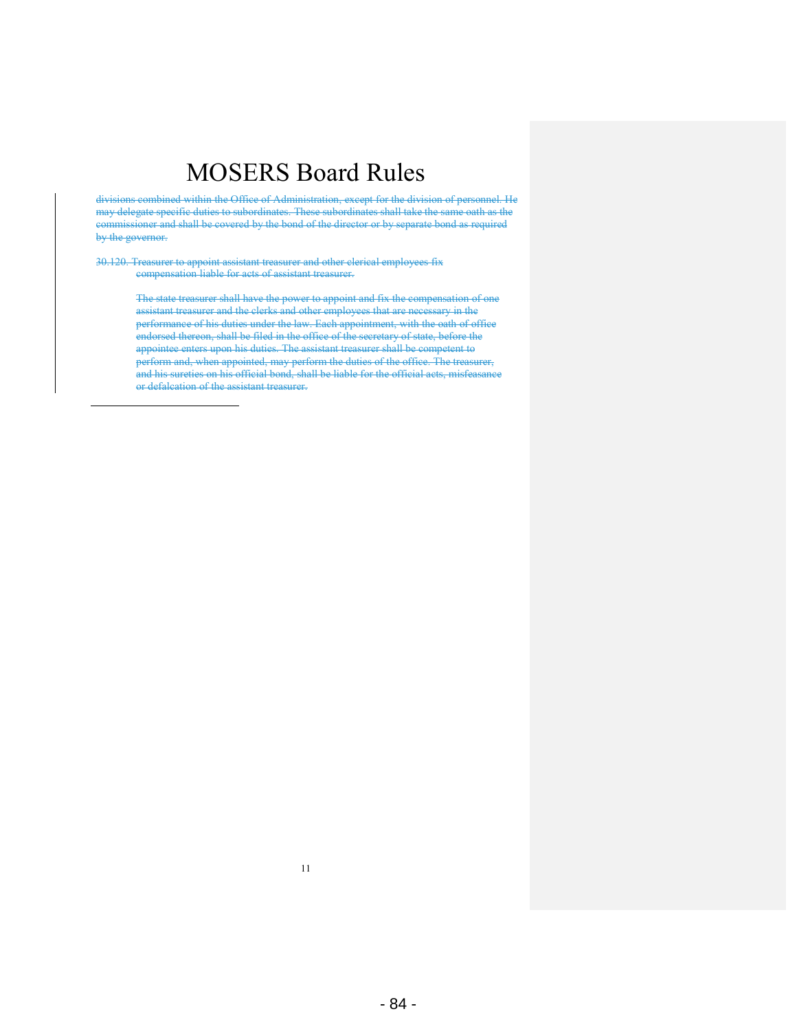# MOSERS Board Rules

~~divisions combined within the Office of Administration, except for the division of personnel. He may delegate specific duties to subordinates. These subordinates shall take the same oath as the commissioner and shall be covered by the bond of the director or by separate bond as required by the governor.~~

~~30.120. Treasurer to appoint assistant treasurer and other clerical employees fix compensation liable for acts of assistant treasurer.~~

~~The state treasurer shall have the power to appoint and fix the compensation of one assistant treasurer and the clerks and other employees that are necessary in the performance of his duties under the law. Each appointment, with the oath of office endorsed thereon, shall be filed in the office of the secretary of state, before the appointee enters upon his duties. The assistant treasurer shall be competent to perform and, when appointed, may perform the duties of the office. The treasurer, and his sureties on his official bond, shall be liable for the official acts, misfeasance or defalcation of the assistant treasurer.~~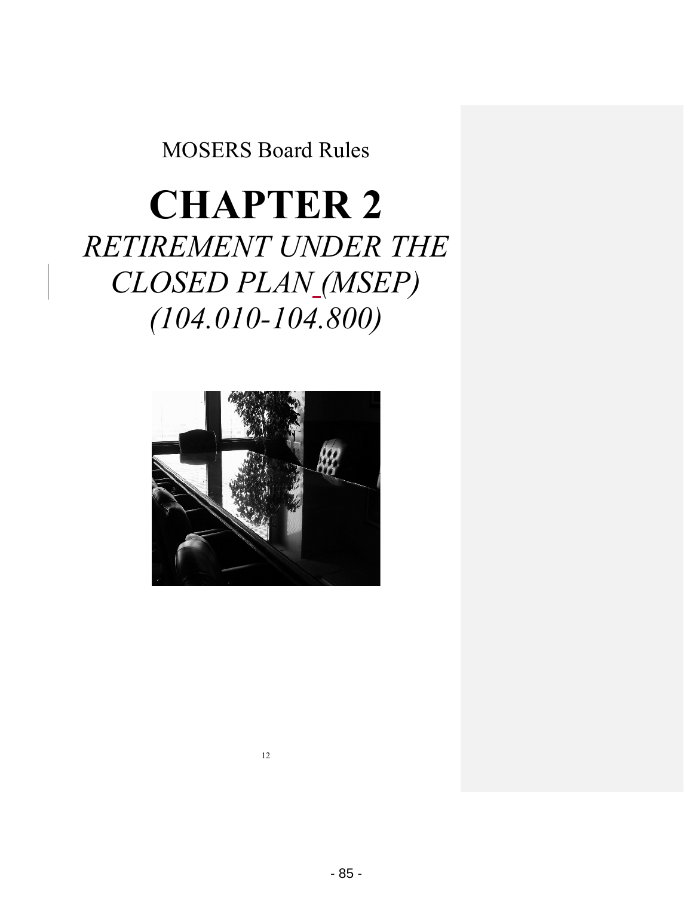MOSERS Board Rules

# CHAPTER 2

## *RETIREMENT UNDER THE CLOSED PLAN (MSEP) (104.010-104.800)*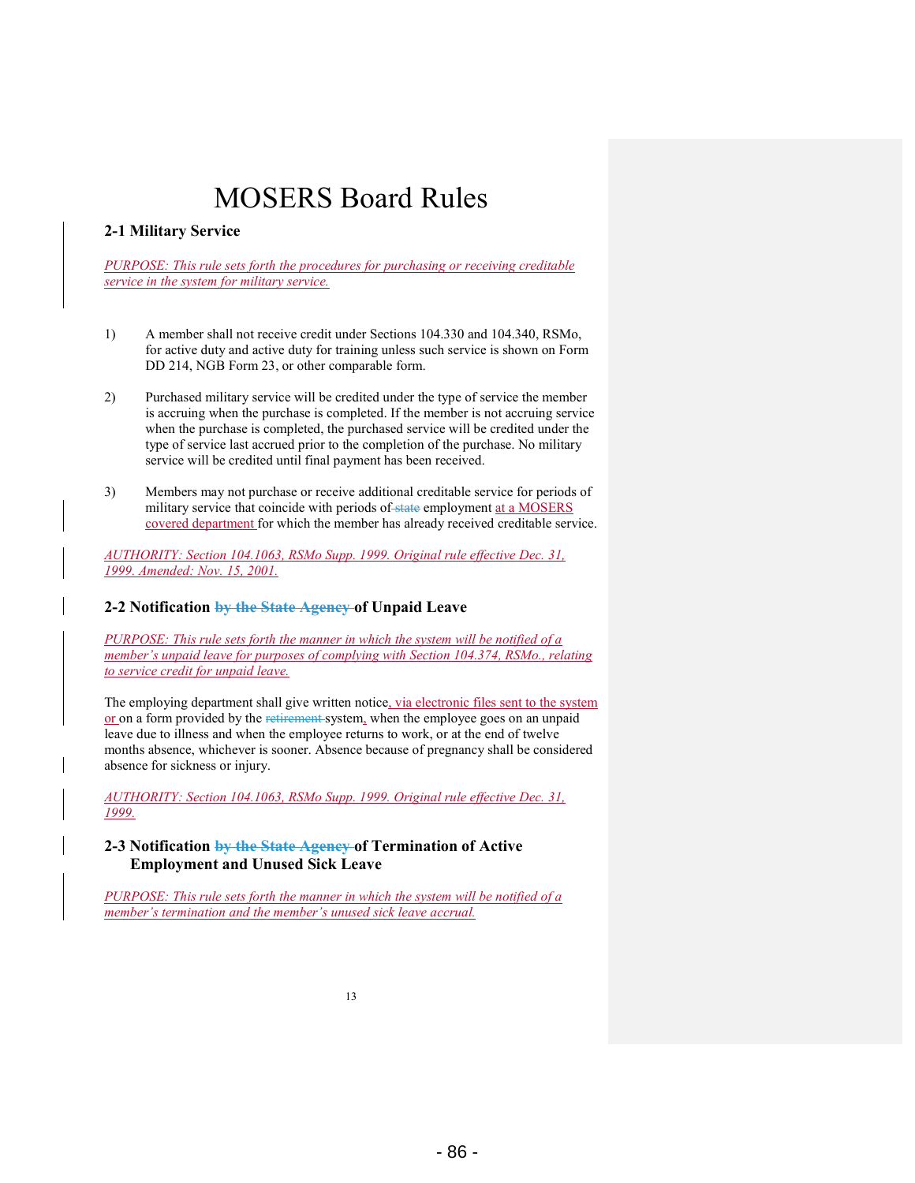# MOSERS Board Rules

**2-1 Military Service**

*PURPOSE: This rule sets forth the procedures for purchasing or receiving creditable service in the system for military service.*

1) A member shall not receive credit under Sections 104.330 and 104.340, RSMo, for active duty and active duty for training unless such service is shown on Form DD 214, NGB Form 23, or other comparable form.

2) Purchased military service will be credited under the type of service the member is accruing when the purchase is completed. If the member is not accruing service when the purchase is completed, the purchased service will be credited under the type of service last accrued prior to the completion of the purchase. No military service will be credited until final payment has been received.

3) Members may not purchase or receive additional creditable service for periods of military service that coincide with periods of ~~state~~ employment at a MOSERS covered department for which the member has already received creditable service.

*AUTHORITY: Section 104.1063, RSMo Supp. 1999. Original rule effective Dec. 31, 1999. Amended: Nov. 15, 2001.*

**2-2 Notification ~~by the State Agency~~ of Unpaid Leave**

*PURPOSE: This rule sets forth the manner in which the system will be notified of a member's unpaid leave for purposes of complying with Section 104.374, RSMo., relating to service credit for unpaid leave.*

The employing department shall give written notice, via electronic files sent to the system or on a form provided by the ~~retirement~~ system, when the employee goes on an unpaid leave due to illness and when the employee returns to work, or at the end of twelve months absence, whichever is sooner. Absence because of pregnancy shall be considered absence for sickness or injury.

*AUTHORITY: Section 104.1063, RSMo Supp. 1999. Original rule effective Dec. 31, 1999.*

**2-3 Notification ~~by the State Agency~~ of Termination of Active Employment and Unused Sick Leave**

*PURPOSE: This rule sets forth the manner in which the system will be notified of a member's termination and the member's unused sick leave accrual.*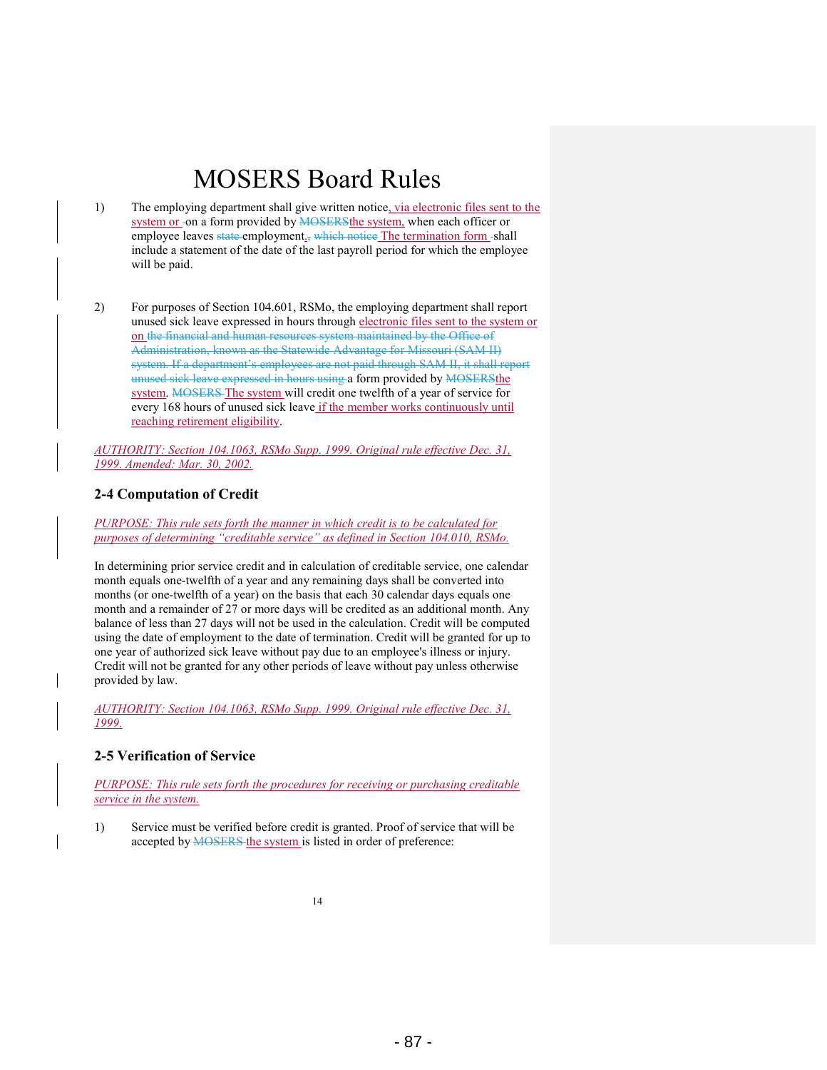1) The employing department shall give written notice, via electronic files sent to the system or ~~-~~on a form provided by ~~MOSERS~~the system, when each officer or employee leaves ~~state~~ employment. ~~, which notice~~ The termination form ~~-~~shall include a statement of the date of the last payroll period for which the employee will be paid.

2) For purposes of Section 104.601, RSMo, the employing department shall report unused sick leave expressed in hours through electronic files sent to the system or on ~~the financial and human resources system maintained by the Office of Administration, known as the Statewide Advantage for Missouri (SAM II) system. If a department's employees are not paid through SAM II, it shall report unused sick leave expressed in hours using~~ a form provided by ~~MOSERS~~the system. ~~MOSERS~~ The system will credit one twelfth of a year of service for every 168 hours of unused sick leave if the member works continuously until reaching retirement eligibility.

*AUTHORITY: Section 104.1063, RSMo Supp. 1999. Original rule effective Dec. 31, 1999. Amended: Mar. 30, 2002.*

### 2-4 Computation of Credit

*PURPOSE: This rule sets forth the manner in which credit is to be calculated for purposes of determining "creditable service" as defined in Section 104.010, RSMo.*

In determining prior service credit and in calculation of creditable service, one calendar month equals one-twelfth of a year and any remaining days shall be converted into months (or one-twelfth of a year) on the basis that each 30 calendar days equals one month and a remainder of 27 or more days will be credited as an additional month. Any balance of less than 27 days will not be used in the calculation. Credit will be computed using the date of employment to the date of termination. Credit will be granted for up to one year of authorized sick leave without pay due to an employee's illness or injury. Credit will not be granted for any other periods of leave without pay unless otherwise provided by law.

*AUTHORITY: Section 104.1063, RSMo Supp. 1999. Original rule effective Dec. 31, 1999.*

### 2-5 Verification of Service

*PURPOSE: This rule sets forth the procedures for receiving or purchasing creditable service in the system.*

1) Service must be verified before credit is granted. Proof of service that will be accepted by ~~MOSERS~~ the system is listed in order of preference: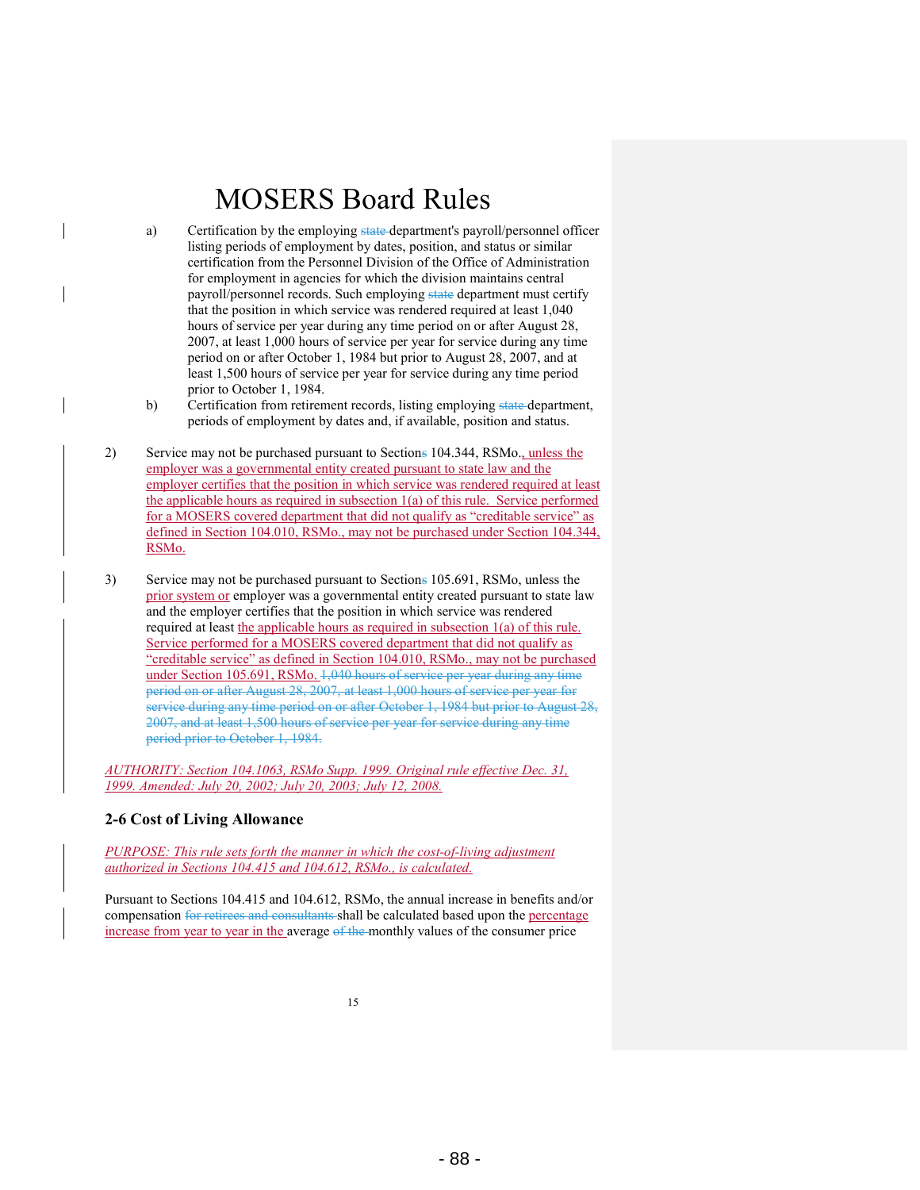# MOSERS Board Rules

a) Certification by the employing ~~state~~ department's payroll/personnel officer listing periods of employment by dates, position, and status or similar certification from the Personnel Division of the Office of Administration for employment in agencies for which the division maintains central payroll/personnel records. Such employing ~~state~~ department must certify that the position in which service was rendered required at least 1,040 hours of service per year during any time period on or after August 28, 2007, at least 1,000 hours of service per year for service during any time period on or after October 1, 1984 but prior to August 28, 2007, and at least 1,500 hours of service per year for service during any time period prior to October 1, 1984.

b) Certification from retirement records, listing employing ~~state~~ department, periods of employment by dates and, if available, position and status.

2) Service may not be purchased pursuant to Section~~s~~ 104.344, RSMo., unless the employer was a governmental entity created pursuant to state law and the employer certifies that the position in which service was rendered required at least the applicable hours as required in subsection 1(a) of this rule. Service performed for a MOSERS covered department that did not qualify as "creditable service" as defined in Section 104.010, RSMo., may not be purchased under Section 104.344, RSMo.

3) Service may not be purchased pursuant to Section~~s~~ 105.691, RSMo, unless the prior system or employer was a governmental entity created pursuant to state law and the employer certifies that the position in which service was rendered required at least the applicable hours as required in subsection 1(a) of this rule. Service performed for a MOSERS covered department that did not qualify as "creditable service" as defined in Section 104.010, RSMo., may not be purchased under Section 105.691, RSMo. ~~1,040 hours of service per year during any time period on or after August 28, 2007, at least 1,000 hours of service per year for service during any time period on or after October 1, 1984 but prior to August 28, 2007, and at least 1,500 hours of service per year for service during any time period prior to October 1, 1984.~~

*AUTHORITY: Section 104.1063, RSMo Supp. 1999. Original rule effective Dec. 31, 1999. Amended: July 20, 2002; July 20, 2003; July 12, 2008.*

### 2-6 Cost of Living Allowance

*PURPOSE: This rule sets forth the manner in which the cost-of-living adjustment authorized in Sections 104.415 and 104.612, RSMo., is calculated.*

Pursuant to Sections 104.415 and 104.612, RSMo, the annual increase in benefits and/or compensation ~~for retirees and consultants~~ shall be calculated based upon the percentage increase from year to year in the average ~~of the~~ monthly values of the consumer price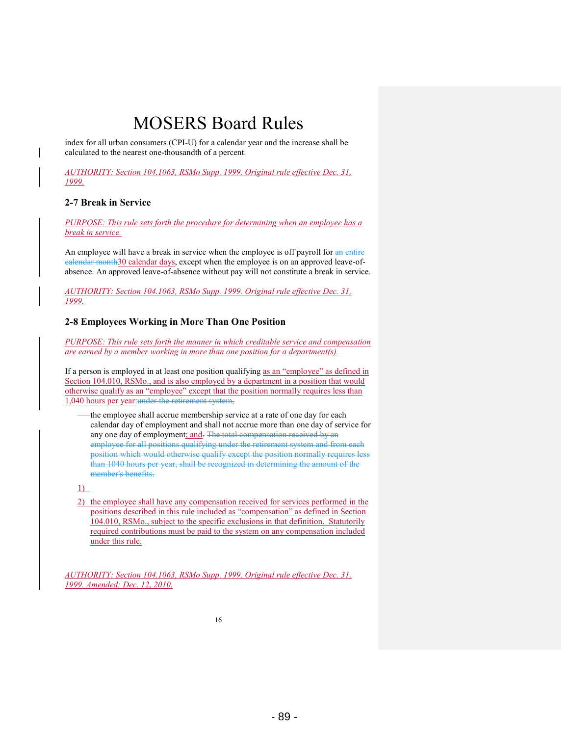index for all urban consumers (CPI-U) for a calendar year and the increase shall be calculated to the nearest one-thousandth of a percent.

*AUTHORITY: Section 104.1063, RSMo Supp. 1999. Original rule effective Dec. 31, 1999.*

### 2-7 Break in Service

*PURPOSE: This rule sets forth the procedure for determining when an employee has a break in service.*

An employee will have a break in service when the employee is off payroll for ~~an entire calendar month~~30 calendar days, except when the employee is on an approved leave-of-absence. An approved leave-of-absence without pay will not constitute a break in service.

*AUTHORITY: Section 104.1063, RSMo Supp. 1999. Original rule effective Dec. 31, 1999.*

### 2-8 Employees Working in More Than One Position

*PURPOSE: This rule sets forth the manner in which creditable service and compensation are earned by a member working in more than one position for a department(s).*

If a person is employed in at least one position qualifying as an "employee" as defined in Section 104.010, RSMo., and is also employed by a department in a position that would otherwise qualify as an "employee" except that the position normally requires less than 1,040 hours per year:~~under the retirement system,~~

- the employee shall accrue membership service at a rate of one day for each calendar day of employment and shall not accrue more than one day of service for any one day of employment; and~~. The total compensation received by an employee for all positions qualifying under the retirement system and from each position which would otherwise qualify except the position normally requires less than 1040 hours per year, shall be recognized in determining the amount of the member's benefits.~~

1) 

2) the employee shall have any compensation received for services performed in the positions described in this rule included as "compensation" as defined in Section 104.010, RSMo., subject to the specific exclusions in that definition. Statutorily required contributions must be paid to the system on any compensation included under this rule.

*AUTHORITY: Section 104.1063, RSMo Supp. 1999. Original rule effective Dec. 31, 1999. Amended: Dec. 12, 2010.*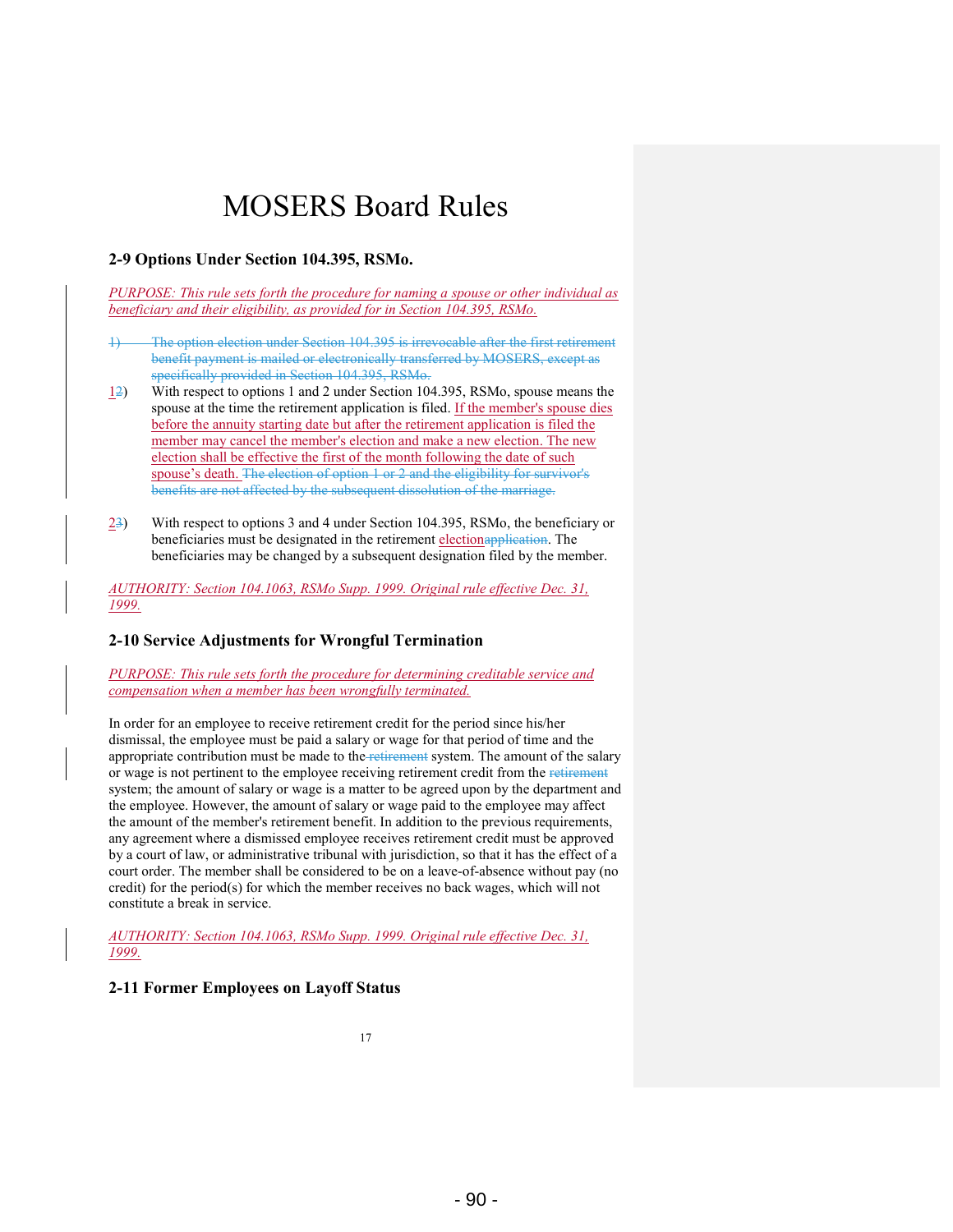# MOSERS Board Rules

### 2-9 Options Under Section 104.395, RSMo.

*PURPOSE: This rule sets forth the procedure for naming a spouse or other individual as beneficiary and their eligibility, as provided for in Section 104.395, RSMo.*

~~1) The option election under Section 104.395 is irrevocable after the first retirement benefit payment is mailed or electronically transferred by MOSERS, except as specifically provided in Section 104.395, RSMo.~~

1~~2~~) With respect to options 1 and 2 under Section 104.395, RSMo, spouse means the spouse at the time the retirement application is filed. If the member's spouse dies before the annuity starting date but after the retirement application is filed the member may cancel the member's election and make a new election. The new election shall be effective the first of the month following the date of such spouse's death. ~~The election of option 1 or 2 and the eligibility for survivor's benefits are not affected by the subsequent dissolution of the marriage.~~

2~~3~~) With respect to options 3 and 4 under Section 104.395, RSMo, the beneficiary or beneficiaries must be designated in the retirement election~~application~~. The beneficiaries may be changed by a subsequent designation filed by the member.

*AUTHORITY: Section 104.1063, RSMo Supp. 1999. Original rule effective Dec. 31, 1999.*

### 2-10 Service Adjustments for Wrongful Termination

*PURPOSE: This rule sets forth the procedure for determining creditable service and compensation when a member has been wrongfully terminated.*

In order for an employee to receive retirement credit for the period since his/her dismissal, the employee must be paid a salary or wage for that period of time and the appropriate contribution must be made to the ~~retirement~~ system. The amount of the salary or wage is not pertinent to the employee receiving retirement credit from the ~~retirement~~ system; the amount of salary or wage is a matter to be agreed upon by the department and the employee. However, the amount of salary or wage paid to the employee may affect the amount of the member's retirement benefit. In addition to the previous requirements, any agreement where a dismissed employee receives retirement credit must be approved by a court of law, or administrative tribunal with jurisdiction, so that it has the effect of a court order. The member shall be considered to be on a leave-of-absence without pay (no credit) for the period(s) for which the member receives no back wages, which will not constitute a break in service.

*AUTHORITY: Section 104.1063, RSMo Supp. 1999. Original rule effective Dec. 31, 1999.*

### 2-11 Former Employees on Layoff Status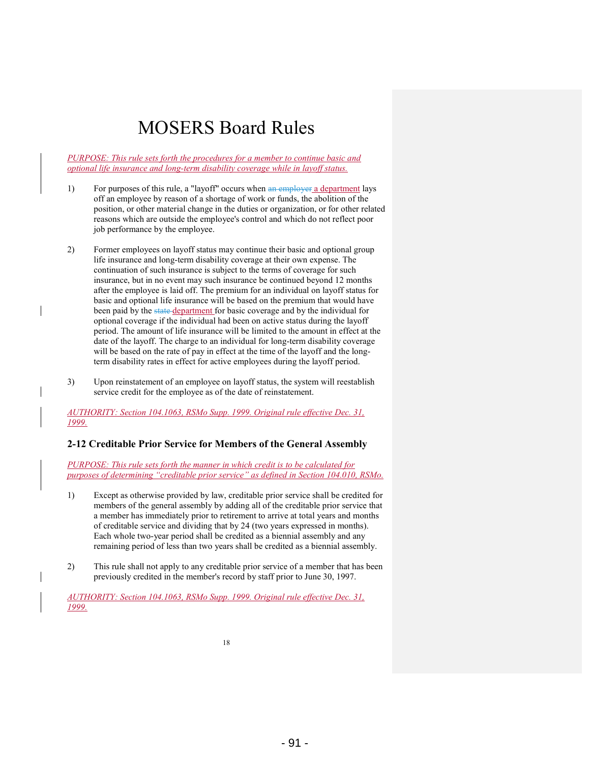# MOSERS Board Rules

*PURPOSE: This rule sets forth the procedures for a member to continue basic and optional life insurance and long-term disability coverage while in layoff status.*

1) For purposes of this rule, a "layoff" occurs when ~~an employer~~ a department lays off an employee by reason of a shortage of work or funds, the abolition of the position, or other material change in the duties or organization, or for other related reasons which are outside the employee's control and which do not reflect poor job performance by the employee.

2) Former employees on layoff status may continue their basic and optional group life insurance and long-term disability coverage at their own expense. The continuation of such insurance is subject to the terms of coverage for such insurance, but in no event may such insurance be continued beyond 12 months after the employee is laid off. The premium for an individual on layoff status for basic and optional life insurance will be based on the premium that would have been paid by the ~~state~~ department for basic coverage and by the individual for optional coverage if the individual had been on active status during the layoff period. The amount of life insurance will be limited to the amount in effect at the date of the layoff. The charge to an individual for long-term disability coverage will be based on the rate of pay in effect at the time of the layoff and the long-term disability rates in effect for active employees during the layoff period.

3) Upon reinstatement of an employee on layoff status, the system will reestablish service credit for the employee as of the date of reinstatement.

*AUTHORITY: Section 104.1063, RSMo Supp. 1999. Original rule effective Dec. 31, 1999.*

### 2-12 Creditable Prior Service for Members of the General Assembly

*PURPOSE: This rule sets forth the manner in which credit is to be calculated for purposes of determining "creditable prior service" as defined in Section 104.010, RSMo.*

1) Except as otherwise provided by law, creditable prior service shall be credited for members of the general assembly by adding all of the creditable prior service that a member has immediately prior to retirement to arrive at total years and months of creditable service and dividing that by 24 (two years expressed in months). Each whole two-year period shall be credited as a biennial assembly and any remaining period of less than two years shall be credited as a biennial assembly.

2) This rule shall not apply to any creditable prior service of a member that has been previously credited in the member's record by staff prior to June 30, 1997.

*AUTHORITY: Section 104.1063, RSMo Supp. 1999. Original rule effective Dec. 31, 1999.*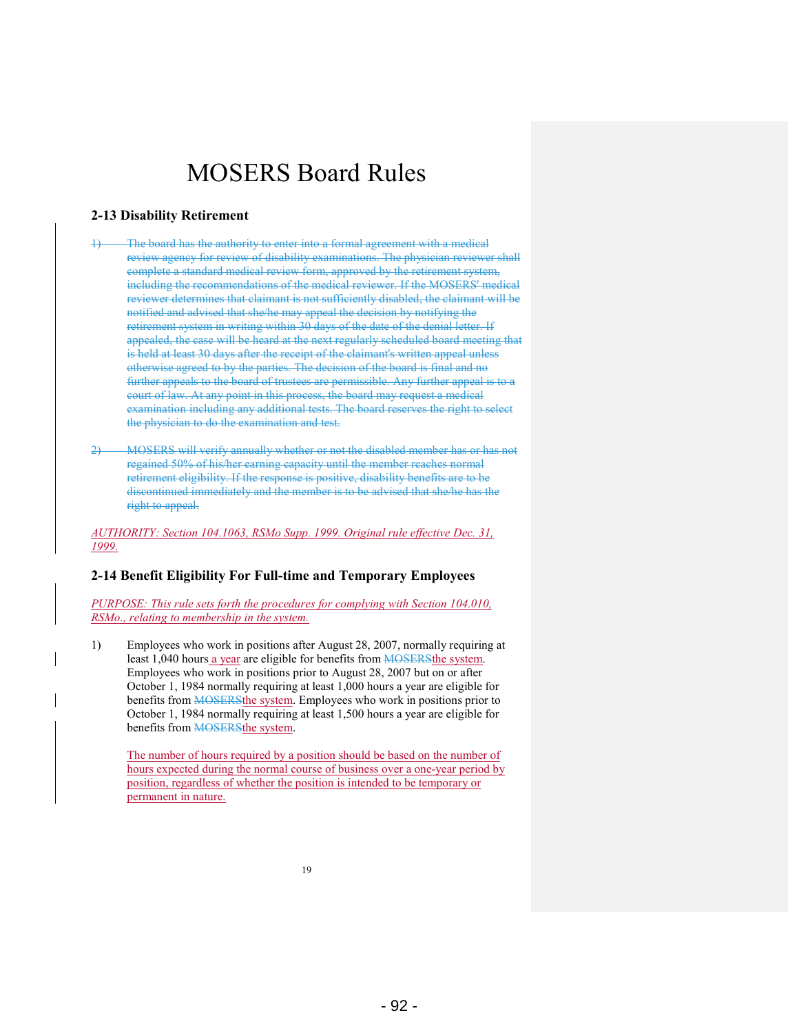# MOSERS Board Rules

## 2-13 Disability Retirement

~~1) The board has the authority to enter into a formal agreement with a medical review agency for review of disability examinations. The physician reviewer shall complete a standard medical review form, approved by the retirement system, including the recommendations of the medical reviewer. If the MOSERS' medical reviewer determines that claimant is not sufficiently disabled, the claimant will be notified and advised that she/he may appeal the decision by notifying the retirement system in writing within 30 days of the date of the denial letter. If appealed, the case will be heard at the next regularly scheduled board meeting that is held at least 30 days after the receipt of the claimant's written appeal unless otherwise agreed to by the parties. The decision of the board is final and no further appeals to the board of trustees are permissible. Any further appeal is to a court of law. At any point in this process, the board may request a medical examination including any additional tests. The board reserves the right to select the physician to do the examination and test.~~

~~2) MOSERS will verify annually whether or not the disabled member has or has not regained 50% of his/her earning capacity until the member reaches normal retirement eligibility. If the response is positive, disability benefits are to be discontinued immediately and the member is to be advised that she/he has the right to appeal.~~

*AUTHORITY: Section 104.1063, RSMo Supp. 1999. Original rule effective Dec. 31, 1999.*

## 2-14 Benefit Eligibility For Full-time and Temporary Employees

*PURPOSE: This rule sets forth the procedures for complying with Section 104.010, RSMo., relating to membership in the system.*

1) Employees who work in positions after August 28, 2007, normally requiring at least 1,040 hours a year are eligible for benefits from ~~MOSERS~~the system. Employees who work in positions prior to August 28, 2007 but on or after October 1, 1984 normally requiring at least 1,000 hours a year are eligible for benefits from ~~MOSERS~~the system. Employees who work in positions prior to October 1, 1984 normally requiring at least 1,500 hours a year are eligible for benefits from ~~MOSERS~~the system.

   The number of hours required by a position should be based on the number of hours expected during the normal course of business over a one-year period by position, regardless of whether the position is intended to be temporary or permanent in nature.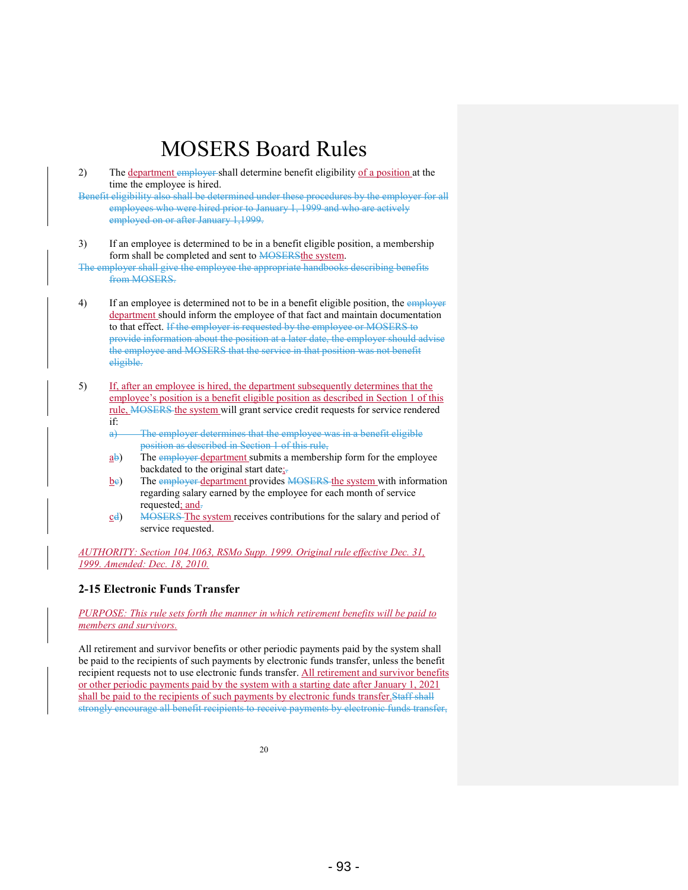2) The <u>department</u> ~~employer~~ shall determine benefit eligibility <u>of a position</u> at the time the employee is hired.

~~Benefit eligibility also shall be determined under these procedures by the employer for all employees who were hired prior to January 1, 1999 and who are actively employed on or after January 1,1999.~~

3) If an employee is determined to be in a benefit eligible position, a membership form shall be completed and sent to ~~MOSERS~~<u>the system</u>.

~~The employer shall give the employee the appropriate handbooks describing benefits from MOSERS.~~

4) If an employee is determined not to be in a benefit eligible position, the ~~employer~~ <u>department</u> should inform the employee of that fact and maintain documentation to that effect. ~~If the employer is requested by the employee or MOSERS to provide information about the position at a later date, the employer should advise the employee and MOSERS that the service in that position was not benefit eligible.~~

5) <u>If, after an employee is hired, the department subsequently determines that the employee's position is a benefit eligible position as described in Section 1 of this rule,</u> ~~MOSERS~~ <u>the system</u> will grant service credit requests for service rendered if:

   ~~a) The employer determines that the employee was in a benefit eligible position as described in Section 1 of this rule,~~

   <u>a</u>~~b~~) The ~~employer~~ <u>department</u> submits a membership form for the employee backdated to the original start date<u>;</u>~~.~~

   <u>b</u>~~c~~) The ~~employer~~ <u>department</u> provides ~~MOSERS~~ <u>the system</u> with information regarding salary earned by the employee for each month of service requested<u>; and</u>~~.~~

   <u>c</u>~~d~~) ~~MOSERS~~ <u>The system</u> receives contributions for the salary and period of service requested.

<u>*AUTHORITY: Section 104.1063, RSMo Supp. 1999. Original rule effective Dec. 31, 1999. Amended: Dec. 18, 2010.*</u>

### 2-15 Electronic Funds Transfer

<u>*PURPOSE: This rule sets forth the manner in which retirement benefits will be paid to members and survivors.*</u>

All retirement and survivor benefits or other periodic payments paid by the system shall be paid to the recipients of such payments by electronic funds transfer, unless the benefit recipient requests not to use electronic funds transfer. <u>All retirement and survivor benefits or other periodic payments paid by the system with a starting date after January 1, 2021 shall be paid to the recipients of such payments by electronic funds transfer.</u>~~Staff shall strongly encourage all benefit recipients to receive payments by electronic funds transfer,~~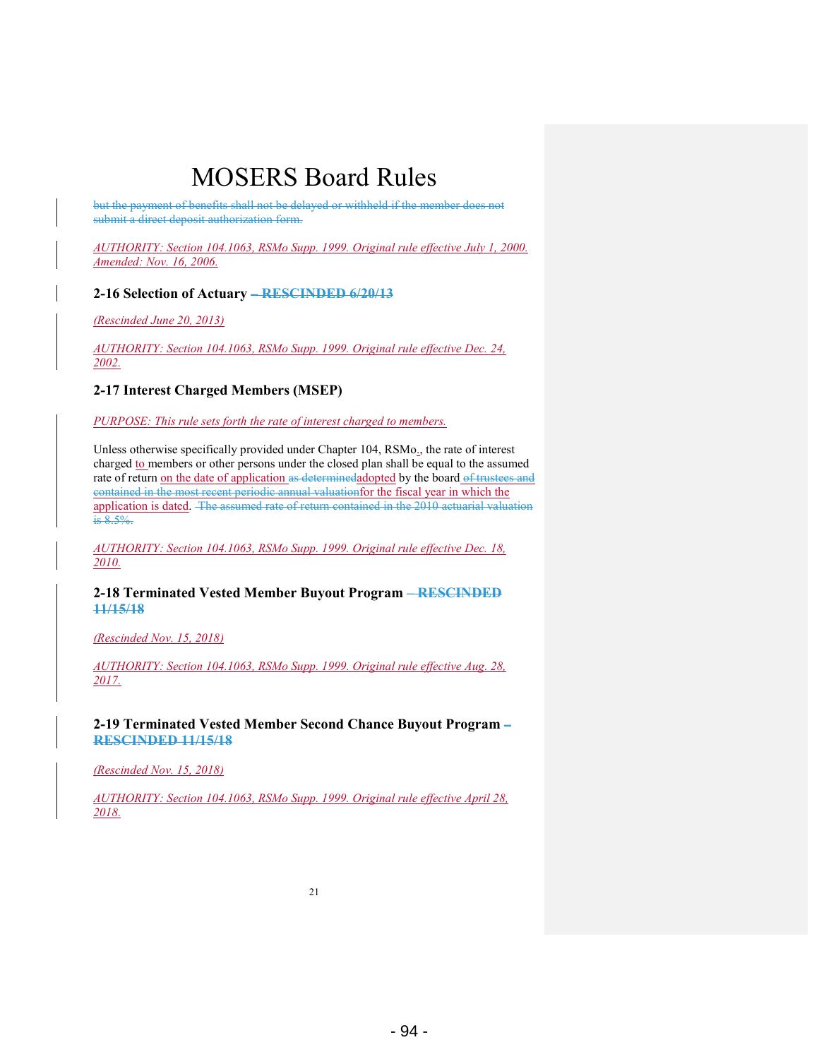but the payment of benefits shall not be delayed or withheld if the member does not submit a direct deposit authorization form.

*AUTHORITY: Section 104.1063, RSMo Supp. 1999. Original rule effective July 1, 2000. Amended: Nov. 16, 2006.*

### 2-16 Selection of Actuary – RESCINDED 6/20/13

*(Rescinded June 20, 2013)*

*AUTHORITY: Section 104.1063, RSMo Supp. 1999. Original rule effective Dec. 24, 2002.*

### 2-17 Interest Charged Members (MSEP)

*PURPOSE: This rule sets forth the rate of interest charged to members.*

Unless otherwise specifically provided under Chapter 104, RSMo., the rate of interest charged to members or other persons under the closed plan shall be equal to the assumed rate of return on the date of application as determinedadopted by the board of trustees and contained in the most recent periodic annual valuationfor the fiscal year in which the application is dated. The assumed rate of return contained in the 2010 actuarial valuation is 8.5%.

*AUTHORITY: Section 104.1063, RSMo Supp. 1999. Original rule effective Dec. 18, 2010.*

### 2-18 Terminated Vested Member Buyout Program – RESCINDED 11/15/18

*(Rescinded Nov. 15, 2018)*

*AUTHORITY: Section 104.1063, RSMo Supp. 1999. Original rule effective Aug. 28, 2017.*

### 2-19 Terminated Vested Member Second Chance Buyout Program – RESCINDED 11/15/18

*(Rescinded Nov. 15, 2018)*

*AUTHORITY: Section 104.1063, RSMo Supp. 1999. Original rule effective April 28, 2018.*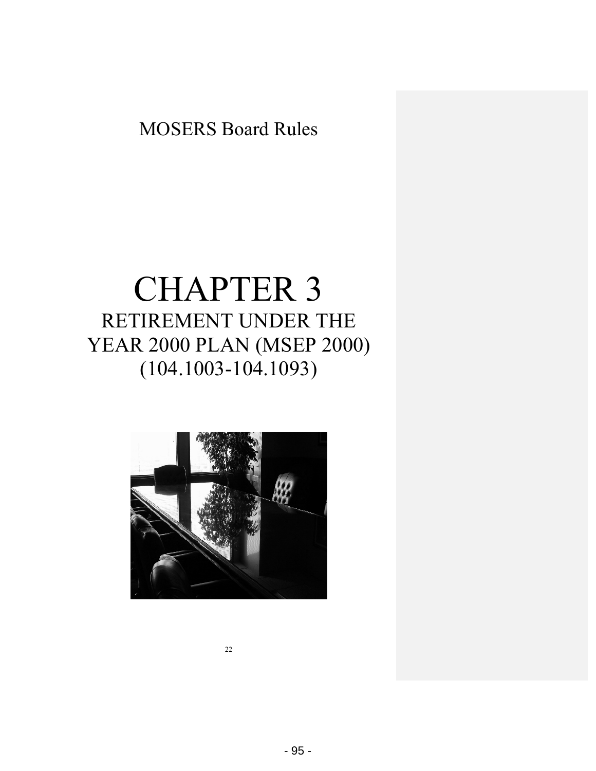MOSERS Board Rules

# CHAPTER 3

## RETIREMENT UNDER THE YEAR 2000 PLAN (MSEP 2000) (104.1003-104.1093)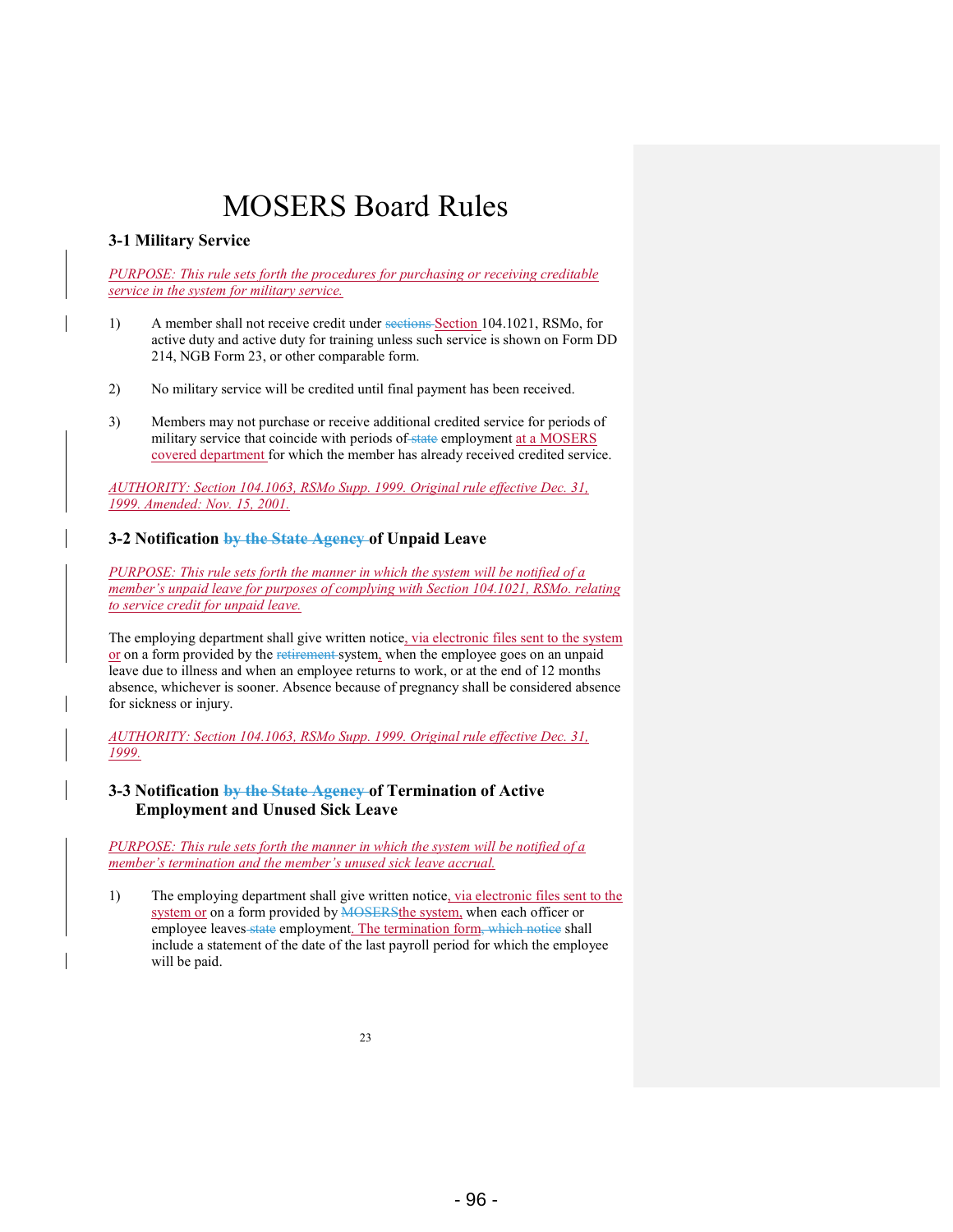# MOSERS Board Rules

## 3-1 Military Service

*PURPOSE: This rule sets forth the procedures for purchasing or receiving creditable service in the system for military service.*

1) A member shall not receive credit under ~~sections~~ Section 104.1021, RSMo, for active duty and active duty for training unless such service is shown on Form DD 214, NGB Form 23, or other comparable form.

2) No military service will be credited until final payment has been received.

3) Members may not purchase or receive additional credited service for periods of military service that coincide with periods of ~~state~~ employment at a MOSERS covered department for which the member has already received credited service.

*AUTHORITY: Section 104.1063, RSMo Supp. 1999. Original rule effective Dec. 31, 1999. Amended: Nov. 15, 2001.*

## 3-2 Notification ~~by the State Agency~~ of Unpaid Leave

*PURPOSE: This rule sets forth the manner in which the system will be notified of a member's unpaid leave for purposes of complying with Section 104.1021, RSMo. relating to service credit for unpaid leave.*

The employing department shall give written notice, via electronic files sent to the system or on a form provided by the ~~retirement~~ system, when the employee goes on an unpaid leave due to illness and when an employee returns to work, or at the end of 12 months absence, whichever is sooner. Absence because of pregnancy shall be considered absence for sickness or injury.

*AUTHORITY: Section 104.1063, RSMo Supp. 1999. Original rule effective Dec. 31, 1999.*

## 3-3 Notification ~~by the State Agency~~ of Termination of Active Employment and Unused Sick Leave

*PURPOSE: This rule sets forth the manner in which the system will be notified of a member's termination and the member's unused sick leave accrual.*

1) The employing department shall give written notice, via electronic files sent to the system or on a form provided by ~~MOSERS~~the system, when each officer or employee leaves ~~state~~ employment. The termination form~~, which notice~~ shall include a statement of the date of the last payroll period for which the employee will be paid.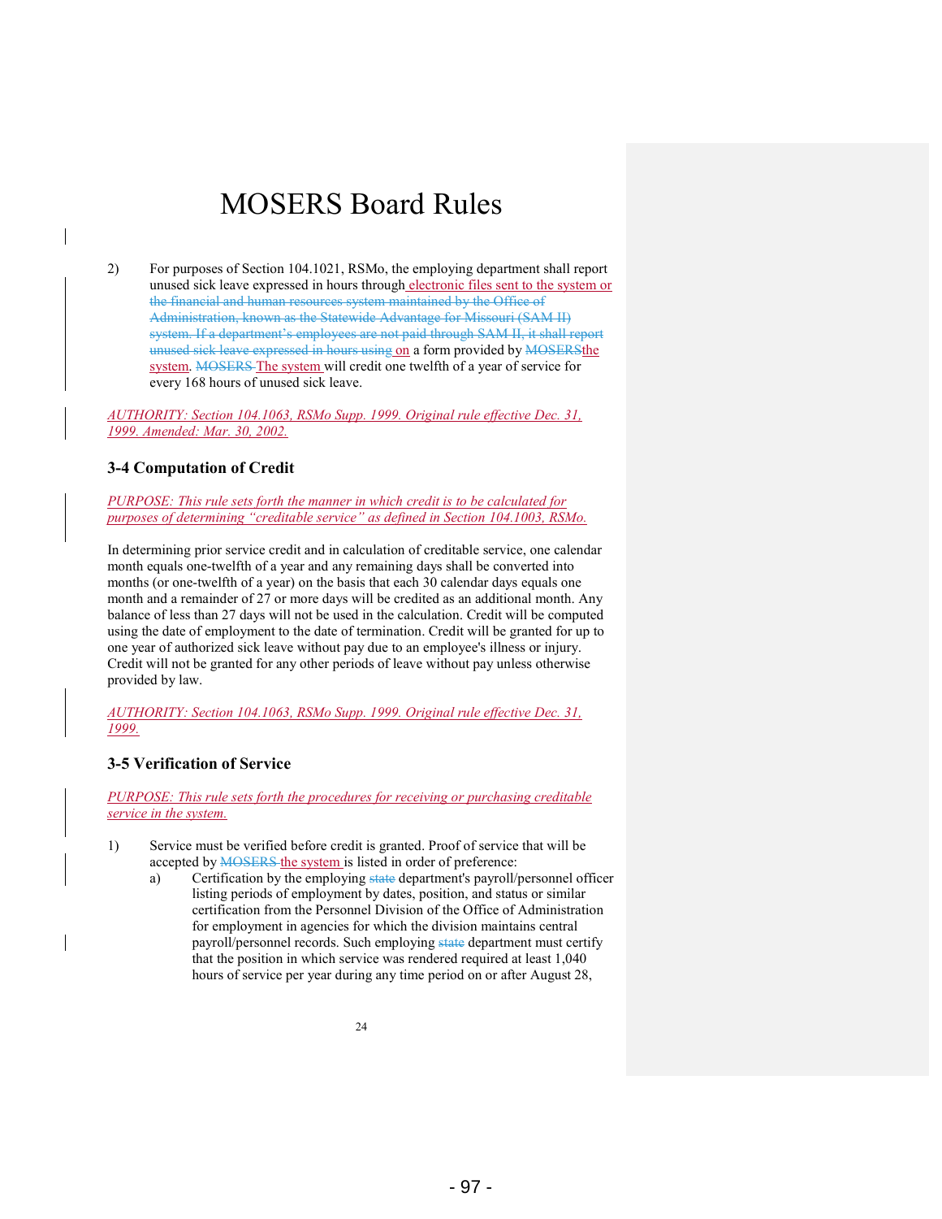2) For purposes of Section 104.1021, RSMo, the employing department shall report unused sick leave expressed in hours through electronic files sent to the system or ~~the financial and human resources system maintained by the Office of Administration, known as the Statewide Advantage for Missouri (SAM II) system. If a department's employees are not paid through SAM II, it shall report unused sick leave expressed in hours using~~ on a form provided by ~~MOSERS~~the system. ~~MOSERS~~ The system will credit one twelfth of a year of service for every 168 hours of unused sick leave.

*AUTHORITY: Section 104.1063, RSMo Supp. 1999. Original rule effective Dec. 31, 1999. Amended: Mar. 30, 2002.*

### 3-4 Computation of Credit

*PURPOSE: This rule sets forth the manner in which credit is to be calculated for purposes of determining "creditable service" as defined in Section 104.1003, RSMo.*

In determining prior service credit and in calculation of creditable service, one calendar month equals one-twelfth of a year and any remaining days shall be converted into months (or one-twelfth of a year) on the basis that each 30 calendar days equals one month and a remainder of 27 or more days will be credited as an additional month. Any balance of less than 27 days will not be used in the calculation. Credit will be computed using the date of employment to the date of termination. Credit will be granted for up to one year of authorized sick leave without pay due to an employee's illness or injury. Credit will not be granted for any other periods of leave without pay unless otherwise provided by law.

*AUTHORITY: Section 104.1063, RSMo Supp. 1999. Original rule effective Dec. 31, 1999.*

### 3-5 Verification of Service

*PURPOSE: This rule sets forth the procedures for receiving or purchasing creditable service in the system.*

1) Service must be verified before credit is granted. Proof of service that will be accepted by ~~MOSERS~~ the system is listed in order of preference:
   a) Certification by the employing ~~state~~ department's payroll/personnel officer listing periods of employment by dates, position, and status or similar certification from the Personnel Division of the Office of Administration for employment in agencies for which the division maintains central payroll/personnel records. Such employing ~~state~~ department must certify that the position in which service was rendered required at least 1,040 hours of service per year during any time period on or after August 28,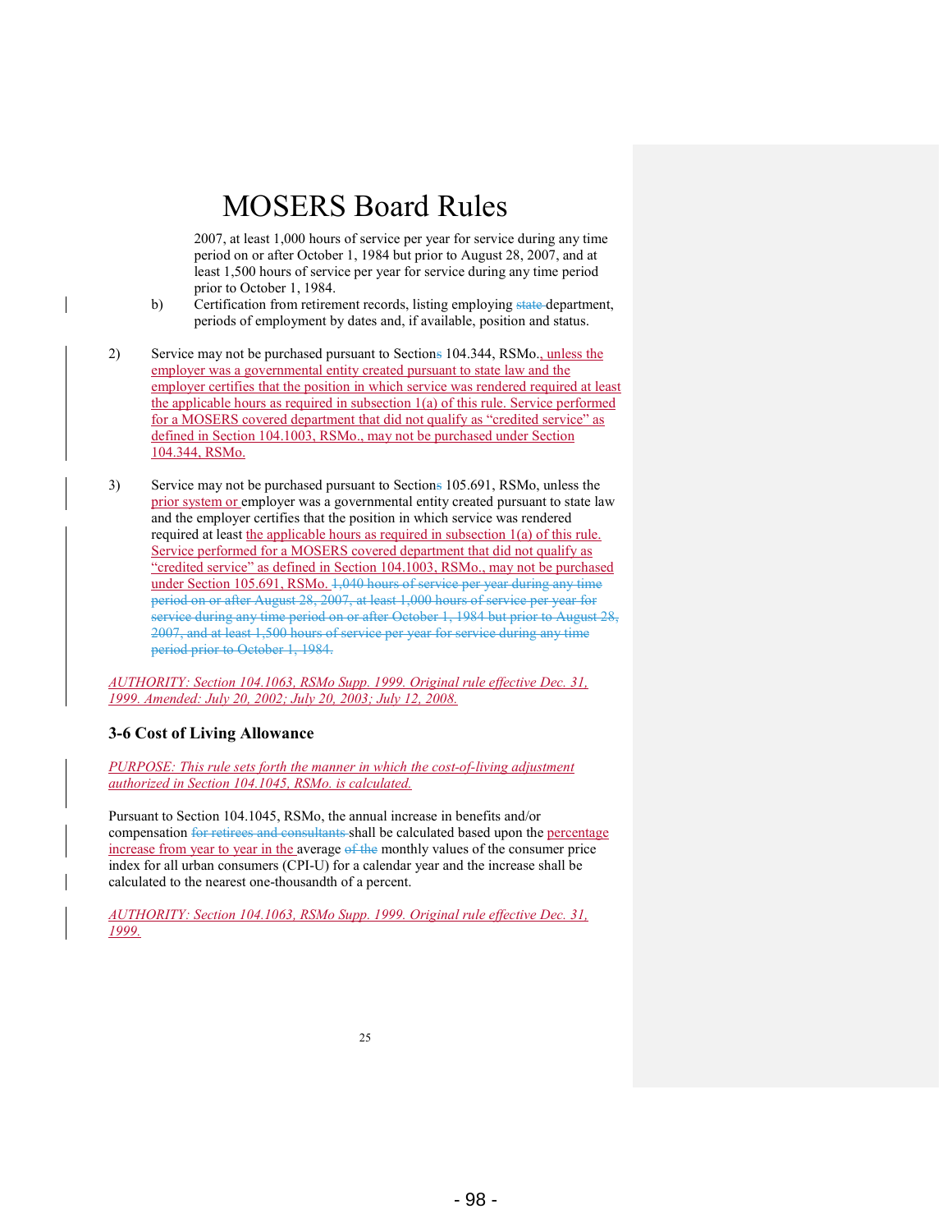# MOSERS Board Rules

2007, at least 1,000 hours of service per year for service during any time period on or after October 1, 1984 but prior to August 28, 2007, and at least 1,500 hours of service per year for service during any time period prior to October 1, 1984.

b) Certification from retirement records, listing employing ~~state~~ department, periods of employment by dates and, if available, position and status.

2) Service may not be purchased pursuant to Section~~s~~ 104.344, RSMo., unless the employer was a governmental entity created pursuant to state law and the employer certifies that the position in which service was rendered required at least the applicable hours as required in subsection 1(a) of this rule. Service performed for a MOSERS covered department that did not qualify as "credited service" as defined in Section 104.1003, RSMo., may not be purchased under Section 104.344, RSMo.

3) Service may not be purchased pursuant to Section~~s~~ 105.691, RSMo, unless the prior system or employer was a governmental entity created pursuant to state law and the employer certifies that the position in which service was rendered required at least the applicable hours as required in subsection 1(a) of this rule. Service performed for a MOSERS covered department that did not qualify as "credited service" as defined in Section 104.1003, RSMo., may not be purchased under Section 105.691, RSMo. ~~1,040 hours of service per year during any time period on or after August 28, 2007, at least 1,000 hours of service per year for service during any time period on or after October 1, 1984 but prior to August 28, 2007, and at least 1,500 hours of service per year for service during any time period prior to October 1, 1984.~~

*AUTHORITY: Section 104.1063, RSMo Supp. 1999. Original rule effective Dec. 31, 1999. Amended: July 20, 2002; July 20, 2003; July 12, 2008.*

### 3-6 Cost of Living Allowance

*PURPOSE: This rule sets forth the manner in which the cost-of-living adjustment authorized in Section 104.1045, RSMo. is calculated.*

Pursuant to Section 104.1045, RSMo, the annual increase in benefits and/or compensation ~~for retirees and consultants~~ shall be calculated based upon the percentage increase from year to year in the average ~~of the~~ monthly values of the consumer price index for all urban consumers (CPI-U) for a calendar year and the increase shall be calculated to the nearest one-thousandth of a percent.

*AUTHORITY: Section 104.1063, RSMo Supp. 1999. Original rule effective Dec. 31, 1999.*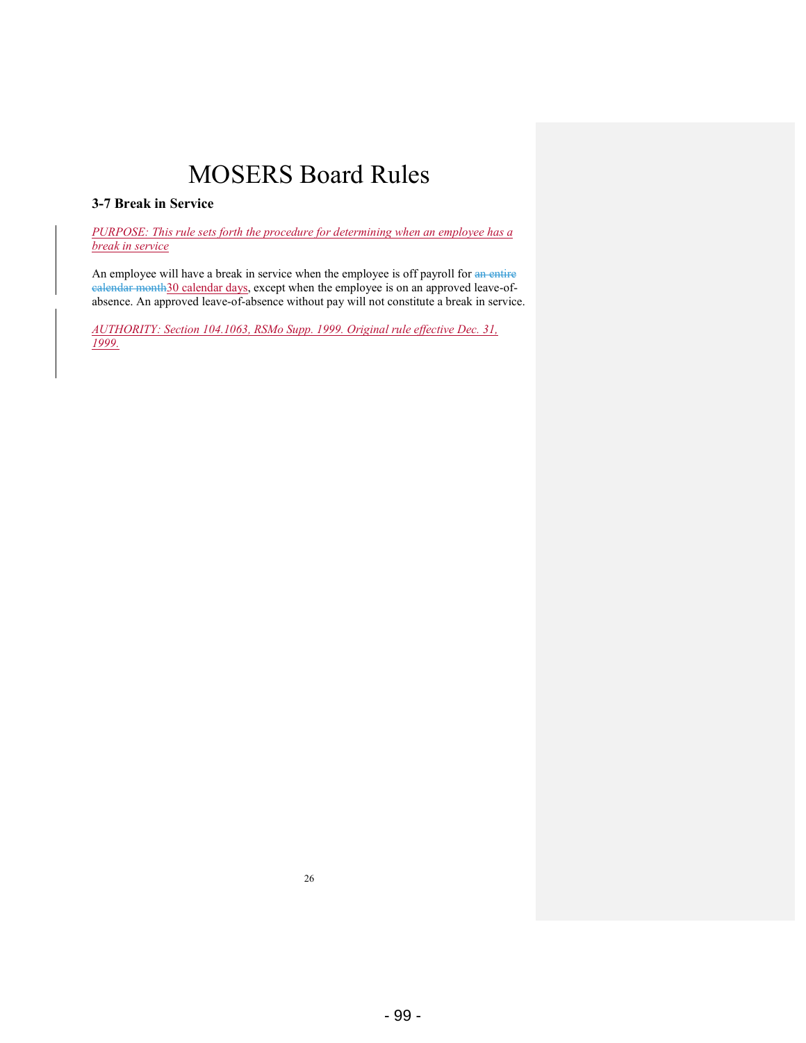# MOSERS Board Rules

### 3-7 Break in Service

*PURPOSE: This rule sets forth the procedure for determining when an employee has a break in service*

An employee will have a break in service when the employee is off payroll for ~~an entire calendar month~~30 calendar days, except when the employee is on an approved leave-of-absence. An approved leave-of-absence without pay will not constitute a break in service.

*AUTHORITY: Section 104.1063, RSMo Supp. 1999. Original rule effective Dec. 31, 1999.*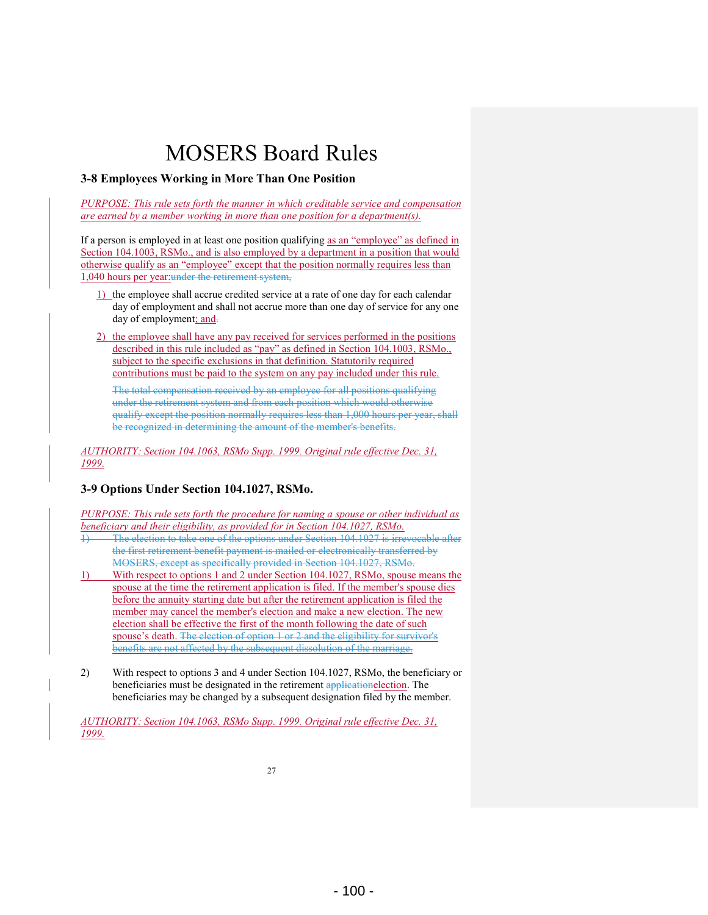# MOSERS Board Rules

### 3-8 Employees Working in More Than One Position

*PURPOSE: This rule sets forth the manner in which creditable service and compensation are earned by a member working in more than one position for a department(s).*

If a person is employed in at least one position qualifying as an "employee" as defined in Section 104.1003, RSMo., and is also employed by a department in a position that would otherwise qualify as an "employee" except that the position normally requires less than 1,040 hours per year:~~under the retirement system,~~

1) the employee shall accrue credited service at a rate of one day for each calendar day of employment and shall not accrue more than one day of service for any one day of employment; and~~.~~

2) the employee shall have any pay received for services performed in the positions described in this rule included as "pay" as defined in Section 104.1003, RSMo., subject to the specific exclusions in that definition. Statutorily required contributions must be paid to the system on any pay included under this rule.

   ~~The total compensation received by an employee for all positions qualifying under the retirement system and from each position which would otherwise qualify except the position normally requires less than 1,000 hours per year, shall be recognized in determining the amount of the member's benefits.~~

*AUTHORITY: Section 104.1063, RSMo Supp. 1999. Original rule effective Dec. 31, 1999.*

### 3-9 Options Under Section 104.1027, RSMo.

*PURPOSE: This rule sets forth the procedure for naming a spouse or other individual as beneficiary and their eligibility, as provided for in Section 104.1027, RSMo.*

~~1) The election to take one of the options under Section 104.1027 is irrevocable after the first retirement benefit payment is mailed or electronically transferred by MOSERS, except as specifically provided in Section 104.1027, RSMo.~~

1) With respect to options 1 and 2 under Section 104.1027, RSMo, spouse means the spouse at the time the retirement application is filed. If the member's spouse dies before the annuity starting date but after the retirement application is filed the member may cancel the member's election and make a new election. The new election shall be effective the first of the month following the date of such spouse's death. ~~The election of option 1 or 2 and the eligibility for survivor's benefits are not affected by the subsequent dissolution of the marriage.~~

2) With respect to options 3 and 4 under Section 104.1027, RSMo, the beneficiary or beneficiaries must be designated in the retirement ~~application~~election. The beneficiaries may be changed by a subsequent designation filed by the member.

*AUTHORITY: Section 104.1063, RSMo Supp. 1999. Original rule effective Dec. 31, 1999.*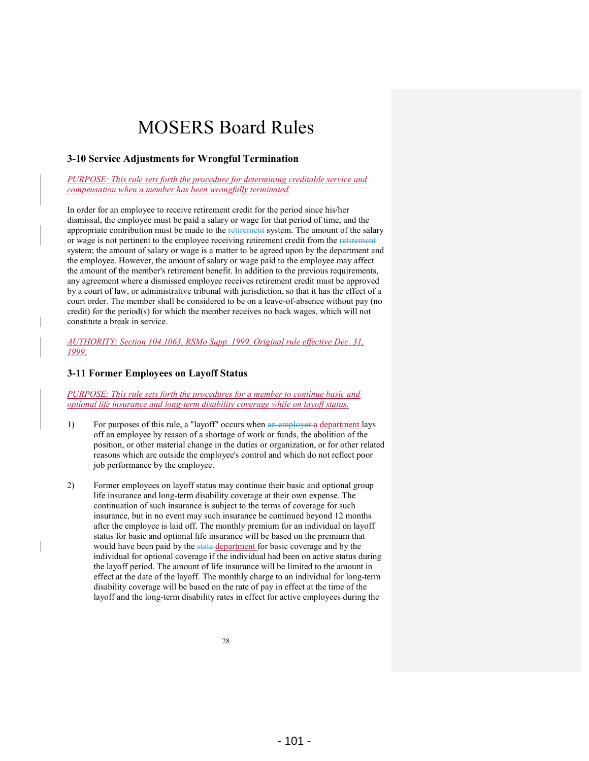# MOSERS Board Rules

### 3-10 Service Adjustments for Wrongful Termination

*PURPOSE: This rule sets forth the procedure for determining creditable service and compensation when a member has been wrongfully terminated.*

In order for an employee to receive retirement credit for the period since his/her dismissal, the employee must be paid a salary or wage for that period of time, and the appropriate contribution must be made to the ~~retirement~~ system. The amount of the salary or wage is not pertinent to the employee receiving retirement credit from the ~~retirement~~ system; the amount of salary or wage is a matter to be agreed upon by the department and the employee. However, the amount of salary or wage paid to the employee may affect the amount of the member's retirement benefit. In addition to the previous requirements, any agreement where a dismissed employee receives retirement credit must be approved by a court of law, or administrative tribunal with jurisdiction, so that it has the effect of a court order. The member shall be considered to be on a leave-of-absence without pay (no credit) for the period(s) for which the member receives no back wages, which will not constitute a break in service.

*AUTHORITY: Section 104.1063, RSMo Supp. 1999. Original rule effective Dec. 31, 1999.*

### 3-11 Former Employees on Layoff Status

*PURPOSE: This rule sets forth the procedures for a member to continue basic and optional life insurance and long-term disability coverage while on layoff status.*

1) For purposes of this rule, a "layoff" occurs when ~~an employer~~ a department lays off an employee by reason of a shortage of work or funds, the abolition of the position, or other material change in the duties or organization, or for other related reasons which are outside the employee's control and which do not reflect poor job performance by the employee.

2) Former employees on layoff status may continue their basic and optional group life insurance and long-term disability coverage at their own expense. The continuation of such insurance is subject to the terms of coverage for such insurance, but in no event may such insurance be continued beyond 12 months after the employee is laid off. The monthly premium for an individual on layoff status for basic and optional life insurance will be based on the premium that would have been paid by the ~~state~~ department for basic coverage and by the individual for optional coverage if the individual had been on active status during the layoff period. The amount of life insurance will be limited to the amount in effect at the date of the layoff. The monthly charge to an individual for long-term disability coverage will be based on the rate of pay in effect at the time of the layoff and the long-term disability rates in effect for active employees during the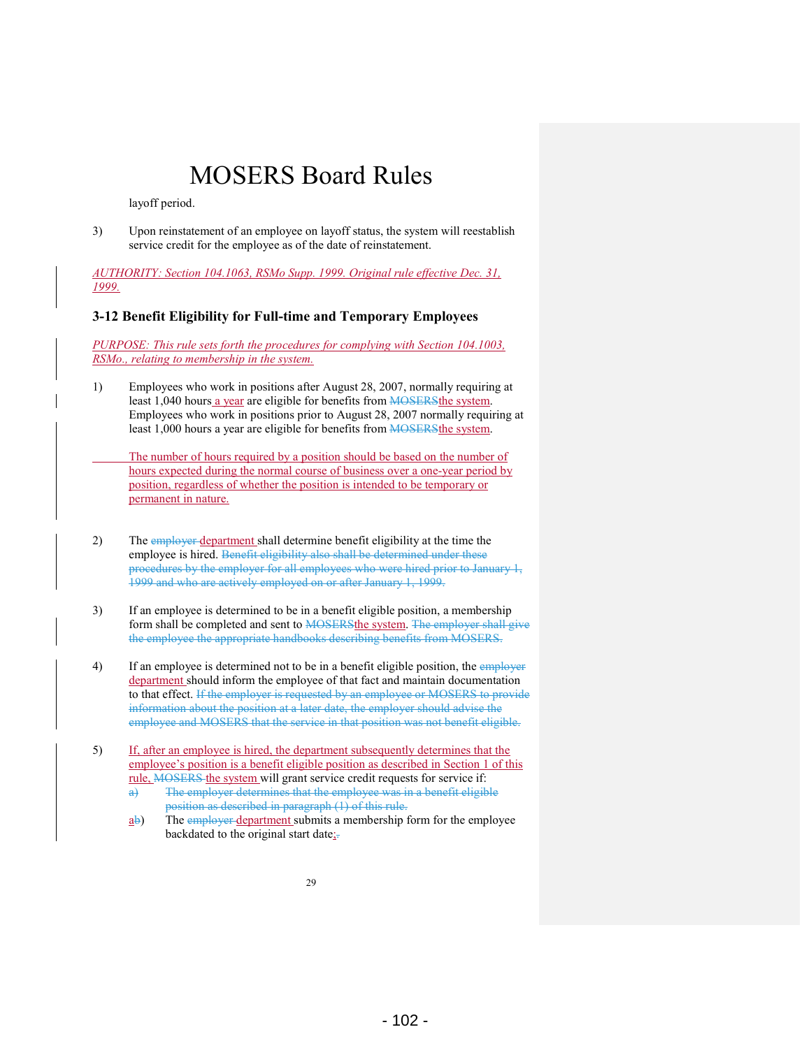layoff period.

3) Upon reinstatement of an employee on layoff status, the system will reestablish service credit for the employee as of the date of reinstatement.

*AUTHORITY: Section 104.1063, RSMo Supp. 1999. Original rule effective Dec. 31, 1999.*

### 3-12 Benefit Eligibility for Full-time and Temporary Employees

*PURPOSE: This rule sets forth the procedures for complying with Section 104.1003, RSMo., relating to membership in the system.*

1) Employees who work in positions after August 28, 2007, normally requiring at least 1,040 hours a year are eligible for benefits from ~~MOSERS~~the system. Employees who work in positions prior to August 28, 2007 normally requiring at least 1,000 hours a year are eligible for benefits from ~~MOSERS~~the system.

   The number of hours required by a position should be based on the number of hours expected during the normal course of business over a one-year period by position, regardless of whether the position is intended to be temporary or permanent in nature.

2) The ~~employer~~ department shall determine benefit eligibility at the time the employee is hired. ~~Benefit eligibility also shall be determined under these procedures by the employer for all employees who were hired prior to January 1, 1999 and who are actively employed on or after January 1, 1999.~~

3) If an employee is determined to be in a benefit eligible position, a membership form shall be completed and sent to ~~MOSERS~~the system. ~~The employer shall give the employee the appropriate handbooks describing benefits from MOSERS.~~

4) If an employee is determined not to be in a benefit eligible position, the ~~employer~~ department should inform the employee of that fact and maintain documentation to that effect. ~~If the employer is requested by an employee or MOSERS to provide information about the position at a later date, the employer should advise the employee and MOSERS that the service in that position was not benefit eligible.~~

5) If, after an employee is hired, the department subsequently determines that the employee's position is a benefit eligible position as described in Section 1 of this rule, ~~MOSERS~~ the system will grant service credit requests for service if:
   - ~~a) The employer determines that the employee was in a benefit eligible position as described in paragraph (1) of this rule.~~
   - a~~b~~) The ~~employer~~ department submits a membership form for the employee backdated to the original start date;~~.~~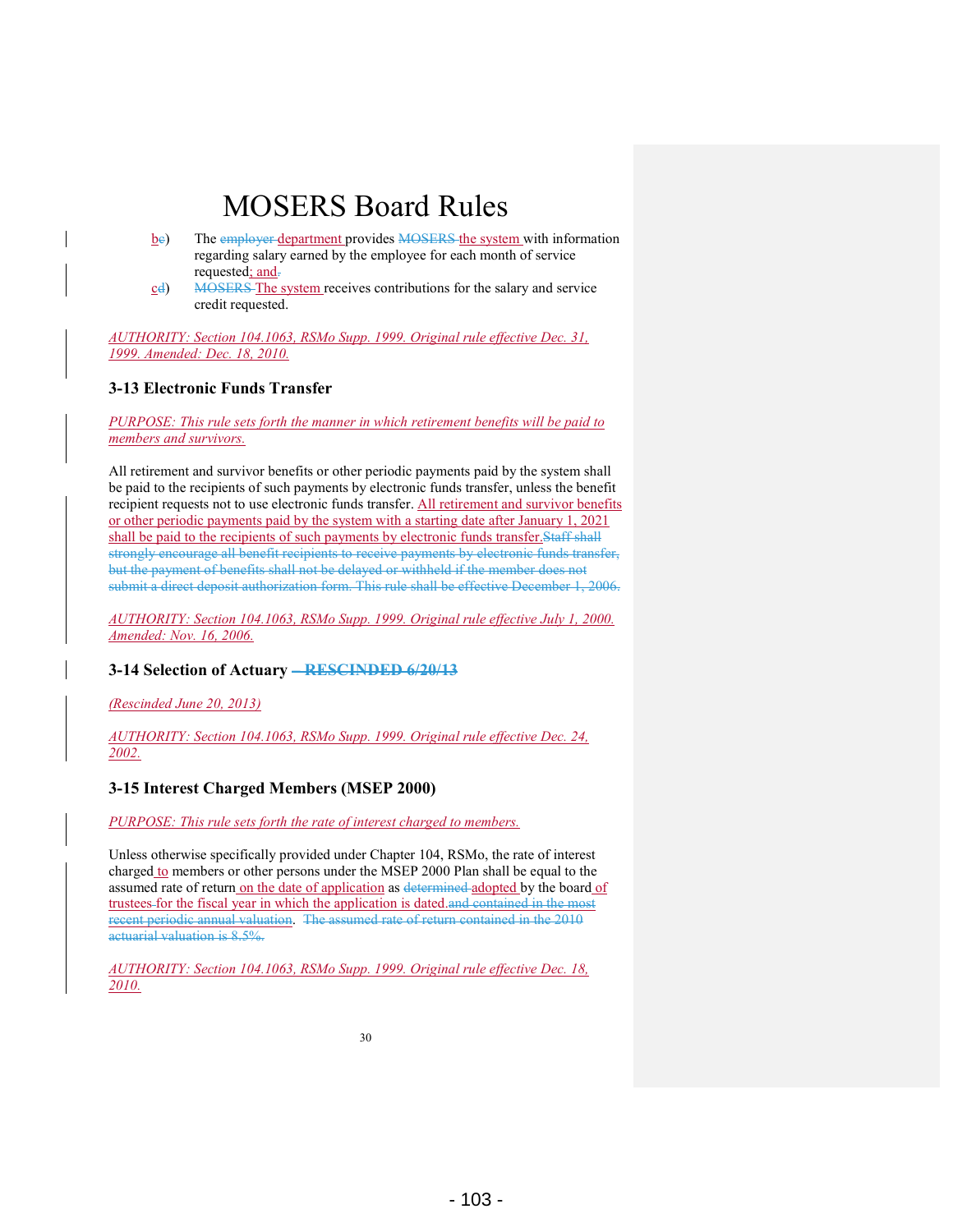b) The department provides the system with information regarding salary earned by the employee for each month of service requested; and

c) The system receives contributions for the salary and service credit requested.

*AUTHORITY: Section 104.1063, RSMo Supp. 1999. Original rule effective Dec. 31, 1999. Amended: Dec. 18, 2010.*

### 3-13 Electronic Funds Transfer

*PURPOSE: This rule sets forth the manner in which retirement benefits will be paid to members and survivors.*

All retirement and survivor benefits or other periodic payments paid by the system shall be paid to the recipients of such payments by electronic funds transfer, unless the benefit recipient requests not to use electronic funds transfer. All retirement and survivor benefits or other periodic payments paid by the system with a starting date after January 1, 2021 shall be paid to the recipients of such payments by electronic funds transfer.

*AUTHORITY: Section 104.1063, RSMo Supp. 1999. Original rule effective July 1, 2000. Amended: Nov. 16, 2006.*

### 3-14 Selection of Actuary

*(Rescinded June 20, 2013)*

*AUTHORITY: Section 104.1063, RSMo Supp. 1999. Original rule effective Dec. 24, 2002.*

### 3-15 Interest Charged Members (MSEP 2000)

*PURPOSE: This rule sets forth the rate of interest charged to members.*

Unless otherwise specifically provided under Chapter 104, RSMo, the rate of interest charged to members or other persons under the MSEP 2000 Plan shall be equal to the assumed rate of return on the date of application as adopted by the board of trustees for the fiscal year in which the application is dated.

*AUTHORITY: Section 104.1063, RSMo Supp. 1999. Original rule effective Dec. 18, 2010.*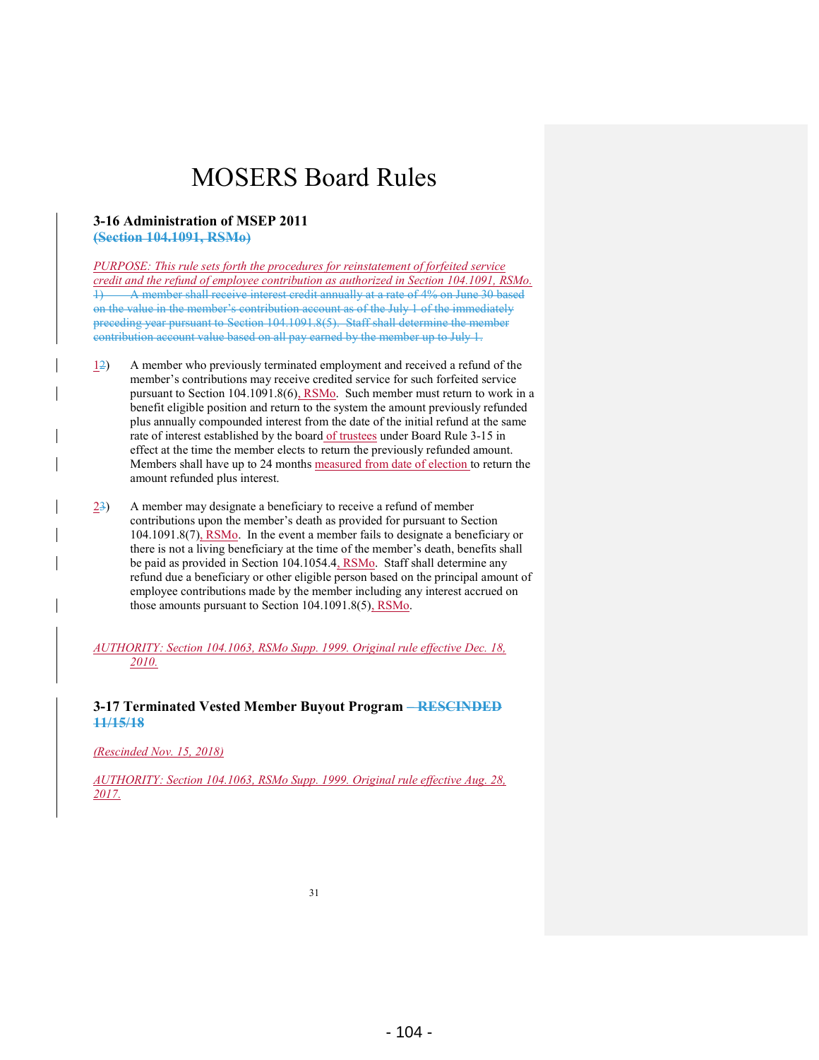# MOSERS Board Rules

### 3-16 Administration of MSEP 2011

~~(Section 104.1091, RSMo)~~

*PURPOSE: This rule sets forth the procedures for reinstatement of forfeited service credit and the refund of employee contribution as authorized in Section 104.1091, RSMo.*

~~1) A member shall receive interest credit annually at a rate of 4% on June 30 based on the value in the member's contribution account as of the July 1 of the immediately preceding year pursuant to Section 104.1091.8(5). Staff shall determine the member contribution account value based on all pay earned by the member up to July 1.~~

1~~2~~) A member who previously terminated employment and received a refund of the member's contributions may receive credited service for such forfeited service pursuant to Section 104.1091.8(6), RSMo. Such member must return to work in a benefit eligible position and return to the system the amount previously refunded plus annually compounded interest from the date of the initial refund at the same rate of interest established by the board of trustees under Board Rule 3-15 in effect at the time the member elects to return the previously refunded amount. Members shall have up to 24 months measured from date of election to return the amount refunded plus interest.

2~~3~~) A member may designate a beneficiary to receive a refund of member contributions upon the member's death as provided for pursuant to Section 104.1091.8(7), RSMo. In the event a member fails to designate a beneficiary or there is not a living beneficiary at the time of the member's death, benefits shall be paid as provided in Section 104.1054.4, RSMo. Staff shall determine any refund due a beneficiary or other eligible person based on the principal amount of employee contributions made by the member including any interest accrued on those amounts pursuant to Section 104.1091.8(5), RSMo.

*AUTHORITY: Section 104.1063, RSMo Supp. 1999. Original rule effective Dec. 18, 2010.*

### 3-17 Terminated Vested Member Buyout Program ~~– RESCINDED 11/15/18~~

*(Rescinded Nov. 15, 2018)*

*AUTHORITY: Section 104.1063, RSMo Supp. 1999. Original rule effective Aug. 28, 2017.*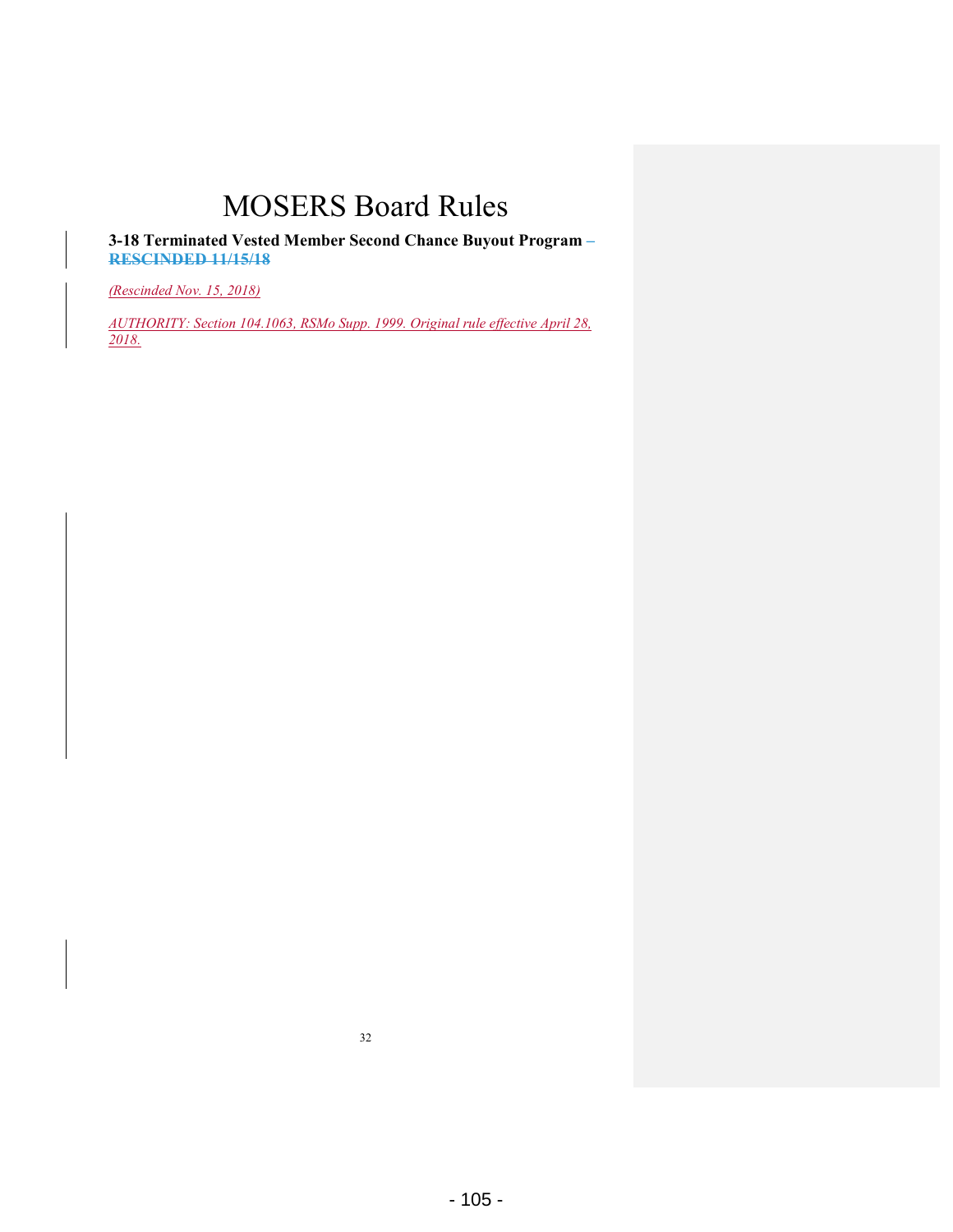# MOSERS Board Rules

**3-18 Terminated Vested Member Second Chance Buyout Program – ~~RESCINDED 11/15/18~~**

*(Rescinded Nov. 15, 2018)*

*AUTHORITY: Section 104.1063, RSMo Supp. 1999. Original rule effective April 28, 2018.*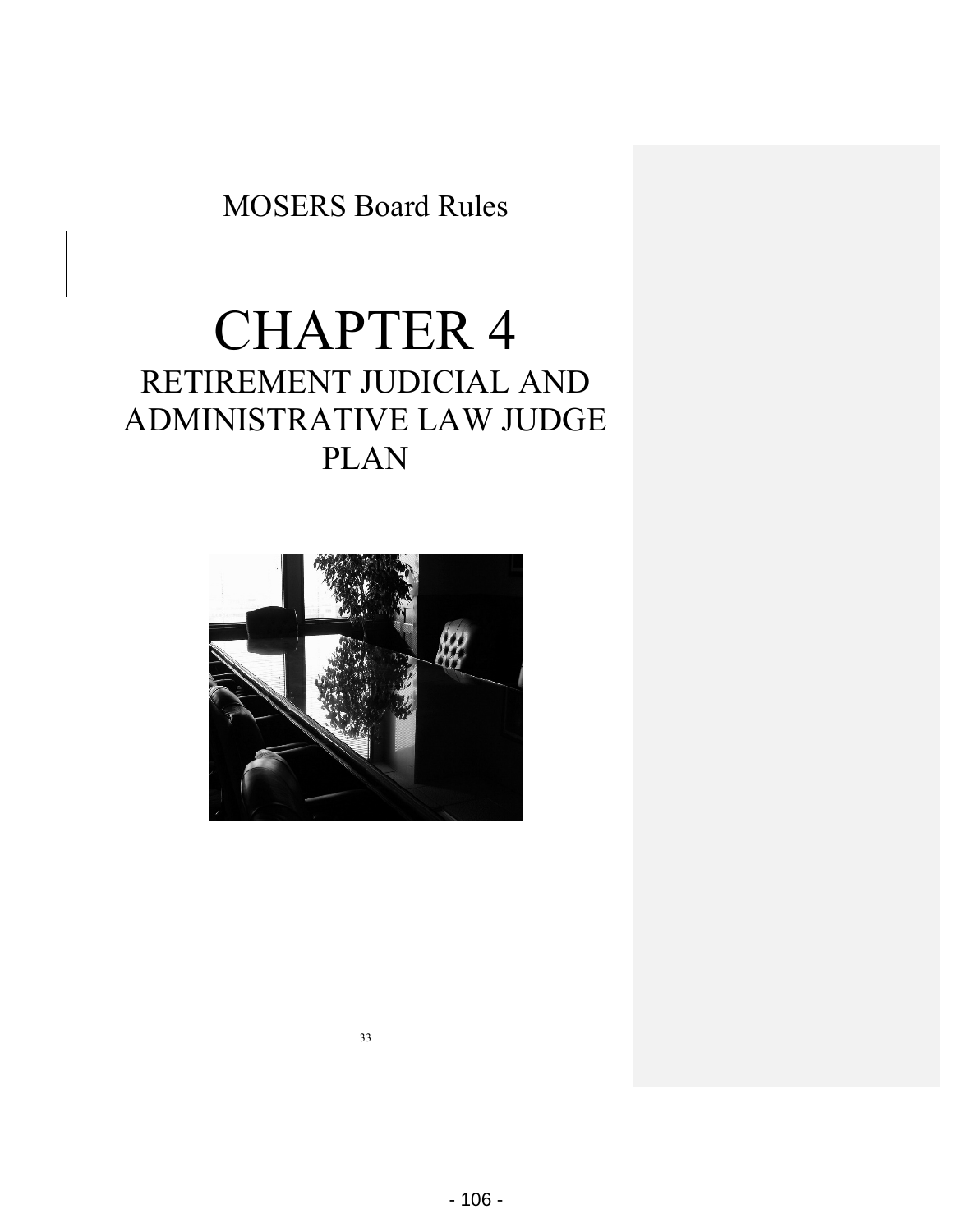MOSERS Board Rules

# CHAPTER 4

## RETIREMENT JUDICIAL AND ADMINISTRATIVE LAW JUDGE PLAN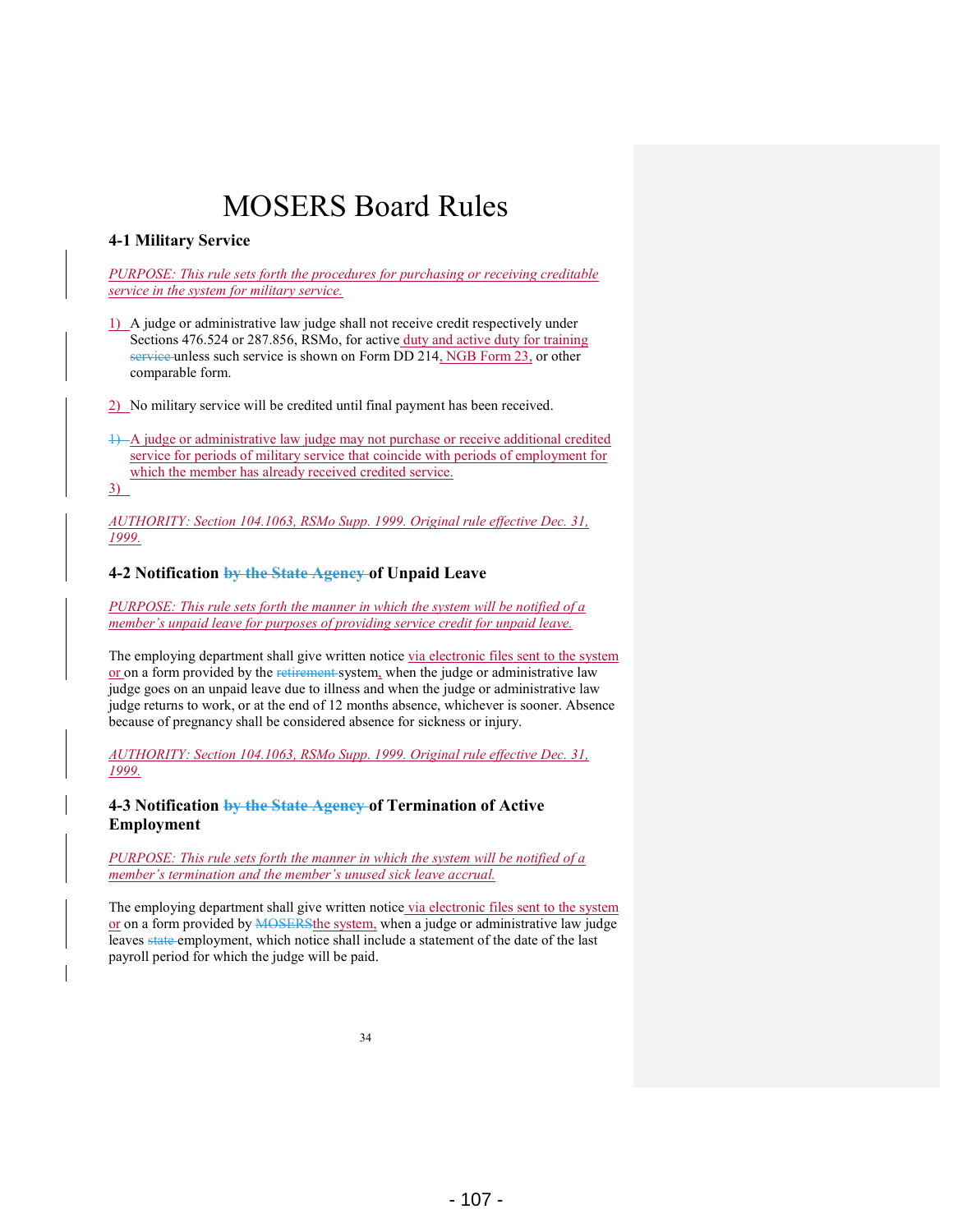# MOSERS Board Rules

## 4-1 Military Service

*PURPOSE: This rule sets forth the procedures for purchasing or receiving creditable service in the system for military service.*

1) A judge or administrative law judge shall not receive credit respectively under Sections 476.524 or 287.856, RSMo, for active duty and active duty for training ~~service~~ unless such service is shown on Form DD 214, NGB Form 23, or other comparable form.

2) No military service will be credited until final payment has been received.

~~1)~~ A judge or administrative law judge may not purchase or receive additional credited service for periods of military service that coincide with periods of employment for which the member has already received credited service.

3)

*AUTHORITY: Section 104.1063, RSMo Supp. 1999. Original rule effective Dec. 31, 1999.*

## 4-2 Notification ~~by the State Agency~~ of Unpaid Leave

*PURPOSE: This rule sets forth the manner in which the system will be notified of a member's unpaid leave for purposes of providing service credit for unpaid leave.*

The employing department shall give written notice via electronic files sent to the system or on a form provided by the ~~retirement~~ system, when the judge or administrative law judge goes on an unpaid leave due to illness and when the judge or administrative law judge returns to work, or at the end of 12 months absence, whichever is sooner. Absence because of pregnancy shall be considered absence for sickness or injury.

*AUTHORITY: Section 104.1063, RSMo Supp. 1999. Original rule effective Dec. 31, 1999.*

## 4-3 Notification ~~by the State Agency~~ of Termination of Active Employment

*PURPOSE: This rule sets forth the manner in which the system will be notified of a member's termination and the member's unused sick leave accrual.*

The employing department shall give written notice via electronic files sent to the system or on a form provided by ~~MOSERS~~the system, when a judge or administrative law judge leaves ~~state~~ employment, which notice shall include a statement of the date of the last payroll period for which the judge will be paid.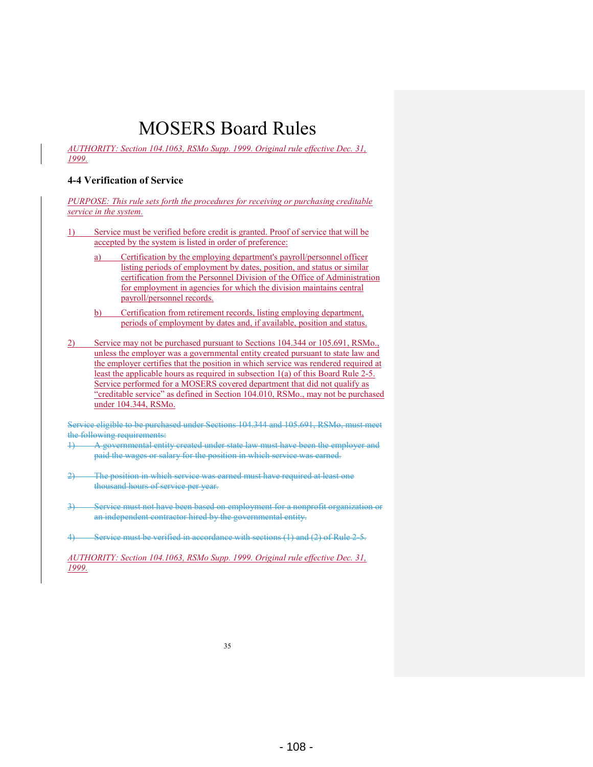# MOSERS Board Rules

*AUTHORITY: Section 104.1063, RSMo Supp. 1999. Original rule effective Dec. 31, 1999.*

### 4-4 Verification of Service

*PURPOSE: This rule sets forth the procedures for receiving or purchasing creditable service in the system.*

1) Service must be verified before credit is granted. Proof of service that will be accepted by the system is listed in order of preference:

   a) Certification by the employing department's payroll/personnel officer listing periods of employment by dates, position, and status or similar certification from the Personnel Division of the Office of Administration for employment in agencies for which the division maintains central payroll/personnel records.

   b) Certification from retirement records, listing employing department, periods of employment by dates and, if available, position and status.

2) Service may not be purchased pursuant to Sections 104.344 or 105.691, RSMo., unless the employer was a governmental entity created pursuant to state law and the employer certifies that the position in which service was rendered required at least the applicable hours as required in subsection 1(a) of this Board Rule 2-5. Service performed for a MOSERS covered department that did not qualify as "creditable service" as defined in Section 104.010, RSMo., may not be purchased under 104.344, RSMo.

~~Service eligible to be purchased under Sections 104.344 and 105.691, RSMo, must meet the following requirements:~~

~~1) A governmental entity created under state law must have been the employer and paid the wages or salary for the position in which service was earned.~~

~~2) The position in which service was earned must have required at least one thousand hours of service per year.~~

~~3) Service must not have been based on employment for a nonprofit organization or an independent contractor hired by the governmental entity.~~

~~4) Service must be verified in accordance with sections (1) and (2) of Rule 2-5.~~

*AUTHORITY: Section 104.1063, RSMo Supp. 1999. Original rule effective Dec. 31, 1999.*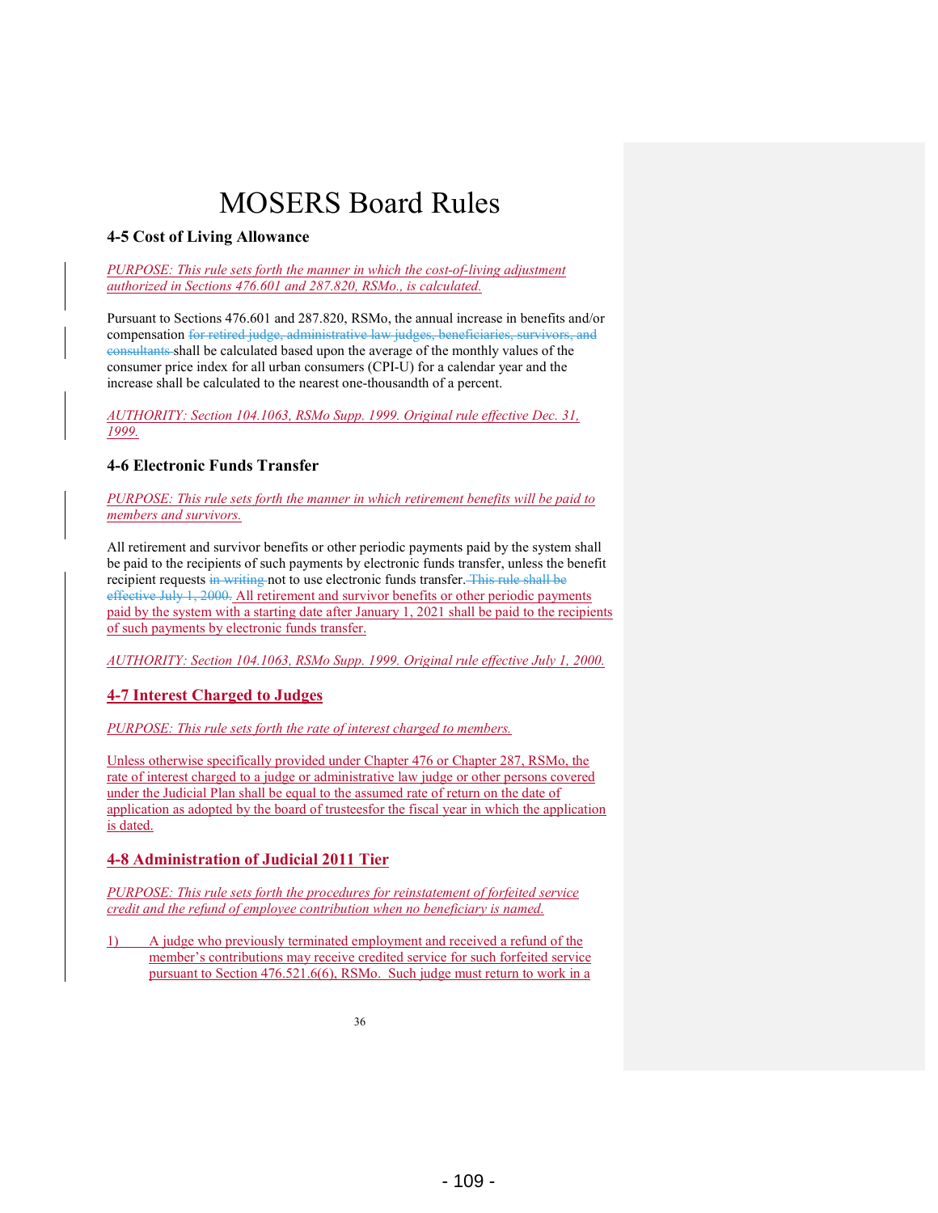# MOSERS Board Rules

### 4-5 Cost of Living Allowance

*PURPOSE: This rule sets forth the manner in which the cost-of-living adjustment authorized in Sections 476.601 and 287.820, RSMo., is calculated.*

Pursuant to Sections 476.601 and 287.820, RSMo, the annual increase in benefits and/or compensation ~~for retired judge, administrative law judges, beneficiaries, survivors, and consultants~~ shall be calculated based upon the average of the monthly values of the consumer price index for all urban consumers (CPI-U) for a calendar year and the increase shall be calculated to the nearest one-thousandth of a percent.

*AUTHORITY: Section 104.1063, RSMo Supp. 1999. Original rule effective Dec. 31, 1999.*

### 4-6 Electronic Funds Transfer

*PURPOSE: This rule sets forth the manner in which retirement benefits will be paid to members and survivors.*

All retirement and survivor benefits or other periodic payments paid by the system shall be paid to the recipients of such payments by electronic funds transfer, unless the benefit recipient requests ~~in writing~~ not to use electronic funds transfer. ~~This rule shall be effective July 1, 2000.~~ All retirement and survivor benefits or other periodic payments paid by the system with a starting date after January 1, 2021 shall be paid to the recipients of such payments by electronic funds transfer.

*AUTHORITY: Section 104.1063, RSMo Supp. 1999. Original rule effective July 1, 2000.*

### 4-7 Interest Charged to Judges

*PURPOSE: This rule sets forth the rate of interest charged to members.*

Unless otherwise specifically provided under Chapter 476 or Chapter 287, RSMo, the rate of interest charged to a judge or administrative law judge or other persons covered under the Judicial Plan shall be equal to the assumed rate of return on the date of application as adopted by the board of trusteesfor the fiscal year in which the application is dated.

### 4-8 Administration of Judicial 2011 Tier

*PURPOSE: This rule sets forth the procedures for reinstatement of forfeited service credit and the refund of employee contribution when no beneficiary is named.*

1) A judge who previously terminated employment and received a refund of the member's contributions may receive credited service for such forfeited service pursuant to Section 476.521.6(6), RSMo. Such judge must return to work in a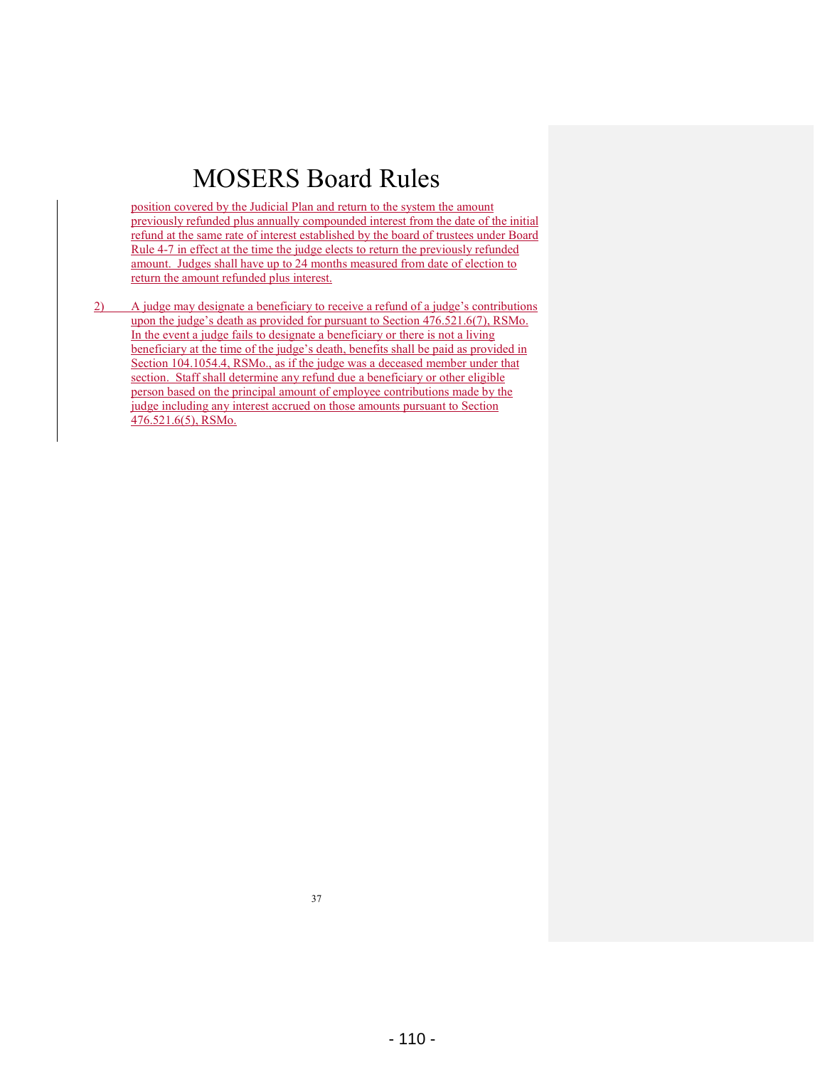position covered by the Judicial Plan and return to the system the amount previously refunded plus annually compounded interest from the date of the initial refund at the same rate of interest established by the board of trustees under Board Rule 4-7 in effect at the time the judge elects to return the previously refunded amount. Judges shall have up to 24 months measured from date of election to return the amount refunded plus interest.

2) A judge may designate a beneficiary to receive a refund of a judge's contributions upon the judge's death as provided for pursuant to Section 476.521.6(7), RSMo. In the event a judge fails to designate a beneficiary or there is not a living beneficiary at the time of the judge's death, benefits shall be paid as provided in Section 104.1054.4, RSMo., as if the judge was a deceased member under that section. Staff shall determine any refund due a beneficiary or other eligible person based on the principal amount of employee contributions made by the judge including any interest accrued on those amounts pursuant to Section 476.521.6(5), RSMo.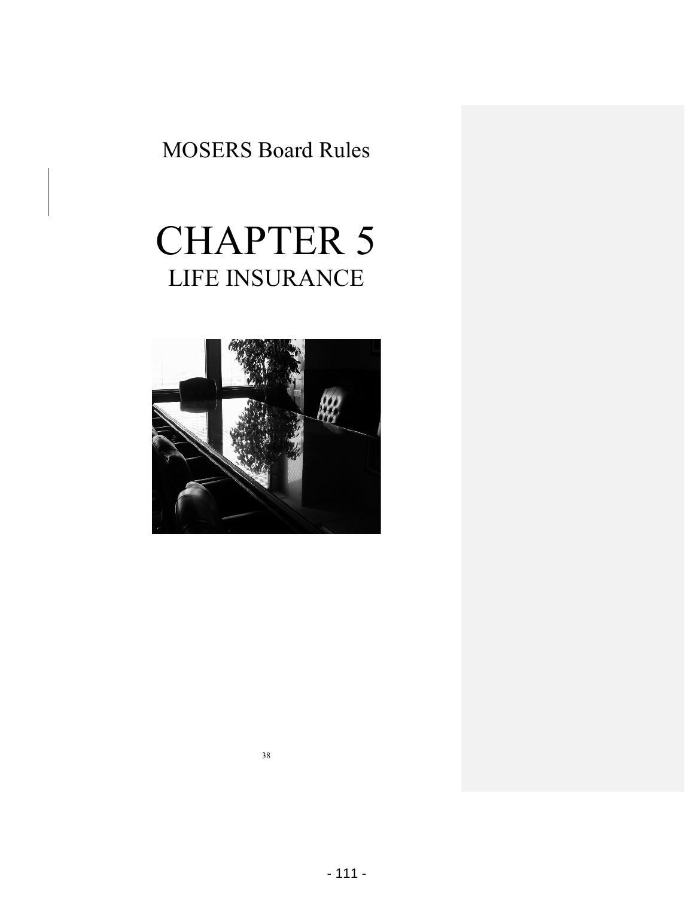MOSERS Board Rules

# CHAPTER 5

## LIFE INSURANCE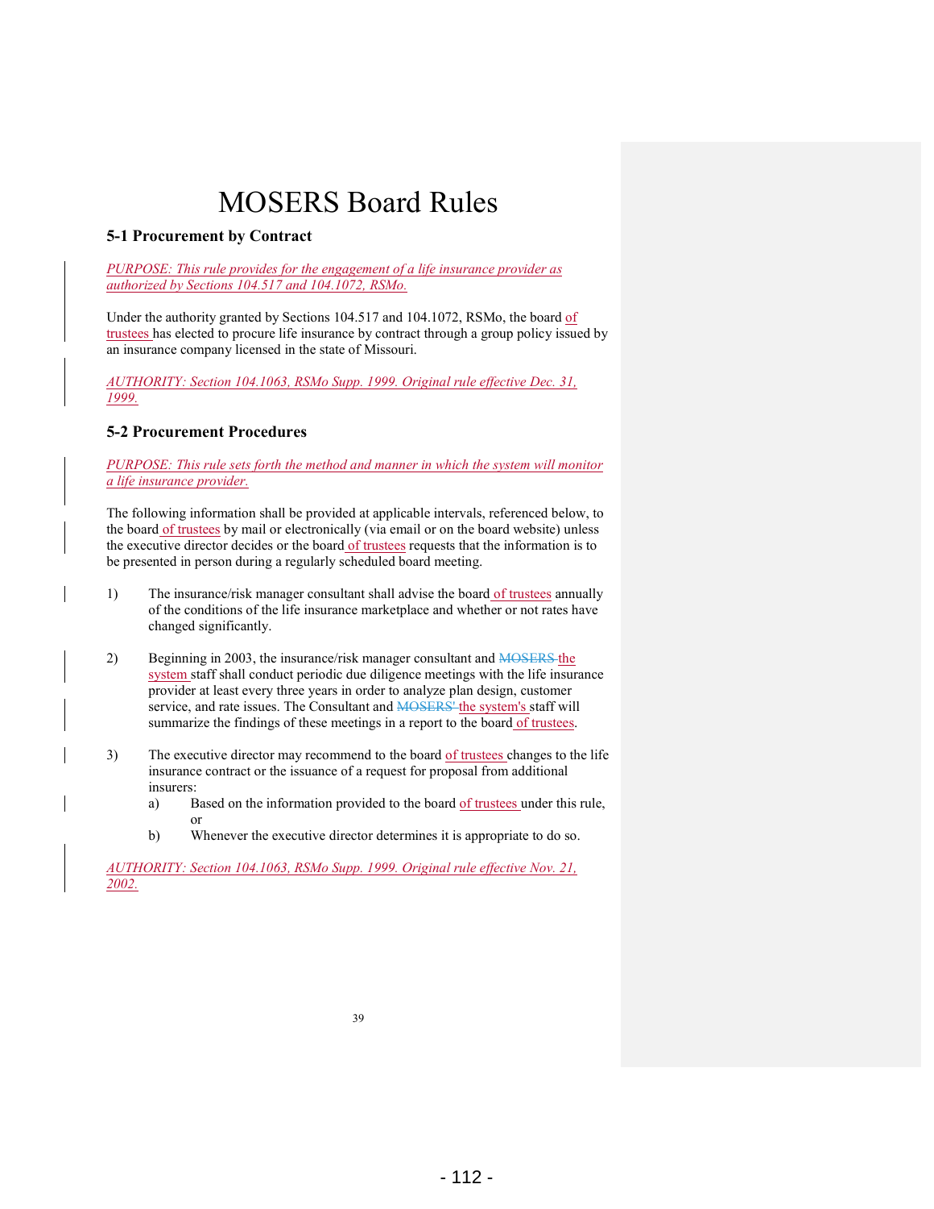# MOSERS Board Rules

## 5-1 Procurement by Contract

*PURPOSE: This rule provides for the engagement of a life insurance provider as authorized by Sections 104.517 and 104.1072, RSMo.*

Under the authority granted by Sections 104.517 and 104.1072, RSMo, the board of trustees has elected to procure life insurance by contract through a group policy issued by an insurance company licensed in the state of Missouri.

*AUTHORITY: Section 104.1063, RSMo Supp. 1999. Original rule effective Dec. 31, 1999.*

## 5-2 Procurement Procedures

*PURPOSE: This rule sets forth the method and manner in which the system will monitor a life insurance provider.*

The following information shall be provided at applicable intervals, referenced below, to the board of trustees by mail or electronically (via email or on the board website) unless the executive director decides or the board of trustees requests that the information is to be presented in person during a regularly scheduled board meeting.

1) The insurance/risk manager consultant shall advise the board of trustees annually of the conditions of the life insurance marketplace and whether or not rates have changed significantly.

2) Beginning in 2003, the insurance/risk manager consultant and ~~MOSERS~~ the system staff shall conduct periodic due diligence meetings with the life insurance provider at least every three years in order to analyze plan design, customer service, and rate issues. The Consultant and ~~MOSERS'~~ the system's staff will summarize the findings of these meetings in a report to the board of trustees.

3) The executive director may recommend to the board of trustees changes to the life insurance contract or the issuance of a request for proposal from additional insurers:
   a) Based on the information provided to the board of trustees under this rule, or
   b) Whenever the executive director determines it is appropriate to do so.

*AUTHORITY: Section 104.1063, RSMo Supp. 1999. Original rule effective Nov. 21, 2002.*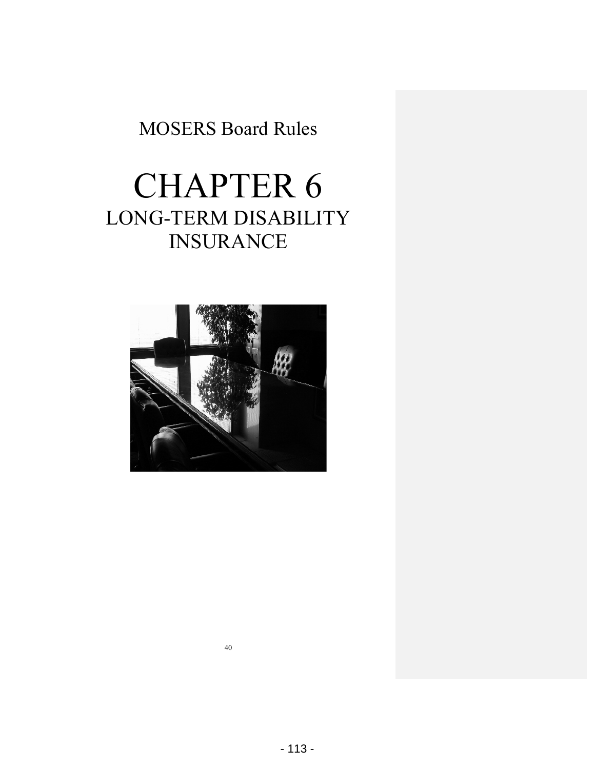MOSERS Board Rules

# CHAPTER 6
## LONG-TERM DISABILITY INSURANCE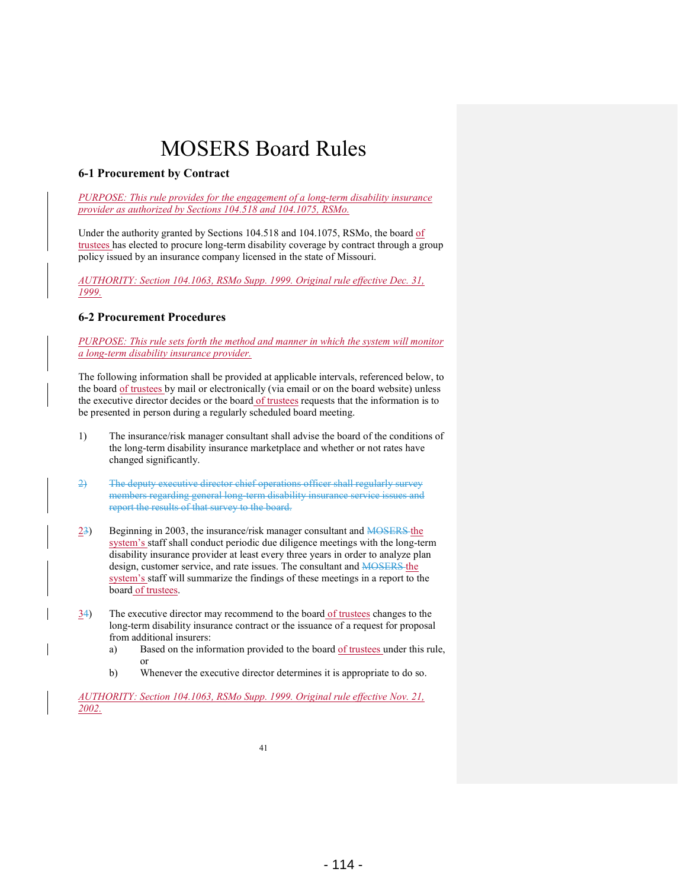# MOSERS Board Rules

### 6-1 Procurement by Contract

*PURPOSE: This rule provides for the engagement of a long-term disability insurance provider as authorized by Sections 104.518 and 104.1075, RSMo.*

Under the authority granted by Sections 104.518 and 104.1075, RSMo, the board of trustees has elected to procure long-term disability coverage by contract through a group policy issued by an insurance company licensed in the state of Missouri.

*AUTHORITY: Section 104.1063, RSMo Supp. 1999. Original rule effective Dec. 31, 1999.*

### 6-2 Procurement Procedures

*PURPOSE: This rule sets forth the method and manner in which the system will monitor a long-term disability insurance provider.*

The following information shall be provided at applicable intervals, referenced below, to the board of trustees by mail or electronically (via email or on the board website) unless the executive director decides or the board of trustees requests that the information is to be presented in person during a regularly scheduled board meeting.

1) The insurance/risk manager consultant shall advise the board of the conditions of the long-term disability insurance marketplace and whether or not rates have changed significantly.

~~2) The deputy executive director chief operations officer shall regularly survey members regarding general long-term disability insurance service issues and report the results of that survey to the board.~~

2~~3~~) Beginning in 2003, the insurance/risk manager consultant and ~~MOSERS~~ the system's staff shall conduct periodic due diligence meetings with the long-term disability insurance provider at least every three years in order to analyze plan design, customer service, and rate issues. The consultant and ~~MOSERS~~ the system's staff will summarize the findings of these meetings in a report to the board of trustees.

3~~4~~) The executive director may recommend to the board of trustees changes to the long-term disability insurance contract or the issuance of a request for proposal from additional insurers:
   a) Based on the information provided to the board of trustees under this rule, or
   b) Whenever the executive director determines it is appropriate to do so.

*AUTHORITY: Section 104.1063, RSMo Supp. 1999. Original rule effective Nov. 21, 2002.*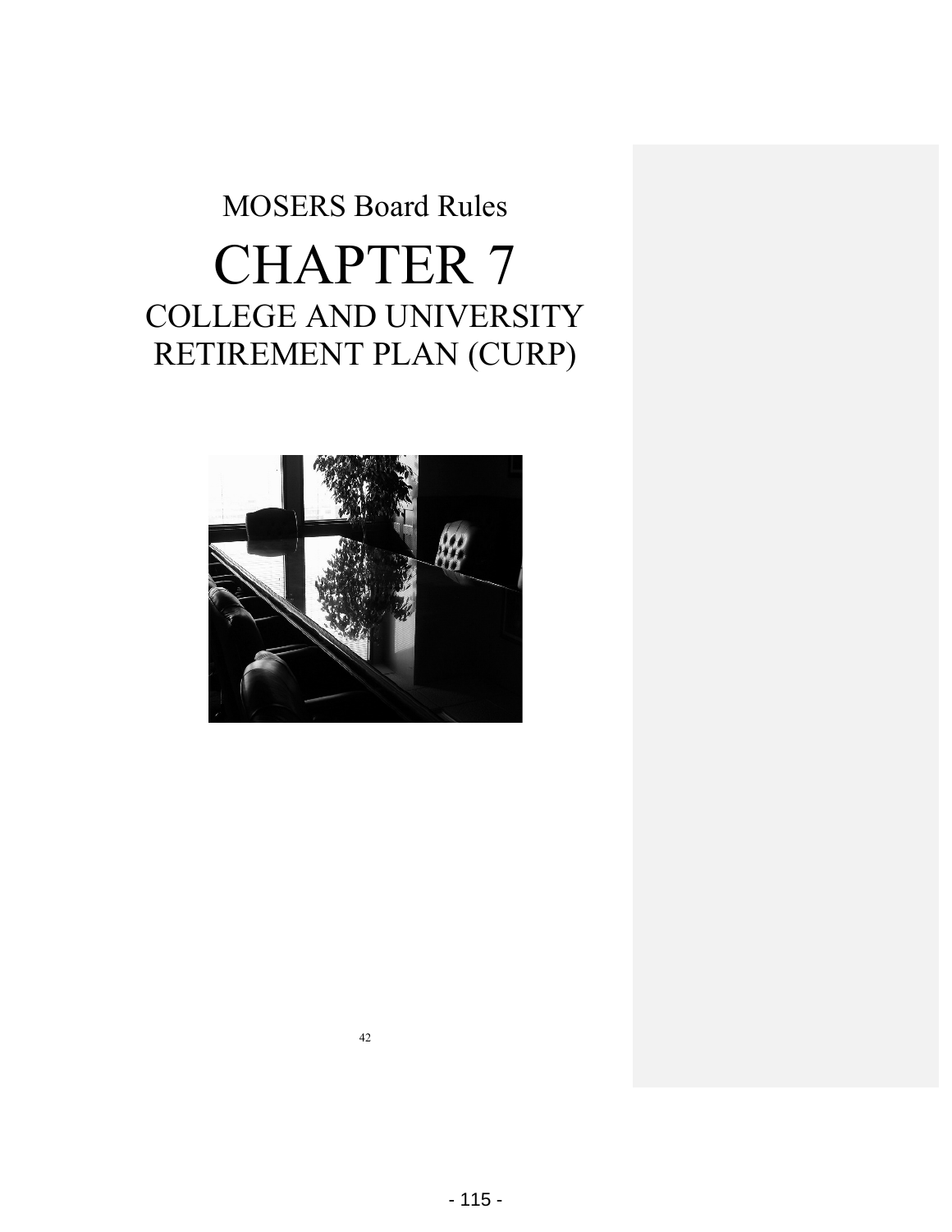MOSERS Board Rules

# CHAPTER 7

## COLLEGE AND UNIVERSITY RETIREMENT PLAN (CURP)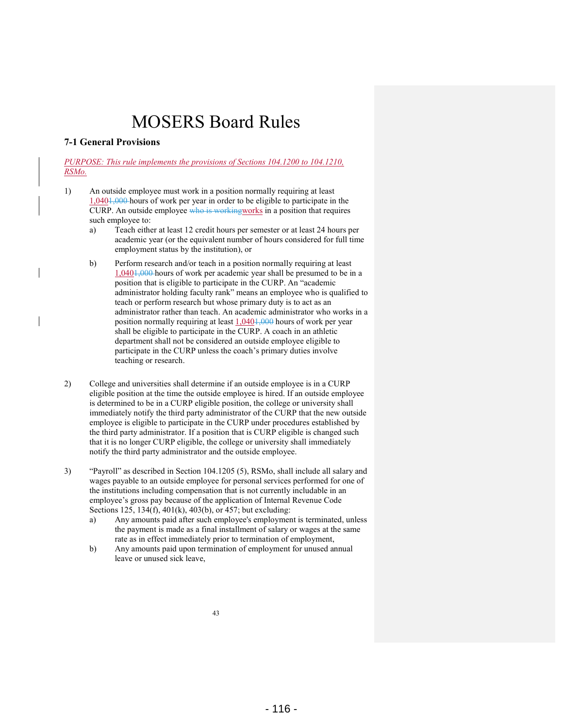# MOSERS Board Rules

### 7-1 General Provisions

*PURPOSE: This rule implements the provisions of Sections 104.1200 to 104.1210, RSMo.*

1) An outside employee must work in a position normally requiring at least 1,0401,000 hours of work per year in order to be eligible to participate in the CURP. An outside employee who is workingworks in a position that requires such employee to:
   a) Teach either at least 12 credit hours per semester or at least 24 hours per academic year (or the equivalent number of hours considered for full time employment status by the institution), or
   b) Perform research and/or teach in a position normally requiring at least 1,0401,000 hours of work per academic year shall be presumed to be in a position that is eligible to participate in the CURP. An "academic administrator holding faculty rank" means an employee who is qualified to teach or perform research but whose primary duty is to act as an administrator rather than teach. An academic administrator who works in a position normally requiring at least 1,0401,000 hours of work per year shall be eligible to participate in the CURP. A coach in an athletic department shall not be considered an outside employee eligible to participate in the CURP unless the coach's primary duties involve teaching or research.

2) College and universities shall determine if an outside employee is in a CURP eligible position at the time the outside employee is hired. If an outside employee is determined to be in a CURP eligible position, the college or university shall immediately notify the third party administrator of the CURP that the new outside employee is eligible to participate in the CURP under procedures established by the third party administrator. If a position that is CURP eligible is changed such that it is no longer CURP eligible, the college or university shall immediately notify the third party administrator and the outside employee.

3) "Payroll" as described in Section 104.1205 (5), RSMo, shall include all salary and wages payable to an outside employee for personal services performed for one of the institutions including compensation that is not currently includable in an employee's gross pay because of the application of Internal Revenue Code Sections 125, 134(f), 401(k), 403(b), or 457; but excluding:
   a) Any amounts paid after such employee's employment is terminated, unless the payment is made as a final installment of salary or wages at the same rate as in effect immediately prior to termination of employment,
   b) Any amounts paid upon termination of employment for unused annual leave or unused sick leave,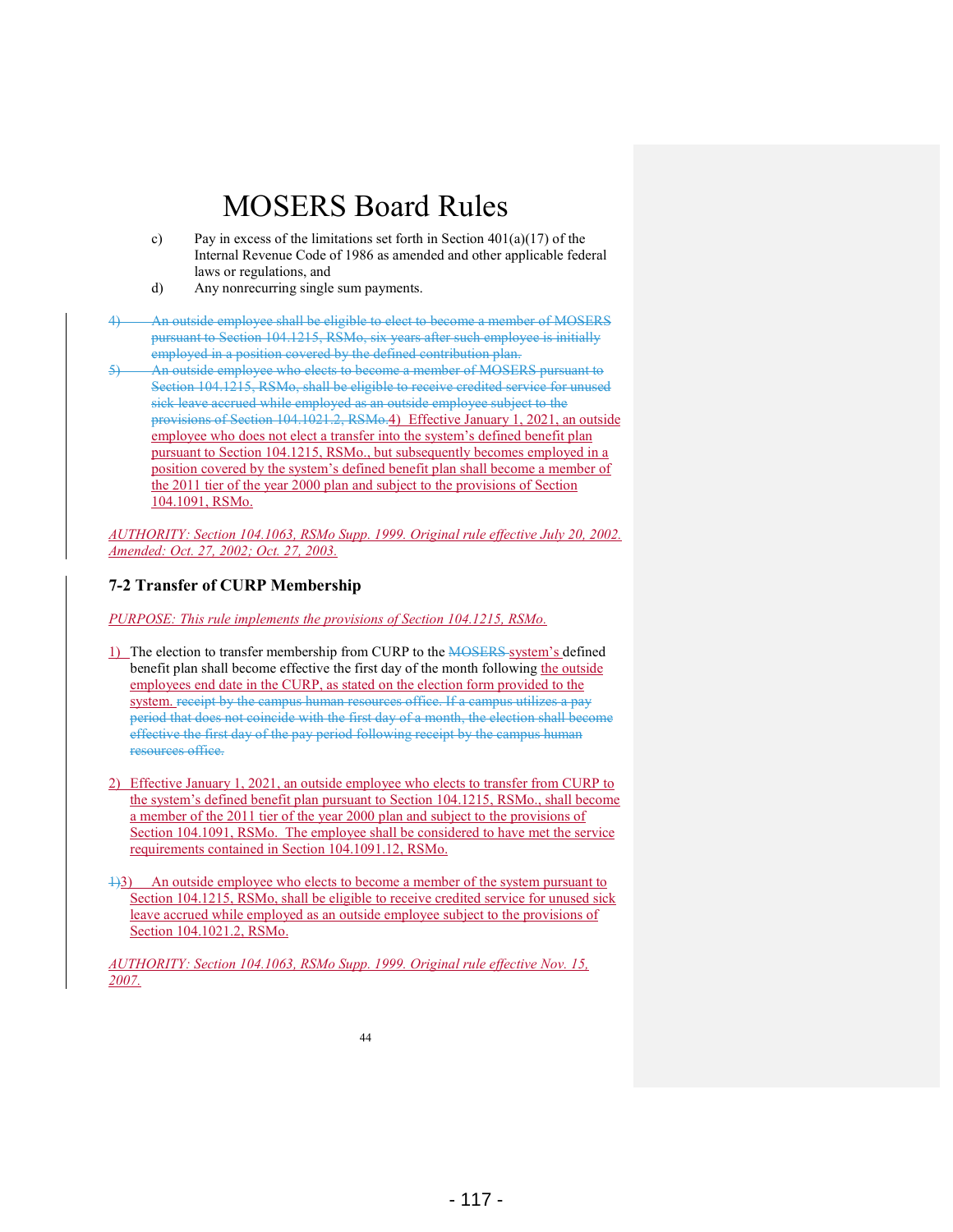# MOSERS Board Rules

c) Pay in excess of the limitations set forth in Section 401(a)(17) of the Internal Revenue Code of 1986 as amended and other applicable federal laws or regulations, and

d) Any nonrecurring single sum payments.

~~4) An outside employee shall be eligible to elect to become a member of MOSERS pursuant to Section 104.1215, RSMo, six years after such employee is initially employed in a position covered by the defined contribution plan.~~

~~5) An outside employee who elects to become a member of MOSERS pursuant to Section 104.1215, RSMo, shall be eligible to receive credited service for unused sick leave accrued while employed as an outside employee subject to the provisions of Section 104.1021.2, RSMo.~~4) Effective January 1, 2021, an outside employee who does not elect a transfer into the system's defined benefit plan pursuant to Section 104.1215, RSMo., but subsequently becomes employed in a position covered by the system's defined benefit plan shall become a member of the 2011 tier of the year 2000 plan and subject to the provisions of Section 104.1091, RSMo.

*AUTHORITY: Section 104.1063, RSMo Supp. 1999. Original rule effective July 20, 2002. Amended: Oct. 27, 2002; Oct. 27, 2003.*

### 7-2 Transfer of CURP Membership

*PURPOSE: This rule implements the provisions of Section 104.1215, RSMo.*

1) The election to transfer membership from CURP to the ~~MOSERS~~ system's defined benefit plan shall become effective the first day of the month following the outside employees end date in the CURP, as stated on the election form provided to the system. ~~receipt by the campus human resources office. If a campus utilizes a pay period that does not coincide with the first day of a month, the election shall become effective the first day of the pay period following receipt by the campus human resources office.~~

2) Effective January 1, 2021, an outside employee who elects to transfer from CURP to the system's defined benefit plan pursuant to Section 104.1215, RSMo., shall become a member of the 2011 tier of the year 2000 plan and subject to the provisions of Section 104.1091, RSMo. The employee shall be considered to have met the service requirements contained in Section 104.1091.12, RSMo.

~~1)~~3) An outside employee who elects to become a member of the system pursuant to Section 104.1215, RSMo, shall be eligible to receive credited service for unused sick leave accrued while employed as an outside employee subject to the provisions of Section 104.1021.2, RSMo.

*AUTHORITY: Section 104.1063, RSMo Supp. 1999. Original rule effective Nov. 15, 2007.*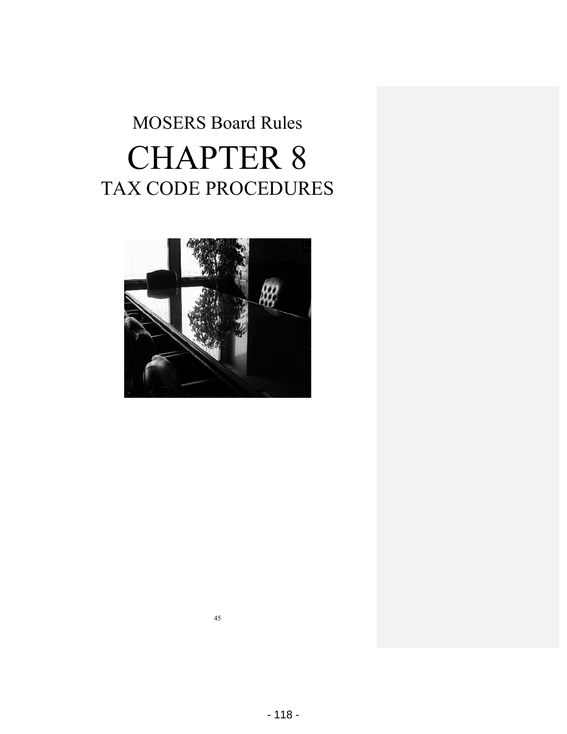# MOSERS Board Rules

# CHAPTER 8

## TAX CODE PROCEDURES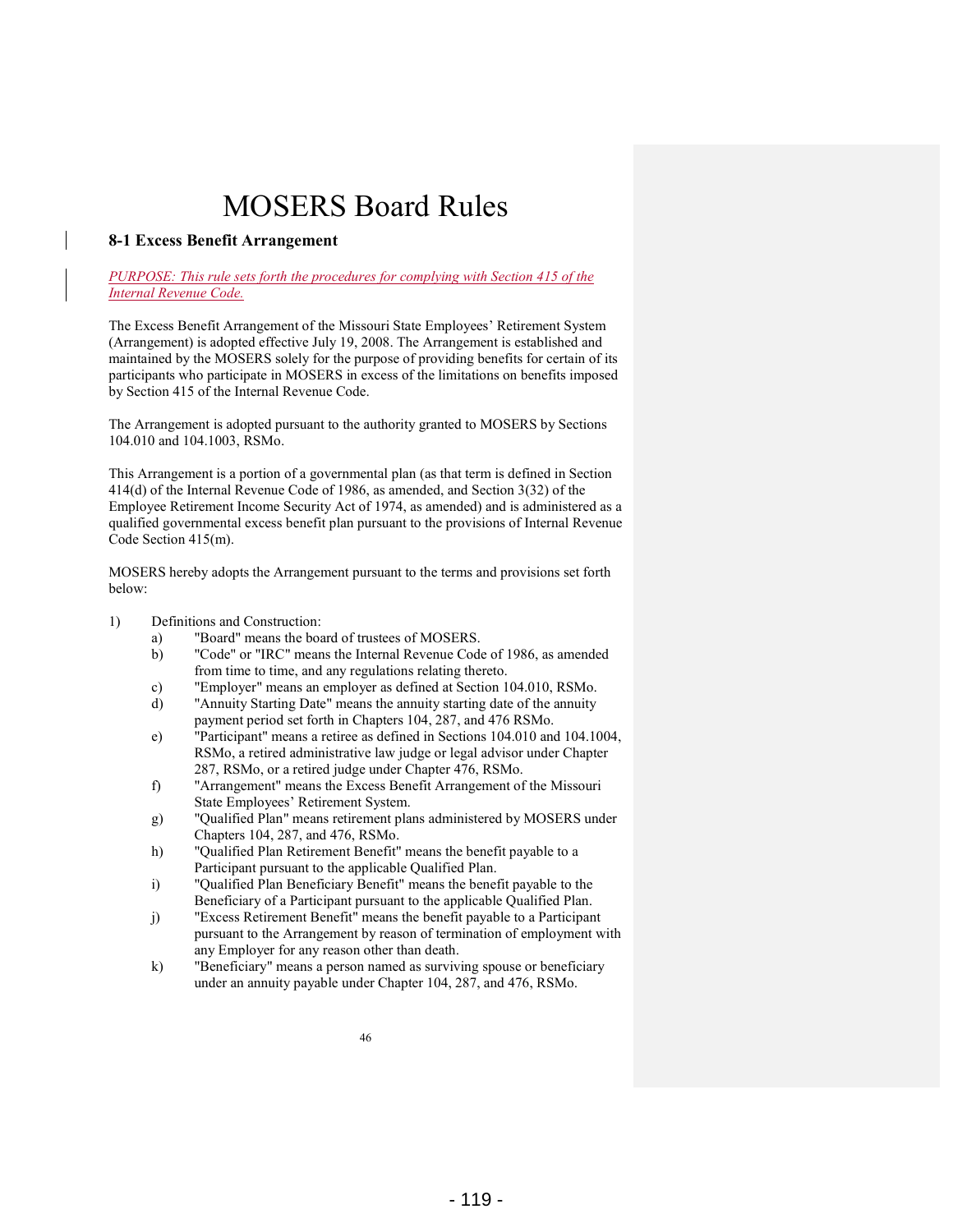# MOSERS Board Rules

## 8-1 Excess Benefit Arrangement

*PURPOSE: This rule sets forth the procedures for complying with Section 415 of the Internal Revenue Code.*

The Excess Benefit Arrangement of the Missouri State Employees' Retirement System (Arrangement) is adopted effective July 19, 2008. The Arrangement is established and maintained by the MOSERS solely for the purpose of providing benefits for certain of its participants who participate in MOSERS in excess of the limitations on benefits imposed by Section 415 of the Internal Revenue Code.

The Arrangement is adopted pursuant to the authority granted to MOSERS by Sections 104.010 and 104.1003, RSMo.

This Arrangement is a portion of a governmental plan (as that term is defined in Section 414(d) of the Internal Revenue Code of 1986, as amended, and Section 3(32) of the Employee Retirement Income Security Act of 1974, as amended) and is administered as a qualified governmental excess benefit plan pursuant to the provisions of Internal Revenue Code Section 415(m).

MOSERS hereby adopts the Arrangement pursuant to the terms and provisions set forth below:

1) Definitions and Construction:
    a) "Board" means the board of trustees of MOSERS.
    b) "Code" or "IRC" means the Internal Revenue Code of 1986, as amended from time to time, and any regulations relating thereto.
    c) "Employer" means an employer as defined at Section 104.010, RSMo.
    d) "Annuity Starting Date" means the annuity starting date of the annuity payment period set forth in Chapters 104, 287, and 476 RSMo.
    e) "Participant" means a retiree as defined in Sections 104.010 and 104.1004, RSMo, a retired administrative law judge or legal advisor under Chapter 287, RSMo, or a retired judge under Chapter 476, RSMo.
    f) "Arrangement" means the Excess Benefit Arrangement of the Missouri State Employees' Retirement System.
    g) "Qualified Plan" means retirement plans administered by MOSERS under Chapters 104, 287, and 476, RSMo.
    h) "Qualified Plan Retirement Benefit" means the benefit payable to a Participant pursuant to the applicable Qualified Plan.
    i) "Qualified Plan Beneficiary Benefit" means the benefit payable to the Beneficiary of a Participant pursuant to the applicable Qualified Plan.
    j) "Excess Retirement Benefit" means the benefit payable to a Participant pursuant to the Arrangement by reason of termination of employment with any Employer for any reason other than death.
    k) "Beneficiary" means a person named as surviving spouse or beneficiary under an annuity payable under Chapter 104, 287, and 476, RSMo.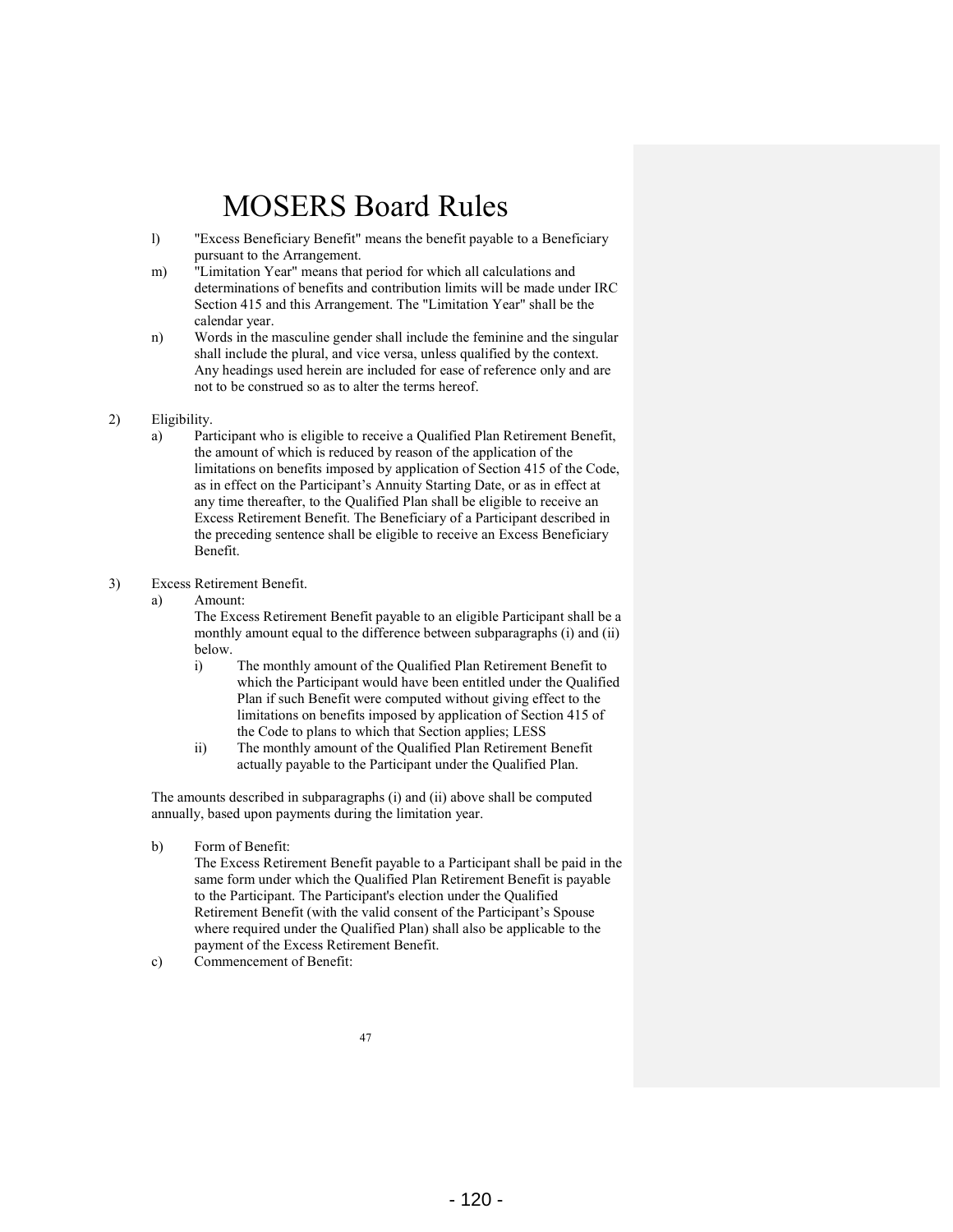# MOSERS Board Rules

l) "Excess Beneficiary Benefit" means the benefit payable to a Beneficiary pursuant to the Arrangement.

m) "Limitation Year" means that period for which all calculations and determinations of benefits and contribution limits will be made under IRC Section 415 and this Arrangement. The "Limitation Year" shall be the calendar year.

n) Words in the masculine gender shall include the feminine and the singular shall include the plural, and vice versa, unless qualified by the context. Any headings used herein are included for ease of reference only and are not to be construed so as to alter the terms hereof.

2) Eligibility.

a) Participant who is eligible to receive a Qualified Plan Retirement Benefit, the amount of which is reduced by reason of the application of the limitations on benefits imposed by application of Section 415 of the Code, as in effect on the Participant's Annuity Starting Date, or as in effect at any time thereafter, to the Qualified Plan shall be eligible to receive an Excess Retirement Benefit. The Beneficiary of a Participant described in the preceding sentence shall be eligible to receive an Excess Beneficiary Benefit.

3) Excess Retirement Benefit.

a) Amount:

The Excess Retirement Benefit payable to an eligible Participant shall be a monthly amount equal to the difference between subparagraphs (i) and (ii) below.

i) The monthly amount of the Qualified Plan Retirement Benefit to which the Participant would have been entitled under the Qualified Plan if such Benefit were computed without giving effect to the limitations on benefits imposed by application of Section 415 of the Code to plans to which that Section applies; LESS

ii) The monthly amount of the Qualified Plan Retirement Benefit actually payable to the Participant under the Qualified Plan.

The amounts described in subparagraphs (i) and (ii) above shall be computed annually, based upon payments during the limitation year.

b) Form of Benefit:

The Excess Retirement Benefit payable to a Participant shall be paid in the same form under which the Qualified Plan Retirement Benefit is payable to the Participant. The Participant's election under the Qualified Retirement Benefit (with the valid consent of the Participant's Spouse where required under the Qualified Plan) shall also be applicable to the payment of the Excess Retirement Benefit.

c) Commencement of Benefit: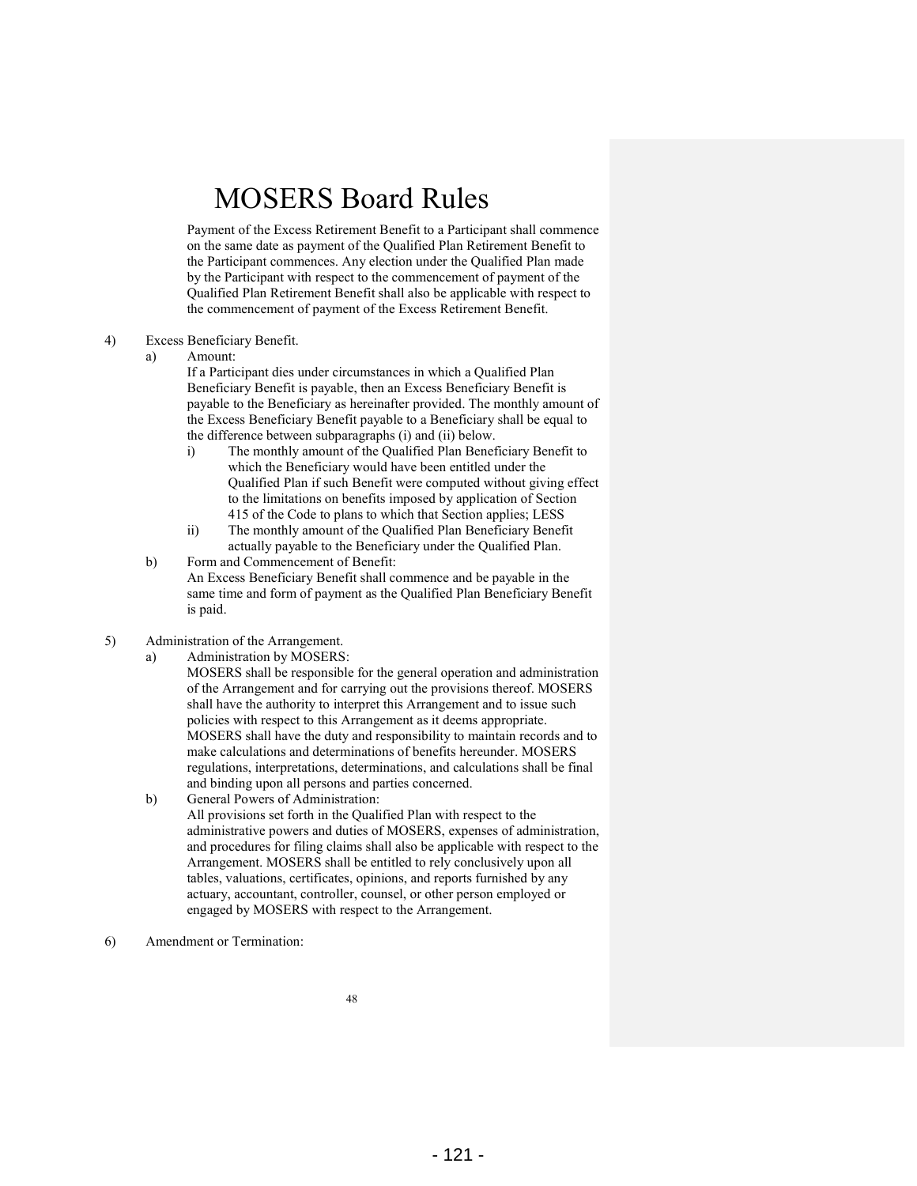Payment of the Excess Retirement Benefit to a Participant shall commence on the same date as payment of the Qualified Plan Retirement Benefit to the Participant commences. Any election under the Qualified Plan made by the Participant with respect to the commencement of payment of the Qualified Plan Retirement Benefit shall also be applicable with respect to the commencement of payment of the Excess Retirement Benefit.

4) Excess Beneficiary Benefit.
   a) Amount:
      If a Participant dies under circumstances in which a Qualified Plan Beneficiary Benefit is payable, then an Excess Beneficiary Benefit is payable to the Beneficiary as hereinafter provided. The monthly amount of the Excess Beneficiary Benefit payable to a Beneficiary shall be equal to the difference between subparagraphs (i) and (ii) below.
      i) The monthly amount of the Qualified Plan Beneficiary Benefit to which the Beneficiary would have been entitled under the Qualified Plan if such Benefit were computed without giving effect to the limitations on benefits imposed by application of Section 415 of the Code to plans to which that Section applies; LESS
      ii) The monthly amount of the Qualified Plan Beneficiary Benefit actually payable to the Beneficiary under the Qualified Plan.
   b) Form and Commencement of Benefit:
      An Excess Beneficiary Benefit shall commence and be payable in the same time and form of payment as the Qualified Plan Beneficiary Benefit is paid.

5) Administration of the Arrangement.
   a) Administration by MOSERS:
      MOSERS shall be responsible for the general operation and administration of the Arrangement and for carrying out the provisions thereof. MOSERS shall have the authority to interpret this Arrangement and to issue such policies with respect to this Arrangement as it deems appropriate. MOSERS shall have the duty and responsibility to maintain records and to make calculations and determinations of benefits hereunder. MOSERS regulations, interpretations, determinations, and calculations shall be final and binding upon all persons and parties concerned.
   b) General Powers of Administration:
      All provisions set forth in the Qualified Plan with respect to the administrative powers and duties of MOSERS, expenses of administration, and procedures for filing claims shall also be applicable with respect to the Arrangement. MOSERS shall be entitled to rely conclusively upon all tables, valuations, certificates, opinions, and reports furnished by any actuary, accountant, controller, counsel, or other person employed or engaged by MOSERS with respect to the Arrangement.

6) Amendment or Termination: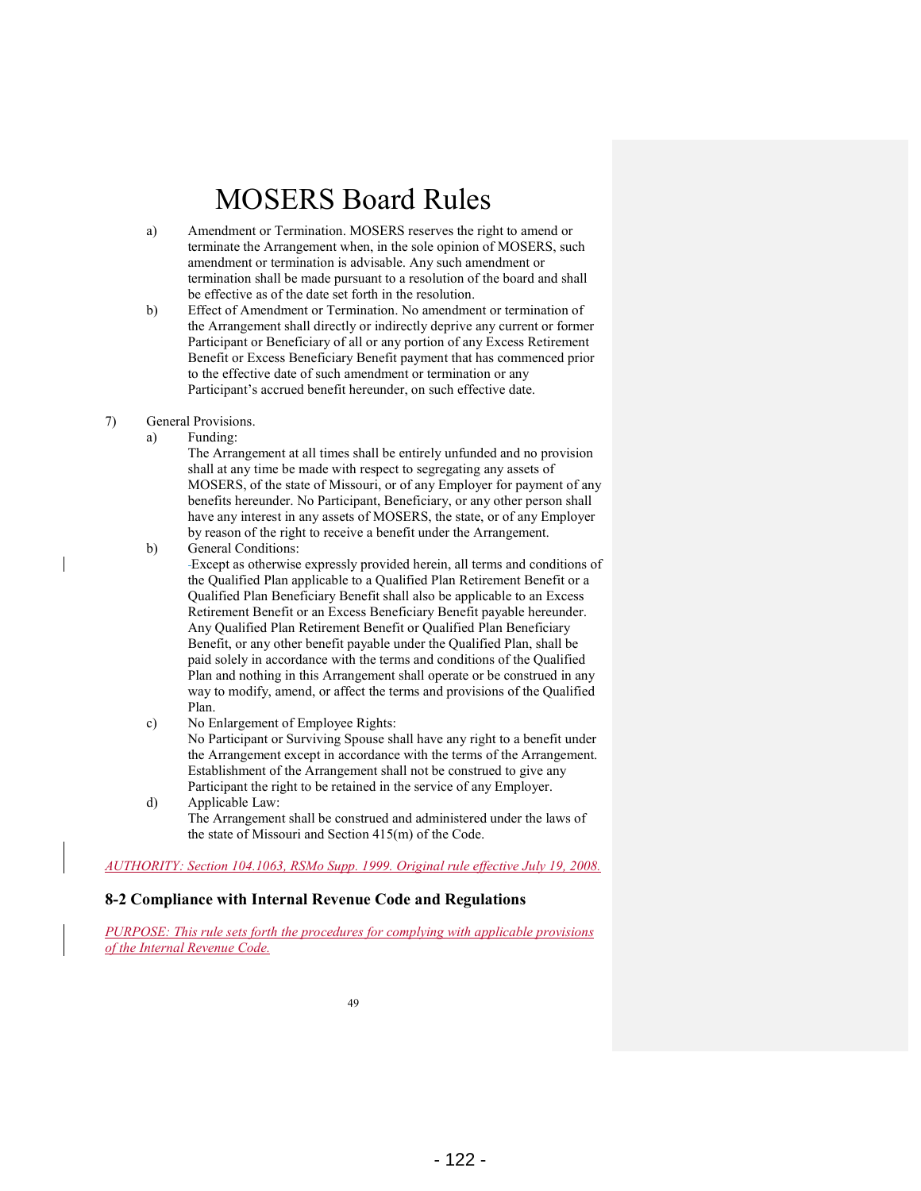# MOSERS Board Rules

a) Amendment or Termination. MOSERS reserves the right to amend or terminate the Arrangement when, in the sole opinion of MOSERS, such amendment or termination is advisable. Any such amendment or termination shall be made pursuant to a resolution of the board and shall be effective as of the date set forth in the resolution.

b) Effect of Amendment or Termination. No amendment or termination of the Arrangement shall directly or indirectly deprive any current or former Participant or Beneficiary of all or any portion of any Excess Retirement Benefit or Excess Beneficiary Benefit payment that has commenced prior to the effective date of such amendment or termination or any Participant's accrued benefit hereunder, on such effective date.

7) General Provisions.

a) Funding:
The Arrangement at all times shall be entirely unfunded and no provision shall at any time be made with respect to segregating any assets of MOSERS, of the state of Missouri, or of any Employer for payment of any benefits hereunder. No Participant, Beneficiary, or any other person shall have any interest in any assets of MOSERS, the state, or of any Employer by reason of the right to receive a benefit under the Arrangement.

b) General Conditions:
Except as otherwise expressly provided herein, all terms and conditions of the Qualified Plan applicable to a Qualified Plan Retirement Benefit or a Qualified Plan Beneficiary Benefit shall also be applicable to an Excess Retirement Benefit or an Excess Beneficiary Benefit payable hereunder. Any Qualified Plan Retirement Benefit or Qualified Plan Beneficiary Benefit, or any other benefit payable under the Qualified Plan, shall be paid solely in accordance with the terms and conditions of the Qualified Plan and nothing in this Arrangement shall operate or be construed in any way to modify, amend, or affect the terms and provisions of the Qualified Plan.

c) No Enlargement of Employee Rights:
No Participant or Surviving Spouse shall have any right to a benefit under the Arrangement except in accordance with the terms of the Arrangement. Establishment of the Arrangement shall not be construed to give any Participant the right to be retained in the service of any Employer.

d) Applicable Law:
The Arrangement shall be construed and administered under the laws of the state of Missouri and Section 415(m) of the Code.

*AUTHORITY: Section 104.1063, RSMo Supp. 1999. Original rule effective July 19, 2008.*

## 8-2 Compliance with Internal Revenue Code and Regulations

*PURPOSE: This rule sets forth the procedures for complying with applicable provisions of the Internal Revenue Code.*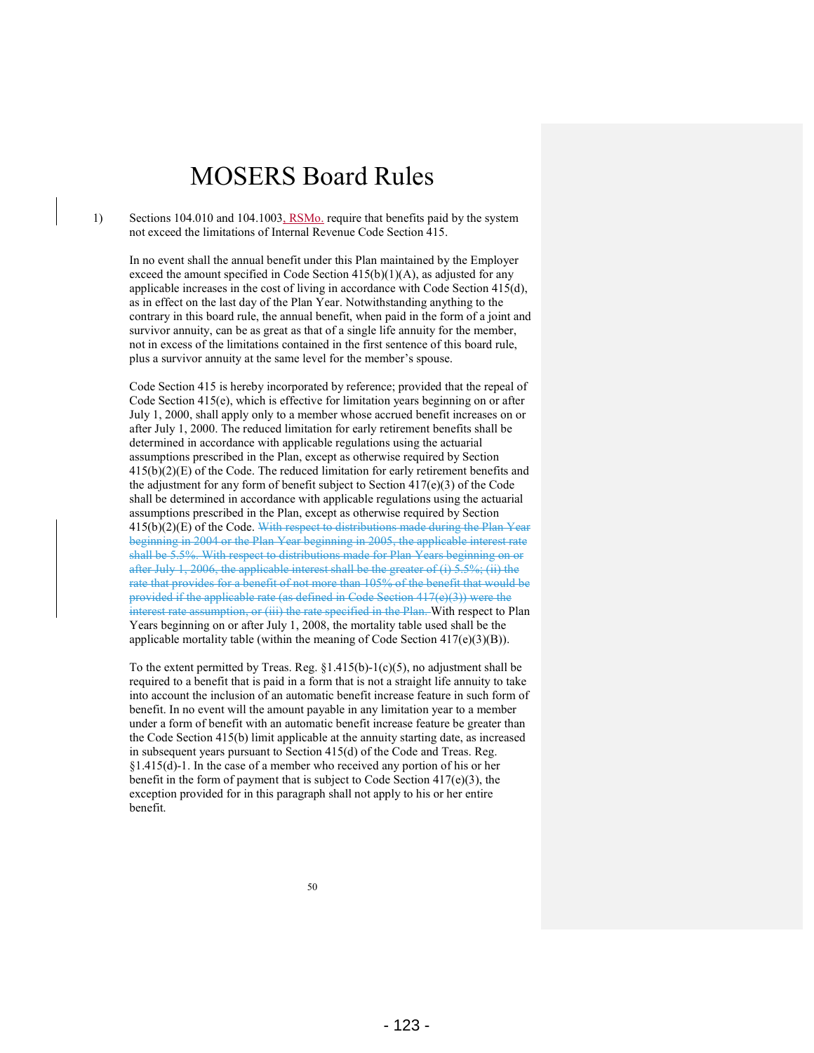# MOSERS Board Rules

1) Sections 104.010 and 104.1003, RSMo. require that benefits paid by the system not exceed the limitations of Internal Revenue Code Section 415.

In no event shall the annual benefit under this Plan maintained by the Employer exceed the amount specified in Code Section 415(b)(1)(A), as adjusted for any applicable increases in the cost of living in accordance with Code Section 415(d), as in effect on the last day of the Plan Year. Notwithstanding anything to the contrary in this board rule, the annual benefit, when paid in the form of a joint and survivor annuity, can be as great as that of a single life annuity for the member, not in excess of the limitations contained in the first sentence of this board rule, plus a survivor annuity at the same level for the member's spouse.

Code Section 415 is hereby incorporated by reference; provided that the repeal of Code Section 415(e), which is effective for limitation years beginning on or after July 1, 2000, shall apply only to a member whose accrued benefit increases on or after July 1, 2000. The reduced limitation for early retirement benefits shall be determined in accordance with applicable regulations using the actuarial assumptions prescribed in the Plan, except as otherwise required by Section 415(b)(2)(E) of the Code. The reduced limitation for early retirement benefits and the adjustment for any form of benefit subject to Section 417(e)(3) of the Code shall be determined in accordance with applicable regulations using the actuarial assumptions prescribed in the Plan, except as otherwise required by Section 415(b)(2)(E) of the Code. ~~With respect to distributions made during the Plan Year beginning in 2004 or the Plan Year beginning in 2005, the applicable interest rate shall be 5.5%. With respect to distributions made for Plan Years beginning on or after July 1, 2006, the applicable interest shall be the greater of (i) 5.5%; (ii) the rate that provides for a benefit of not more than 105% of the benefit that would be provided if the applicable rate (as defined in Code Section 417(e)(3)) were the interest rate assumption, or (iii) the rate specified in the Plan.~~ With respect to Plan Years beginning on or after July 1, 2008, the mortality table used shall be the applicable mortality table (within the meaning of Code Section 417(e)(3)(B)).

To the extent permitted by Treas. Reg. §1.415(b)-1(c)(5), no adjustment shall be required to a benefit that is paid in a form that is not a straight life annuity to take into account the inclusion of an automatic benefit increase feature in such form of benefit. In no event will the amount payable in any limitation year to a member under a form of benefit with an automatic benefit increase feature be greater than the Code Section 415(b) limit applicable at the annuity starting date, as increased in subsequent years pursuant to Section 415(d) of the Code and Treas. Reg. §1.415(d)-1. In the case of a member who received any portion of his or her benefit in the form of payment that is subject to Code Section 417(e)(3), the exception provided for in this paragraph shall not apply to his or her entire benefit.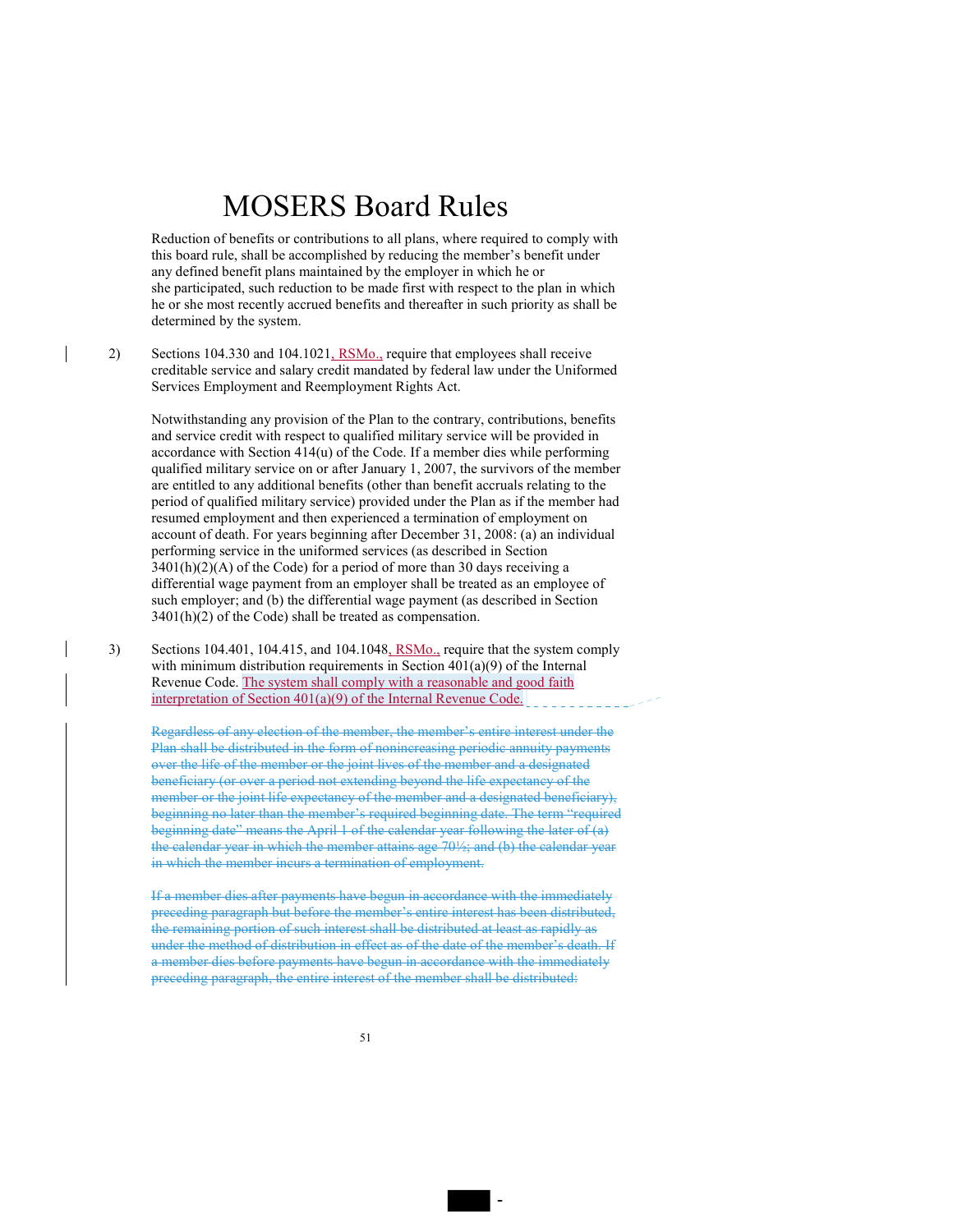# MOSERS Board Rules

Reduction of benefits or contributions to all plans, where required to comply with this board rule, shall be accomplished by reducing the member's benefit under any defined benefit plans maintained by the employer in which he or she participated, such reduction to be made first with respect to the plan in which he or she most recently accrued benefits and thereafter in such priority as shall be determined by the system.

2) Sections 104.330 and 104.1021, RSMo., require that employees shall receive creditable service and salary credit mandated by federal law under the Uniformed Services Employment and Reemployment Rights Act.

   Notwithstanding any provision of the Plan to the contrary, contributions, benefits and service credit with respect to qualified military service will be provided in accordance with Section 414(u) of the Code. If a member dies while performing qualified military service on or after January 1, 2007, the survivors of the member are entitled to any additional benefits (other than benefit accruals relating to the period of qualified military service) provided under the Plan as if the member had resumed employment and then experienced a termination of employment on account of death. For years beginning after December 31, 2008: (a) an individual performing service in the uniformed services (as described in Section 3401(h)(2)(A) of the Code) for a period of more than 30 days receiving a differential wage payment from an employer shall be treated as an employee of such employer; and (b) the differential wage payment (as described in Section 3401(h)(2) of the Code) shall be treated as compensation.

3) Sections 104.401, 104.415, and 104.1048, RSMo., require that the system comply with minimum distribution requirements in Section 401(a)(9) of the Internal Revenue Code. The system shall comply with a reasonable and good faith interpretation of Section 401(a)(9) of the Internal Revenue Code.

   ~~Regardless of any election of the member, the member's entire interest under the Plan shall be distributed in the form of nonincreasing periodic annuity payments over the life of the member or the joint lives of the member and a designated beneficiary (or over a period not extending beyond the life expectancy of the member or the joint life expectancy of the member and a designated beneficiary), beginning no later than the member's required beginning date. The term "required beginning date" means the April 1 of the calendar year following the later of (a) the calendar year in which the member attains age 70½; and (b) the calendar year in which the member incurs a termination of employment.~~

   ~~If a member dies after payments have begun in accordance with the immediately preceding paragraph but before the member's entire interest has been distributed, the remaining portion of such interest shall be distributed at least as rapidly as under the method of distribution in effect as of the date of the member's death. If a member dies before payments have begun in accordance with the immediately preceding paragraph, the entire interest of the member shall be distributed:~~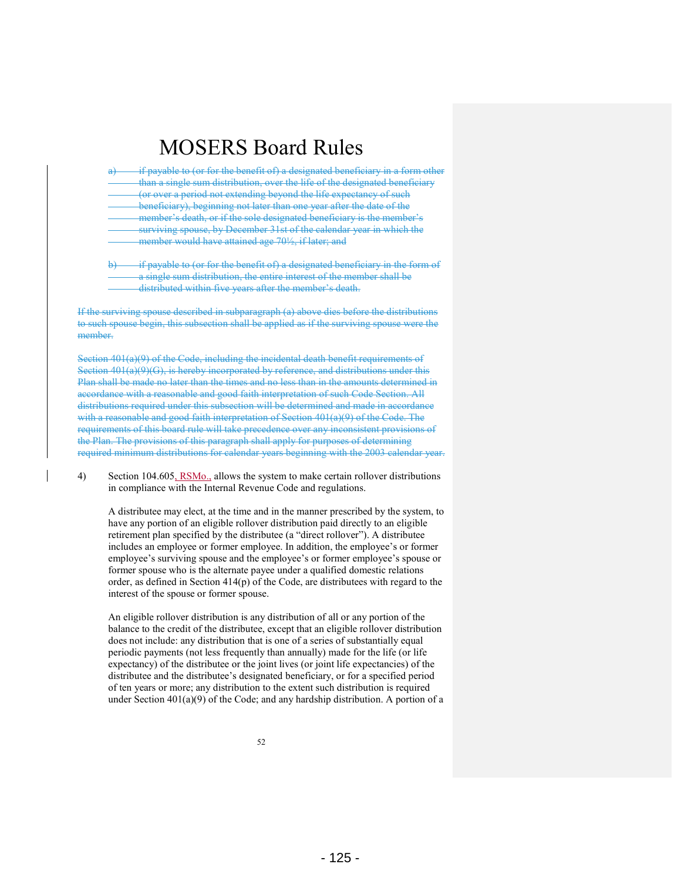# MOSERS Board Rules

~~a) if payable to (or for the benefit of) a designated beneficiary in a form other than a single sum distribution, over the life of the designated beneficiary (or over a period not extending beyond the life expectancy of such beneficiary), beginning not later than one year after the date of the member's death, or if the sole designated beneficiary is the member's surviving spouse, by December 31st of the calendar year in which the member would have attained age 70½, if later; and~~

~~b) if payable to (or for the benefit of) a designated beneficiary in the form of a single sum distribution, the entire interest of the member shall be distributed within five years after the member's death.~~

~~If the surviving spouse described in subparagraph (a) above dies before the distributions to such spouse begin, this subsection shall be applied as if the surviving spouse were the member.~~

~~Section 401(a)(9) of the Code, including the incidental death benefit requirements of Section 401(a)(9)(G), is hereby incorporated by reference, and distributions under this Plan shall be made no later than the times and no less than in the amounts determined in accordance with a reasonable and good faith interpretation of such Code Section. All distributions required under this subsection will be determined and made in accordance with a reasonable and good faith interpretation of Section 401(a)(9) of the Code. The requirements of this board rule will take precedence over any inconsistent provisions of the Plan. The provisions of this paragraph shall apply for purposes of determining required minimum distributions for calendar years beginning with the 2003 calendar year.~~

4) Section 104.605, RSMo., allows the system to make certain rollover distributions in compliance with the Internal Revenue Code and regulations.

A distributee may elect, at the time and in the manner prescribed by the system, to have any portion of an eligible rollover distribution paid directly to an eligible retirement plan specified by the distributee (a "direct rollover"). A distributee includes an employee or former employee. In addition, the employee's or former employee's surviving spouse and the employee's or former employee's spouse or former spouse who is the alternate payee under a qualified domestic relations order, as defined in Section 414(p) of the Code, are distributees with regard to the interest of the spouse or former spouse.

An eligible rollover distribution is any distribution of all or any portion of the balance to the credit of the distributee, except that an eligible rollover distribution does not include: any distribution that is one of a series of substantially equal periodic payments (not less frequently than annually) made for the life (or life expectancy) of the distributee or the joint lives (or joint life expectancies) of the distributee and the distributee's designated beneficiary, or for a specified period of ten years or more; any distribution to the extent such distribution is required under Section 401(a)(9) of the Code; and any hardship distribution. A portion of a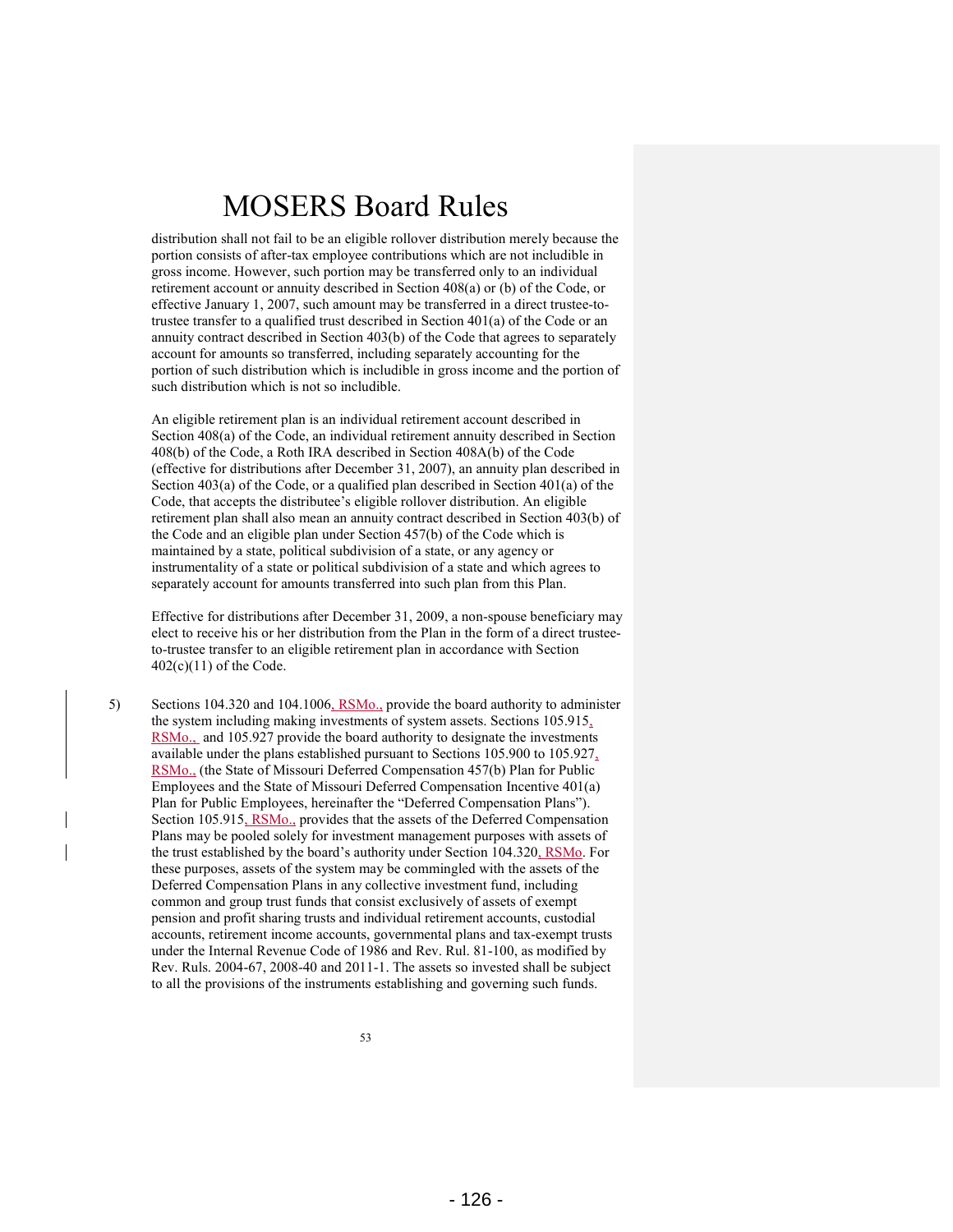distribution shall not fail to be an eligible rollover distribution merely because the portion consists of after-tax employee contributions which are not includible in gross income. However, such portion may be transferred only to an individual retirement account or annuity described in Section 408(a) or (b) of the Code, or effective January 1, 2007, such amount may be transferred in a direct trustee-to-trustee transfer to a qualified trust described in Section 401(a) of the Code or an annuity contract described in Section 403(b) of the Code that agrees to separately account for amounts so transferred, including separately accounting for the portion of such distribution which is includible in gross income and the portion of such distribution which is not so includible.

An eligible retirement plan is an individual retirement account described in Section 408(a) of the Code, an individual retirement annuity described in Section 408(b) of the Code, a Roth IRA described in Section 408A(b) of the Code (effective for distributions after December 31, 2007), an annuity plan described in Section 403(a) of the Code, or a qualified plan described in Section 401(a) of the Code, that accepts the distributee's eligible rollover distribution. An eligible retirement plan shall also mean an annuity contract described in Section 403(b) of the Code and an eligible plan under Section 457(b) of the Code which is maintained by a state, political subdivision of a state, or any agency or instrumentality of a state or political subdivision of a state and which agrees to separately account for amounts transferred into such plan from this Plan.

Effective for distributions after December 31, 2009, a non-spouse beneficiary may elect to receive his or her distribution from the Plan in the form of a direct trustee-to-trustee transfer to an eligible retirement plan in accordance with Section 402(c)(11) of the Code.

5) Sections 104.320 and 104.1006, RSMo., provide the board authority to administer the system including making investments of system assets. Sections 105.915, RSMo., and 105.927 provide the board authority to designate the investments available under the plans established pursuant to Sections 105.900 to 105.927, RSMo., (the State of Missouri Deferred Compensation 457(b) Plan for Public Employees and the State of Missouri Deferred Compensation Incentive 401(a) Plan for Public Employees, hereinafter the "Deferred Compensation Plans"). Section 105.915, RSMo., provides that the assets of the Deferred Compensation Plans may be pooled solely for investment management purposes with assets of the trust established by the board's authority under Section 104.320, RSMo. For these purposes, assets of the system may be commingled with the assets of the Deferred Compensation Plans in any collective investment fund, including common and group trust funds that consist exclusively of assets of exempt pension and profit sharing trusts and individual retirement accounts, custodial accounts, retirement income accounts, governmental plans and tax-exempt trusts under the Internal Revenue Code of 1986 and Rev. Rul. 81-100, as modified by Rev. Ruls. 2004-67, 2008-40 and 2011-1. The assets so invested shall be subject to all the provisions of the instruments establishing and governing such funds.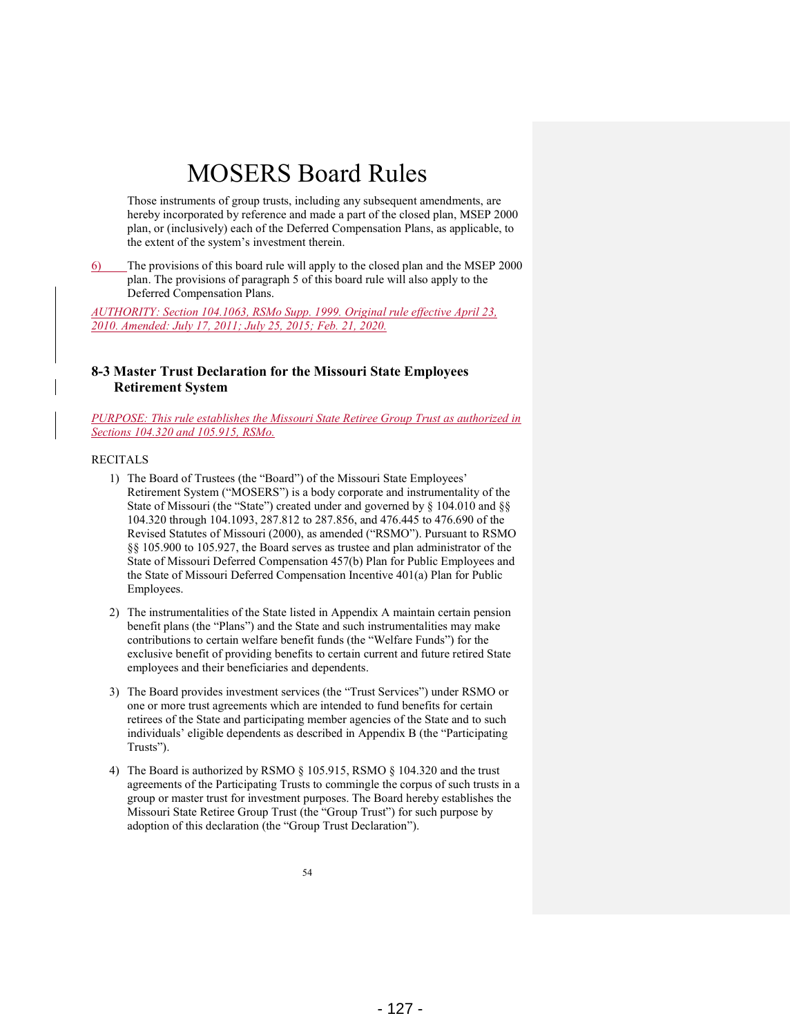# MOSERS Board Rules

Those instruments of group trusts, including any subsequent amendments, are hereby incorporated by reference and made a part of the closed plan, MSEP 2000 plan, or (inclusively) each of the Deferred Compensation Plans, as applicable, to the extent of the system's investment therein.

6) The provisions of this board rule will apply to the closed plan and the MSEP 2000 plan. The provisions of paragraph 5 of this board rule will also apply to the Deferred Compensation Plans.

*AUTHORITY: Section 104.1063, RSMo Supp. 1999. Original rule effective April 23, 2010. Amended: July 17, 2011; July 25, 2015; Feb. 21, 2020.*

### 8-3 Master Trust Declaration for the Missouri State Employees Retirement System

*PURPOSE: This rule establishes the Missouri State Retiree Group Trust as authorized in Sections 104.320 and 105.915, RSMo.*

RECITALS

1) The Board of Trustees (the "Board") of the Missouri State Employees' Retirement System ("MOSERS") is a body corporate and instrumentality of the State of Missouri (the "State") created under and governed by § 104.010 and §§ 104.320 through 104.1093, 287.812 to 287.856, and 476.445 to 476.690 of the Revised Statutes of Missouri (2000), as amended ("RSMO"). Pursuant to RSMO §§ 105.900 to 105.927, the Board serves as trustee and plan administrator of the State of Missouri Deferred Compensation 457(b) Plan for Public Employees and the State of Missouri Deferred Compensation Incentive 401(a) Plan for Public Employees.

2) The instrumentalities of the State listed in Appendix A maintain certain pension benefit plans (the "Plans") and the State and such instrumentalities may make contributions to certain welfare benefit funds (the "Welfare Funds") for the exclusive benefit of providing benefits to certain current and future retired State employees and their beneficiaries and dependents.

3) The Board provides investment services (the "Trust Services") under RSMO or one or more trust agreements which are intended to fund benefits for certain retirees of the State and participating member agencies of the State and to such individuals' eligible dependents as described in Appendix B (the "Participating Trusts").

4) The Board is authorized by RSMO § 105.915, RSMO § 104.320 and the trust agreements of the Participating Trusts to commingle the corpus of such trusts in a group or master trust for investment purposes. The Board hereby establishes the Missouri State Retiree Group Trust (the "Group Trust") for such purpose by adoption of this declaration (the "Group Trust Declaration").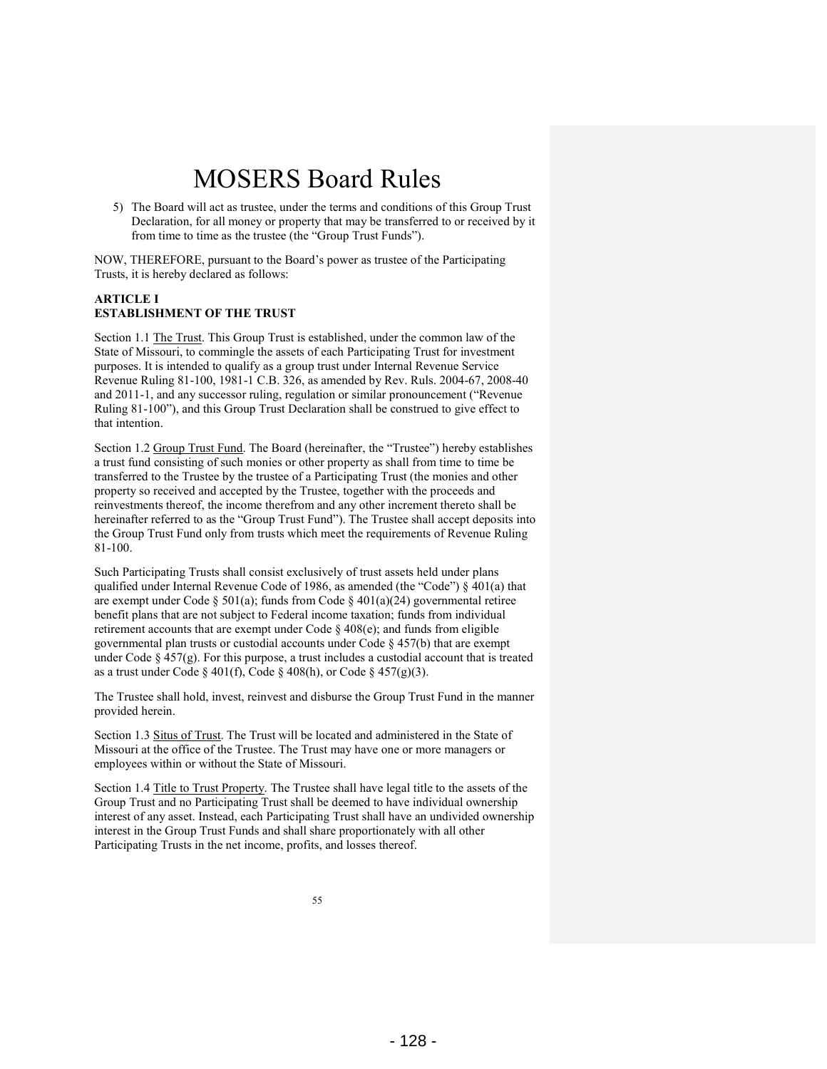5) The Board will act as trustee, under the terms and conditions of this Group Trust Declaration, for all money or property that may be transferred to or received by it from time to time as the trustee (the "Group Trust Funds").

NOW, THEREFORE, pursuant to the Board's power as trustee of the Participating Trusts, it is hereby declared as follows:

**ARTICLE I**
**ESTABLISHMENT OF THE TRUST**

Section 1.1 The Trust. This Group Trust is established, under the common law of the State of Missouri, to commingle the assets of each Participating Trust for investment purposes. It is intended to qualify as a group trust under Internal Revenue Service Revenue Ruling 81-100, 1981-1 C.B. 326, as amended by Rev. Ruls. 2004-67, 2008-40 and 2011-1, and any successor ruling, regulation or similar pronouncement ("Revenue Ruling 81-100"), and this Group Trust Declaration shall be construed to give effect to that intention.

Section 1.2 Group Trust Fund. The Board (hereinafter, the "Trustee") hereby establishes a trust fund consisting of such monies or other property as shall from time to time be transferred to the Trustee by the trustee of a Participating Trust (the monies and other property so received and accepted by the Trustee, together with the proceeds and reinvestments thereof, the income therefrom and any other increment thereto shall be hereinafter referred to as the "Group Trust Fund"). The Trustee shall accept deposits into the Group Trust Fund only from trusts which meet the requirements of Revenue Ruling 81-100.

Such Participating Trusts shall consist exclusively of trust assets held under plans qualified under Internal Revenue Code of 1986, as amended (the "Code") § 401(a) that are exempt under Code § 501(a); funds from Code § 401(a)(24) governmental retiree benefit plans that are not subject to Federal income taxation; funds from individual retirement accounts that are exempt under Code § 408(e); and funds from eligible governmental plan trusts or custodial accounts under Code § 457(b) that are exempt under Code § 457(g). For this purpose, a trust includes a custodial account that is treated as a trust under Code § 401(f), Code § 408(h), or Code § 457(g)(3).

The Trustee shall hold, invest, reinvest and disburse the Group Trust Fund in the manner provided herein.

Section 1.3 Situs of Trust. The Trust will be located and administered in the State of Missouri at the office of the Trustee. The Trust may have one or more managers or employees within or without the State of Missouri.

Section 1.4 Title to Trust Property. The Trustee shall have legal title to the assets of the Group Trust and no Participating Trust shall be deemed to have individual ownership interest of any asset. Instead, each Participating Trust shall have an undivided ownership interest in the Group Trust Funds and shall share proportionately with all other Participating Trusts in the net income, profits, and losses thereof.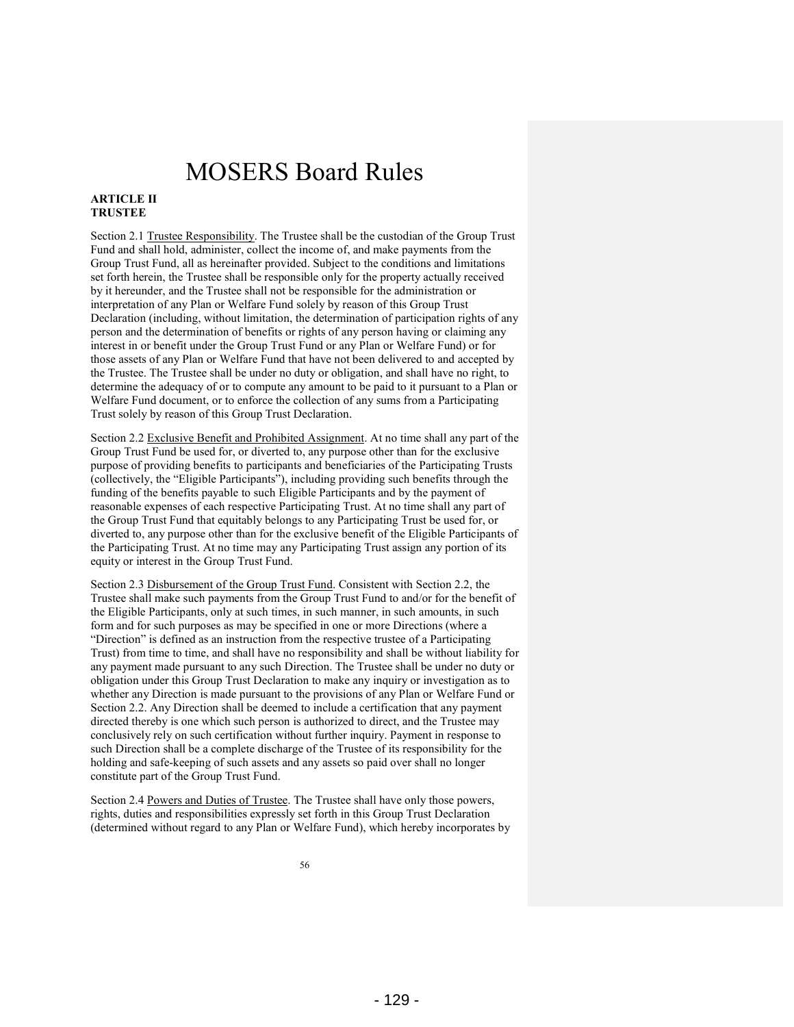# MOSERS Board Rules

**ARTICLE II**
**TRUSTEE**

Section 2.1 Trustee Responsibility. The Trustee shall be the custodian of the Group Trust Fund and shall hold, administer, collect the income of, and make payments from the Group Trust Fund, all as hereinafter provided. Subject to the conditions and limitations set forth herein, the Trustee shall be responsible only for the property actually received by it hereunder, and the Trustee shall not be responsible for the administration or interpretation of any Plan or Welfare Fund solely by reason of this Group Trust Declaration (including, without limitation, the determination of participation rights of any person and the determination of benefits or rights of any person having or claiming any interest in or benefit under the Group Trust Fund or any Plan or Welfare Fund) or for those assets of any Plan or Welfare Fund that have not been delivered to and accepted by the Trustee. The Trustee shall be under no duty or obligation, and shall have no right, to determine the adequacy of or to compute any amount to be paid to it pursuant to a Plan or Welfare Fund document, or to enforce the collection of any sums from a Participating Trust solely by reason of this Group Trust Declaration.

Section 2.2 Exclusive Benefit and Prohibited Assignment. At no time shall any part of the Group Trust Fund be used for, or diverted to, any purpose other than for the exclusive purpose of providing benefits to participants and beneficiaries of the Participating Trusts (collectively, the "Eligible Participants"), including providing such benefits through the funding of the benefits payable to such Eligible Participants and by the payment of reasonable expenses of each respective Participating Trust. At no time shall any part of the Group Trust Fund that equitably belongs to any Participating Trust be used for, or diverted to, any purpose other than for the exclusive benefit of the Eligible Participants of the Participating Trust. At no time may any Participating Trust assign any portion of its equity or interest in the Group Trust Fund.

Section 2.3 Disbursement of the Group Trust Fund. Consistent with Section 2.2, the Trustee shall make such payments from the Group Trust Fund to and/or for the benefit of the Eligible Participants, only at such times, in such manner, in such amounts, in such form and for such purposes as may be specified in one or more Directions (where a "Direction" is defined as an instruction from the respective trustee of a Participating Trust) from time to time, and shall have no responsibility and shall be without liability for any payment made pursuant to any such Direction. The Trustee shall be under no duty or obligation under this Group Trust Declaration to make any inquiry or investigation as to whether any Direction is made pursuant to the provisions of any Plan or Welfare Fund or Section 2.2. Any Direction shall be deemed to include a certification that any payment directed thereby is one which such person is authorized to direct, and the Trustee may conclusively rely on such certification without further inquiry. Payment in response to such Direction shall be a complete discharge of the Trustee of its responsibility for the holding and safe-keeping of such assets and any assets so paid over shall no longer constitute part of the Group Trust Fund.

Section 2.4 Powers and Duties of Trustee. The Trustee shall have only those powers, rights, duties and responsibilities expressly set forth in this Group Trust Declaration (determined without regard to any Plan or Welfare Fund), which hereby incorporates by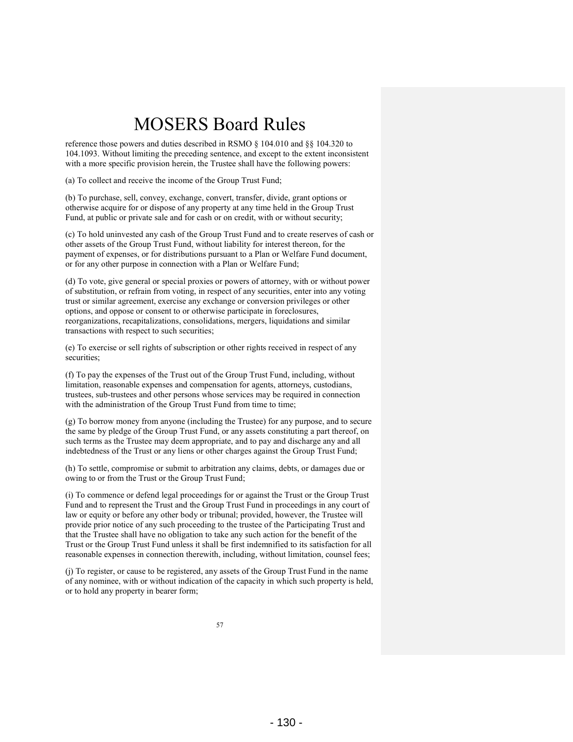reference those powers and duties described in RSMO § 104.010 and §§ 104.320 to 104.1093. Without limiting the preceding sentence, and except to the extent inconsistent with a more specific provision herein, the Trustee shall have the following powers:

(a) To collect and receive the income of the Group Trust Fund;

(b) To purchase, sell, convey, exchange, convert, transfer, divide, grant options or otherwise acquire for or dispose of any property at any time held in the Group Trust Fund, at public or private sale and for cash or on credit, with or without security;

(c) To hold uninvested any cash of the Group Trust Fund and to create reserves of cash or other assets of the Group Trust Fund, without liability for interest thereon, for the payment of expenses, or for distributions pursuant to a Plan or Welfare Fund document, or for any other purpose in connection with a Plan or Welfare Fund;

(d) To vote, give general or special proxies or powers of attorney, with or without power of substitution, or refrain from voting, in respect of any securities, enter into any voting trust or similar agreement, exercise any exchange or conversion privileges or other options, and oppose or consent to or otherwise participate in foreclosures, reorganizations, recapitalizations, consolidations, mergers, liquidations and similar transactions with respect to such securities;

(e) To exercise or sell rights of subscription or other rights received in respect of any securities;

(f) To pay the expenses of the Trust out of the Group Trust Fund, including, without limitation, reasonable expenses and compensation for agents, attorneys, custodians, trustees, sub-trustees and other persons whose services may be required in connection with the administration of the Group Trust Fund from time to time;

(g) To borrow money from anyone (including the Trustee) for any purpose, and to secure the same by pledge of the Group Trust Fund, or any assets constituting a part thereof, on such terms as the Trustee may deem appropriate, and to pay and discharge any and all indebtedness of the Trust or any liens or other charges against the Group Trust Fund;

(h) To settle, compromise or submit to arbitration any claims, debts, or damages due or owing to or from the Trust or the Group Trust Fund;

(i) To commence or defend legal proceedings for or against the Trust or the Group Trust Fund and to represent the Trust and the Group Trust Fund in proceedings in any court of law or equity or before any other body or tribunal; provided, however, the Trustee will provide prior notice of any such proceeding to the trustee of the Participating Trust and that the Trustee shall have no obligation to take any such action for the benefit of the Trust or the Group Trust Fund unless it shall be first indemnified to its satisfaction for all reasonable expenses in connection therewith, including, without limitation, counsel fees;

(j) To register, or cause to be registered, any assets of the Group Trust Fund in the name of any nominee, with or without indication of the capacity in which such property is held, or to hold any property in bearer form;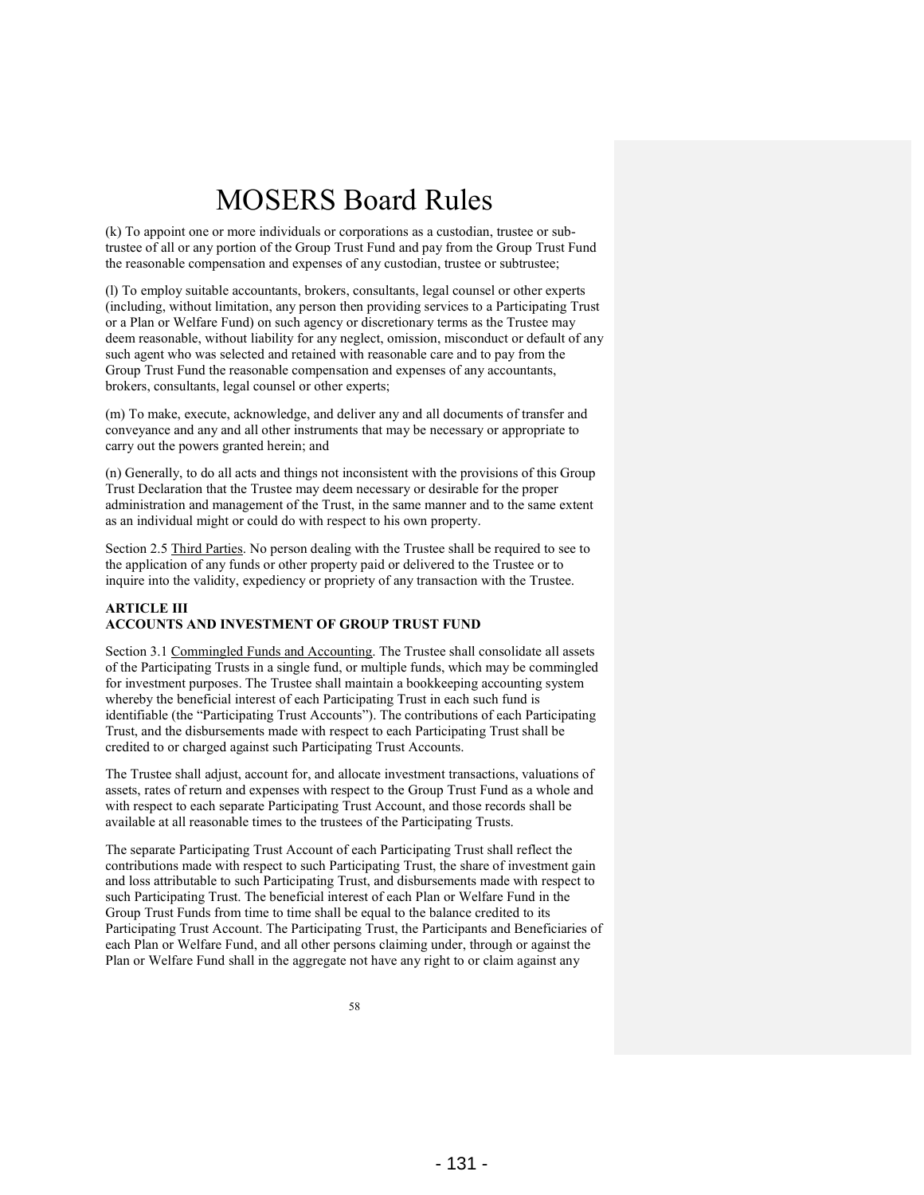# MOSERS Board Rules

(k) To appoint one or more individuals or corporations as a custodian, trustee or sub-trustee of all or any portion of the Group Trust Fund and pay from the Group Trust Fund the reasonable compensation and expenses of any custodian, trustee or subtrustee;

(l) To employ suitable accountants, brokers, consultants, legal counsel or other experts (including, without limitation, any person then providing services to a Participating Trust or a Plan or Welfare Fund) on such agency or discretionary terms as the Trustee may deem reasonable, without liability for any neglect, omission, misconduct or default of any such agent who was selected and retained with reasonable care and to pay from the Group Trust Fund the reasonable compensation and expenses of any accountants, brokers, consultants, legal counsel or other experts;

(m) To make, execute, acknowledge, and deliver any and all documents of transfer and conveyance and any and all other instruments that may be necessary or appropriate to carry out the powers granted herein; and

(n) Generally, to do all acts and things not inconsistent with the provisions of this Group Trust Declaration that the Trustee may deem necessary or desirable for the proper administration and management of the Trust, in the same manner and to the same extent as an individual might or could do with respect to his own property.

Section 2.5 Third Parties. No person dealing with the Trustee shall be required to see to the application of any funds or other property paid or delivered to the Trustee or to inquire into the validity, expediency or propriety of any transaction with the Trustee.

**ARTICLE III**
**ACCOUNTS AND INVESTMENT OF GROUP TRUST FUND**

Section 3.1 Commingled Funds and Accounting. The Trustee shall consolidate all assets of the Participating Trusts in a single fund, or multiple funds, which may be commingled for investment purposes. The Trustee shall maintain a bookkeeping accounting system whereby the beneficial interest of each Participating Trust in each such fund is identifiable (the "Participating Trust Accounts"). The contributions of each Participating Trust, and the disbursements made with respect to each Participating Trust shall be credited to or charged against such Participating Trust Accounts.

The Trustee shall adjust, account for, and allocate investment transactions, valuations of assets, rates of return and expenses with respect to the Group Trust Fund as a whole and with respect to each separate Participating Trust Account, and those records shall be available at all reasonable times to the trustees of the Participating Trusts.

The separate Participating Trust Account of each Participating Trust shall reflect the contributions made with respect to such Participating Trust, the share of investment gain and loss attributable to such Participating Trust, and disbursements made with respect to such Participating Trust. The beneficial interest of each Plan or Welfare Fund in the Group Trust Funds from time to time shall be equal to the balance credited to its Participating Trust Account. The Participating Trust, the Participants and Beneficiaries of each Plan or Welfare Fund, and all other persons claiming under, through or against the Plan or Welfare Fund shall in the aggregate not have any right to or claim against any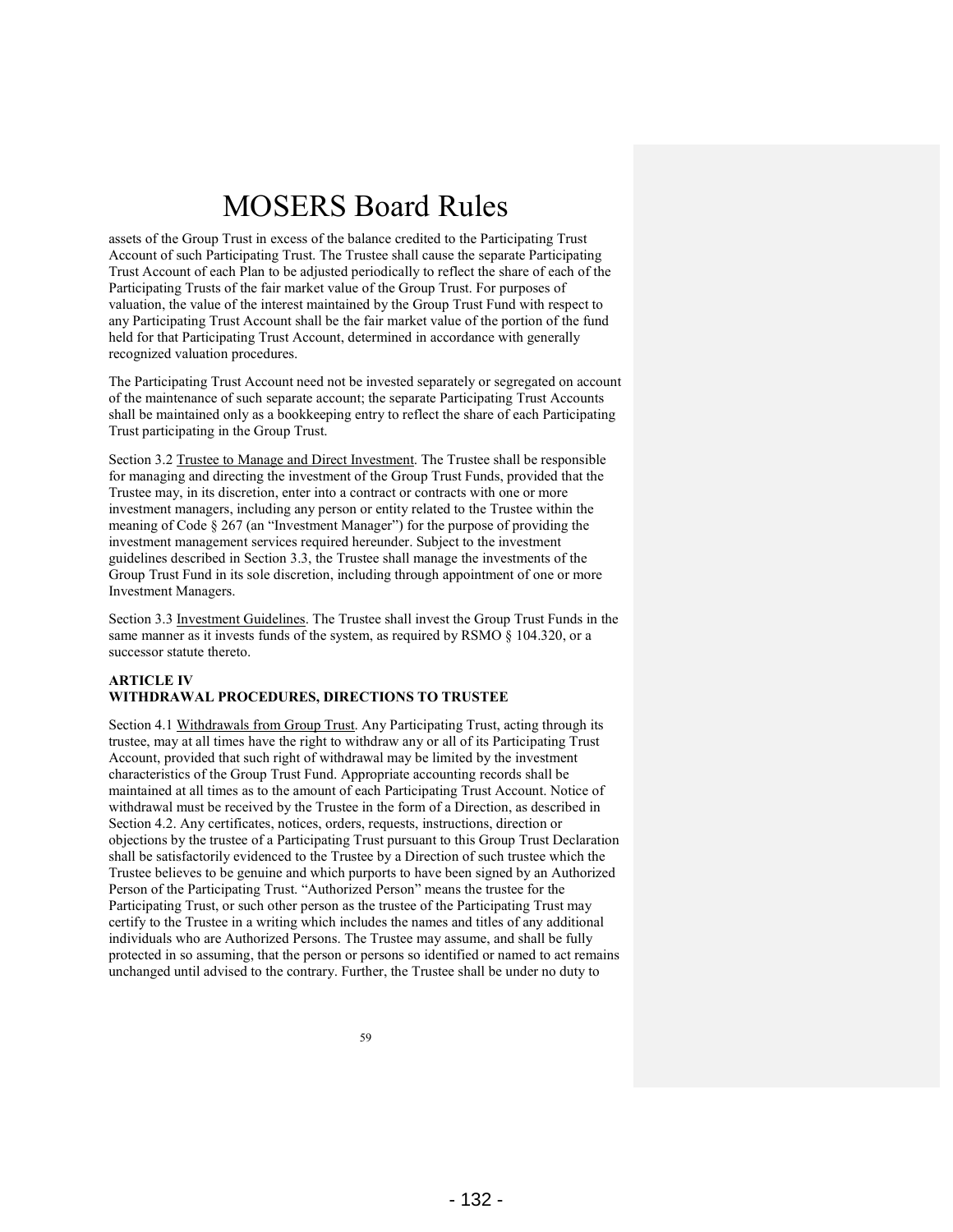assets of the Group Trust in excess of the balance credited to the Participating Trust Account of such Participating Trust. The Trustee shall cause the separate Participating Trust Account of each Plan to be adjusted periodically to reflect the share of each of the Participating Trusts of the fair market value of the Group Trust. For purposes of valuation, the value of the interest maintained by the Group Trust Fund with respect to any Participating Trust Account shall be the fair market value of the portion of the fund held for that Participating Trust Account, determined in accordance with generally recognized valuation procedures.

The Participating Trust Account need not be invested separately or segregated on account of the maintenance of such separate account; the separate Participating Trust Accounts shall be maintained only as a bookkeeping entry to reflect the share of each Participating Trust participating in the Group Trust.

Section 3.2 Trustee to Manage and Direct Investment. The Trustee shall be responsible for managing and directing the investment of the Group Trust Funds, provided that the Trustee may, in its discretion, enter into a contract or contracts with one or more investment managers, including any person or entity related to the Trustee within the meaning of Code § 267 (an "Investment Manager") for the purpose of providing the investment management services required hereunder. Subject to the investment guidelines described in Section 3.3, the Trustee shall manage the investments of the Group Trust Fund in its sole discretion, including through appointment of one or more Investment Managers.

Section 3.3 Investment Guidelines. The Trustee shall invest the Group Trust Funds in the same manner as it invests funds of the system, as required by RSMO § 104.320, or a successor statute thereto.

**ARTICLE IV**
**WITHDRAWAL PROCEDURES, DIRECTIONS TO TRUSTEE**

Section 4.1 Withdrawals from Group Trust. Any Participating Trust, acting through its trustee, may at all times have the right to withdraw any or all of its Participating Trust Account, provided that such right of withdrawal may be limited by the investment characteristics of the Group Trust Fund. Appropriate accounting records shall be maintained at all times as to the amount of each Participating Trust Account. Notice of withdrawal must be received by the Trustee in the form of a Direction, as described in Section 4.2. Any certificates, notices, orders, requests, instructions, direction or objections by the trustee of a Participating Trust pursuant to this Group Trust Declaration shall be satisfactorily evidenced to the Trustee by a Direction of such trustee which the Trustee believes to be genuine and which purports to have been signed by an Authorized Person of the Participating Trust. "Authorized Person" means the trustee for the Participating Trust, or such other person as the trustee of the Participating Trust may certify to the Trustee in a writing which includes the names and titles of any additional individuals who are Authorized Persons. The Trustee may assume, and shall be fully protected in so assuming, that the person or persons so identified or named to act remains unchanged until advised to the contrary. Further, the Trustee shall be under no duty to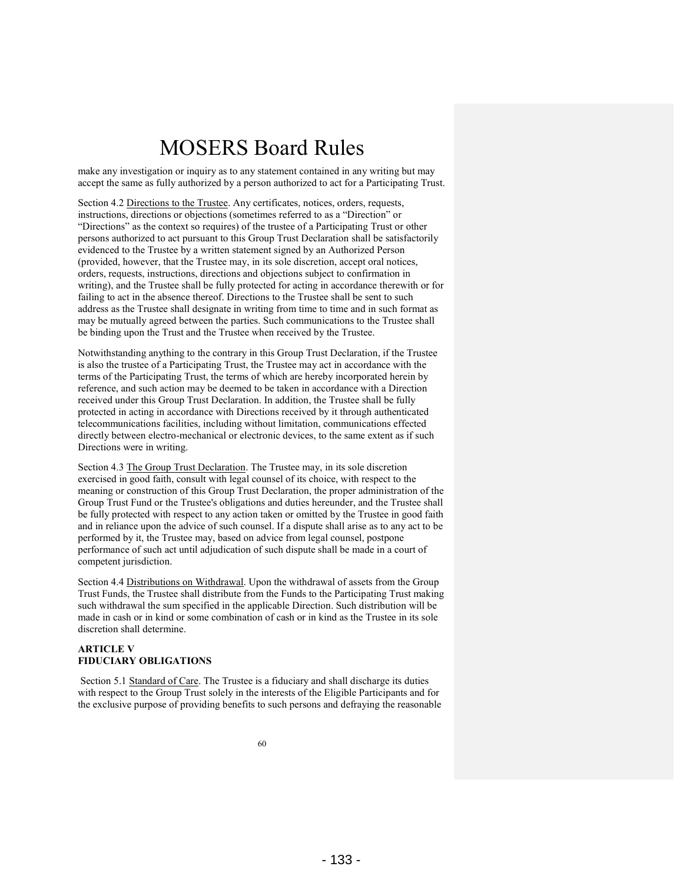make any investigation or inquiry as to any statement contained in any writing but may accept the same as fully authorized by a person authorized to act for a Participating Trust.

Section 4.2 Directions to the Trustee. Any certificates, notices, orders, requests, instructions, directions or objections (sometimes referred to as a "Direction" or "Directions" as the context so requires) of the trustee of a Participating Trust or other persons authorized to act pursuant to this Group Trust Declaration shall be satisfactorily evidenced to the Trustee by a written statement signed by an Authorized Person (provided, however, that the Trustee may, in its sole discretion, accept oral notices, orders, requests, instructions, directions and objections subject to confirmation in writing), and the Trustee shall be fully protected for acting in accordance therewith or for failing to act in the absence thereof. Directions to the Trustee shall be sent to such address as the Trustee shall designate in writing from time to time and in such format as may be mutually agreed between the parties. Such communications to the Trustee shall be binding upon the Trust and the Trustee when received by the Trustee.

Notwithstanding anything to the contrary in this Group Trust Declaration, if the Trustee is also the trustee of a Participating Trust, the Trustee may act in accordance with the terms of the Participating Trust, the terms of which are hereby incorporated herein by reference, and such action may be deemed to be taken in accordance with a Direction received under this Group Trust Declaration. In addition, the Trustee shall be fully protected in acting in accordance with Directions received by it through authenticated telecommunications facilities, including without limitation, communications effected directly between electro-mechanical or electronic devices, to the same extent as if such Directions were in writing.

Section 4.3 The Group Trust Declaration. The Trustee may, in its sole discretion exercised in good faith, consult with legal counsel of its choice, with respect to the meaning or construction of this Group Trust Declaration, the proper administration of the Group Trust Fund or the Trustee's obligations and duties hereunder, and the Trustee shall be fully protected with respect to any action taken or omitted by the Trustee in good faith and in reliance upon the advice of such counsel. If a dispute shall arise as to any act to be performed by it, the Trustee may, based on advice from legal counsel, postpone performance of such act until adjudication of such dispute shall be made in a court of competent jurisdiction.

Section 4.4 Distributions on Withdrawal. Upon the withdrawal of assets from the Group Trust Funds, the Trustee shall distribute from the Funds to the Participating Trust making such withdrawal the sum specified in the applicable Direction. Such distribution will be made in cash or in kind or some combination of cash or in kind as the Trustee in its sole discretion shall determine.

**ARTICLE V**
**FIDUCIARY OBLIGATIONS**

Section 5.1 Standard of Care. The Trustee is a fiduciary and shall discharge its duties with respect to the Group Trust solely in the interests of the Eligible Participants and for the exclusive purpose of providing benefits to such persons and defraying the reasonable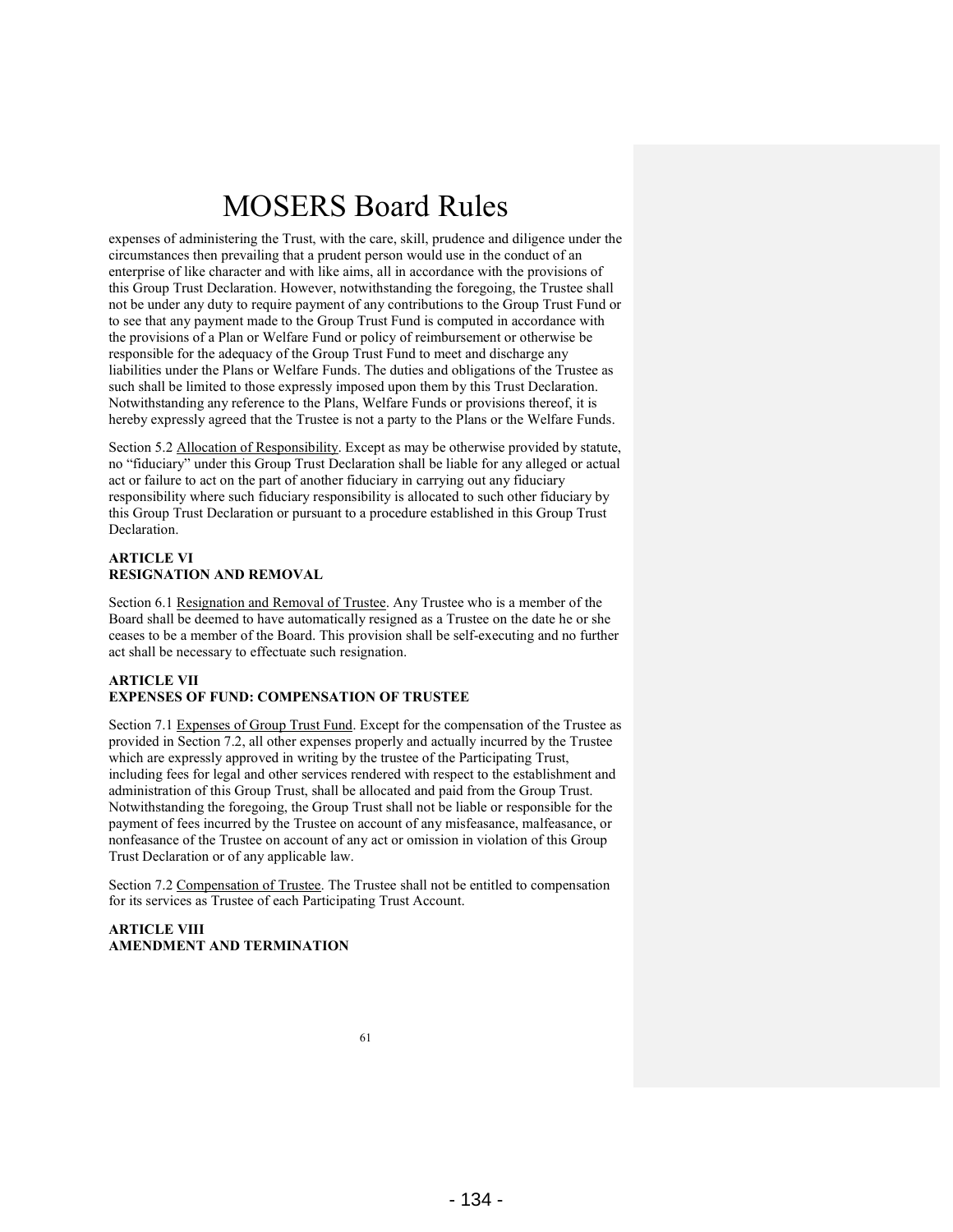expenses of administering the Trust, with the care, skill, prudence and diligence under the circumstances then prevailing that a prudent person would use in the conduct of an enterprise of like character and with like aims, all in accordance with the provisions of this Group Trust Declaration. However, notwithstanding the foregoing, the Trustee shall not be under any duty to require payment of any contributions to the Group Trust Fund or to see that any payment made to the Group Trust Fund is computed in accordance with the provisions of a Plan or Welfare Fund or policy of reimbursement or otherwise be responsible for the adequacy of the Group Trust Fund to meet and discharge any liabilities under the Plans or Welfare Funds. The duties and obligations of the Trustee as such shall be limited to those expressly imposed upon them by this Trust Declaration. Notwithstanding any reference to the Plans, Welfare Funds or provisions thereof, it is hereby expressly agreed that the Trustee is not a party to the Plans or the Welfare Funds.

Section 5.2 Allocation of Responsibility. Except as may be otherwise provided by statute, no "fiduciary" under this Group Trust Declaration shall be liable for any alleged or actual act or failure to act on the part of another fiduciary in carrying out any fiduciary responsibility where such fiduciary responsibility is allocated to such other fiduciary by this Group Trust Declaration or pursuant to a procedure established in this Group Trust Declaration.

**ARTICLE VI**
**RESIGNATION AND REMOVAL**

Section 6.1 Resignation and Removal of Trustee. Any Trustee who is a member of the Board shall be deemed to have automatically resigned as a Trustee on the date he or she ceases to be a member of the Board. This provision shall be self-executing and no further act shall be necessary to effectuate such resignation.

**ARTICLE VII**
**EXPENSES OF FUND: COMPENSATION OF TRUSTEE**

Section 7.1 Expenses of Group Trust Fund. Except for the compensation of the Trustee as provided in Section 7.2, all other expenses properly and actually incurred by the Trustee which are expressly approved in writing by the trustee of the Participating Trust, including fees for legal and other services rendered with respect to the establishment and administration of this Group Trust, shall be allocated and paid from the Group Trust. Notwithstanding the foregoing, the Group Trust shall not be liable or responsible for the payment of fees incurred by the Trustee on account of any misfeasance, malfeasance, or nonfeasance of the Trustee on account of any act or omission in violation of this Group Trust Declaration or of any applicable law.

Section 7.2 Compensation of Trustee. The Trustee shall not be entitled to compensation for its services as Trustee of each Participating Trust Account.

**ARTICLE VIII**
**AMENDMENT AND TERMINATION**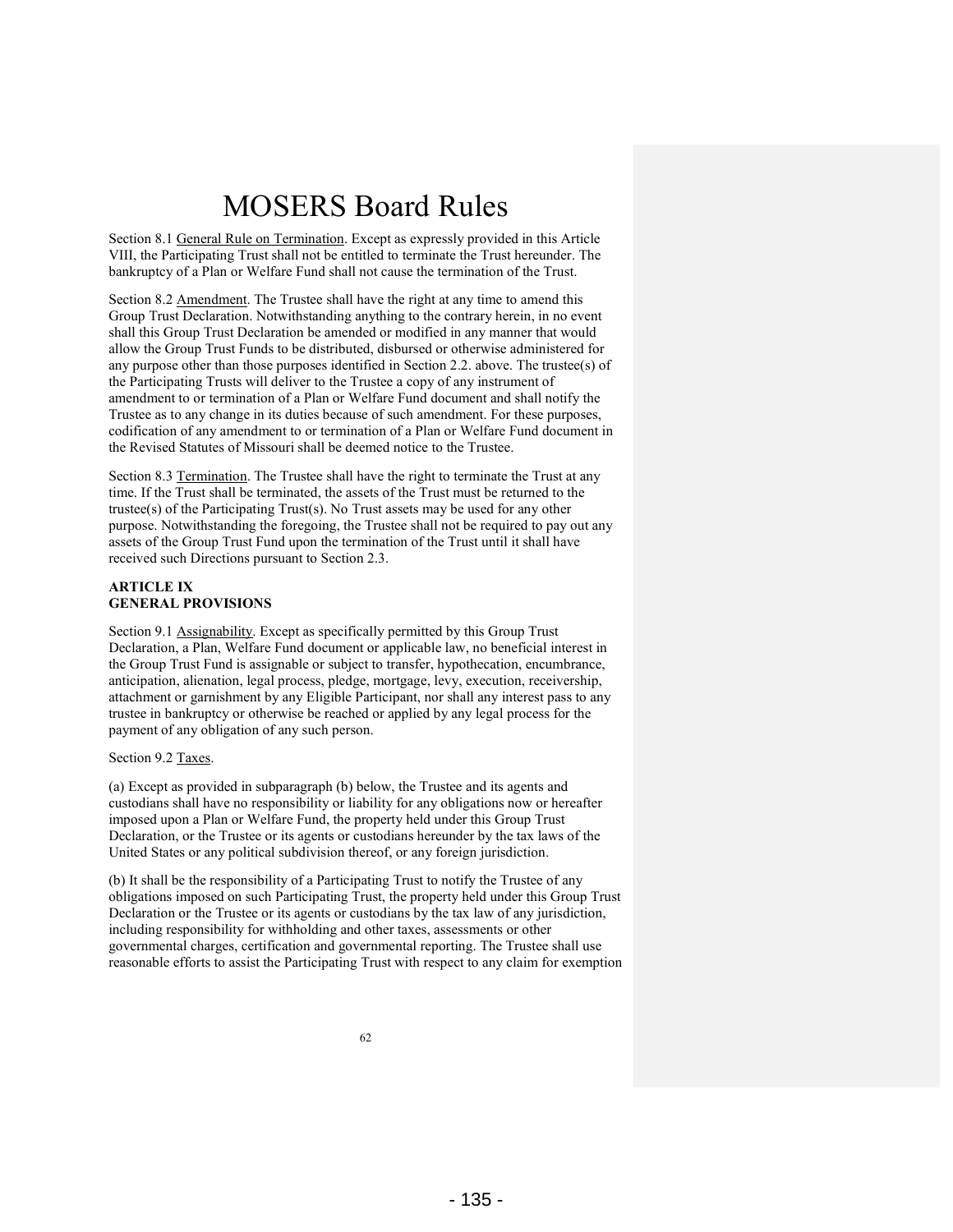Section 8.1 General Rule on Termination. Except as expressly provided in this Article VIII, the Participating Trust shall not be entitled to terminate the Trust hereunder. The bankruptcy of a Plan or Welfare Fund shall not cause the termination of the Trust.

Section 8.2 Amendment. The Trustee shall have the right at any time to amend this Group Trust Declaration. Notwithstanding anything to the contrary herein, in no event shall this Group Trust Declaration be amended or modified in any manner that would allow the Group Trust Funds to be distributed, disbursed or otherwise administered for any purpose other than those purposes identified in Section 2.2. above. The trustee(s) of the Participating Trusts will deliver to the Trustee a copy of any instrument of amendment to or termination of a Plan or Welfare Fund document and shall notify the Trustee as to any change in its duties because of such amendment. For these purposes, codification of any amendment to or termination of a Plan or Welfare Fund document in the Revised Statutes of Missouri shall be deemed notice to the Trustee.

Section 8.3 Termination. The Trustee shall have the right to terminate the Trust at any time. If the Trust shall be terminated, the assets of the Trust must be returned to the trustee(s) of the Participating Trust(s). No Trust assets may be used for any other purpose. Notwithstanding the foregoing, the Trustee shall not be required to pay out any assets of the Group Trust Fund upon the termination of the Trust until it shall have received such Directions pursuant to Section 2.3.

**ARTICLE IX**
**GENERAL PROVISIONS**

Section 9.1 Assignability. Except as specifically permitted by this Group Trust Declaration, a Plan, Welfare Fund document or applicable law, no beneficial interest in the Group Trust Fund is assignable or subject to transfer, hypothecation, encumbrance, anticipation, alienation, legal process, pledge, mortgage, levy, execution, receivership, attachment or garnishment by any Eligible Participant, nor shall any interest pass to any trustee in bankruptcy or otherwise be reached or applied by any legal process for the payment of any obligation of any such person.

Section 9.2 Taxes.

(a) Except as provided in subparagraph (b) below, the Trustee and its agents and custodians shall have no responsibility or liability for any obligations now or hereafter imposed upon a Plan or Welfare Fund, the property held under this Group Trust Declaration, or the Trustee or its agents or custodians hereunder by the tax laws of the United States or any political subdivision thereof, or any foreign jurisdiction.

(b) It shall be the responsibility of a Participating Trust to notify the Trustee of any obligations imposed on such Participating Trust, the property held under this Group Trust Declaration or the Trustee or its agents or custodians by the tax law of any jurisdiction, including responsibility for withholding and other taxes, assessments or other governmental charges, certification and governmental reporting. The Trustee shall use reasonable efforts to assist the Participating Trust with respect to any claim for exemption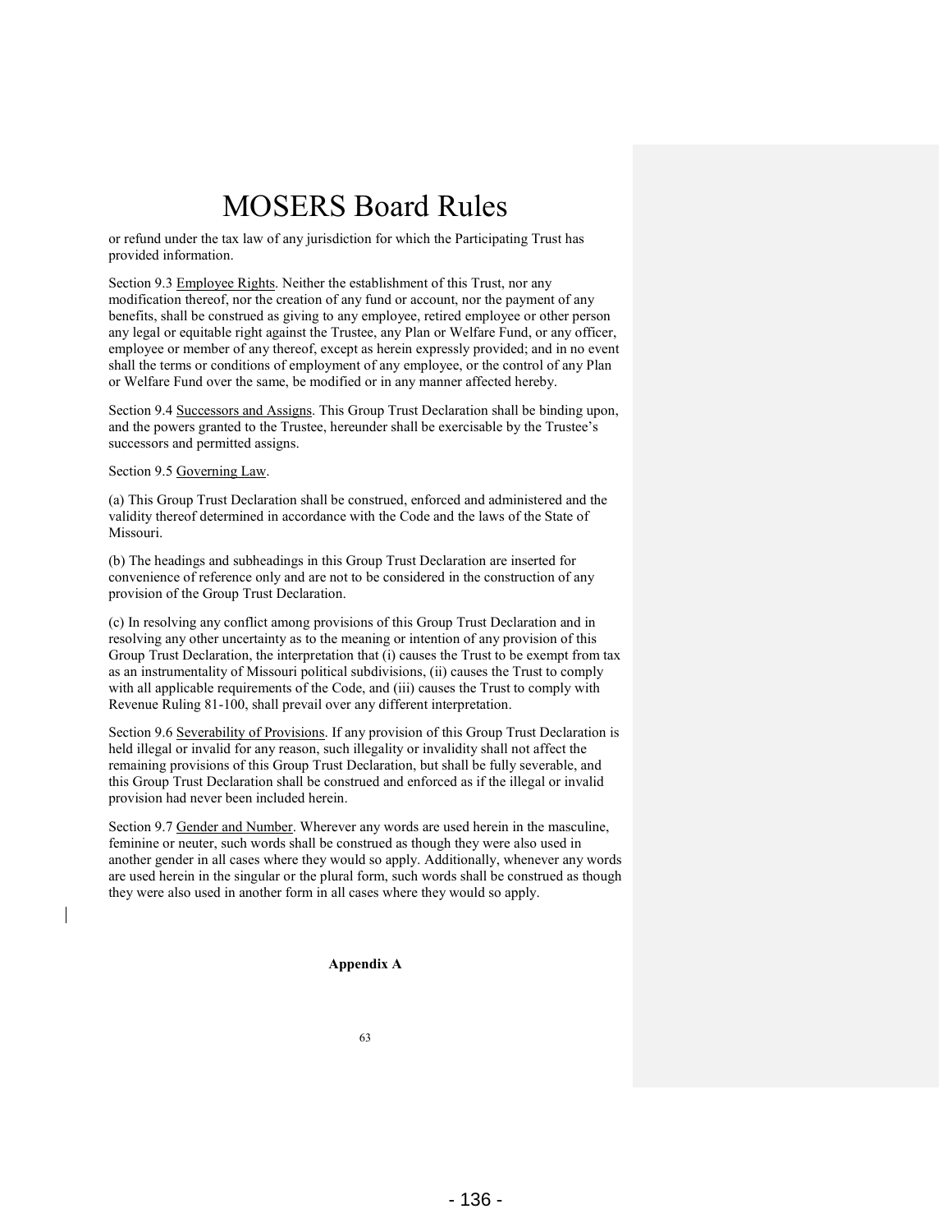or refund under the tax law of any jurisdiction for which the Participating Trust has provided information.

Section 9.3 Employee Rights. Neither the establishment of this Trust, nor any modification thereof, nor the creation of any fund or account, nor the payment of any benefits, shall be construed as giving to any employee, retired employee or other person any legal or equitable right against the Trustee, any Plan or Welfare Fund, or any officer, employee or member of any thereof, except as herein expressly provided; and in no event shall the terms or conditions of employment of any employee, or the control of any Plan or Welfare Fund over the same, be modified or in any manner affected hereby.

Section 9.4 Successors and Assigns. This Group Trust Declaration shall be binding upon, and the powers granted to the Trustee, hereunder shall be exercisable by the Trustee's successors and permitted assigns.

Section 9.5 Governing Law.

(a) This Group Trust Declaration shall be construed, enforced and administered and the validity thereof determined in accordance with the Code and the laws of the State of Missouri.

(b) The headings and subheadings in this Group Trust Declaration are inserted for convenience of reference only and are not to be considered in the construction of any provision of the Group Trust Declaration.

(c) In resolving any conflict among provisions of this Group Trust Declaration and in resolving any other uncertainty as to the meaning or intention of any provision of this Group Trust Declaration, the interpretation that (i) causes the Trust to be exempt from tax as an instrumentality of Missouri political subdivisions, (ii) causes the Trust to comply with all applicable requirements of the Code, and (iii) causes the Trust to comply with Revenue Ruling 81-100, shall prevail over any different interpretation.

Section 9.6 Severability of Provisions. If any provision of this Group Trust Declaration is held illegal or invalid for any reason, such illegality or invalidity shall not affect the remaining provisions of this Group Trust Declaration, but shall be fully severable, and this Group Trust Declaration shall be construed and enforced as if the illegal or invalid provision had never been included herein.

Section 9.7 Gender and Number. Wherever any words are used herein in the masculine, feminine or neuter, such words shall be construed as though they were also used in another gender in all cases where they would so apply. Additionally, whenever any words are used herein in the singular or the plural form, such words shall be construed as though they were also used in another form in all cases where they would so apply.

**Appendix A**